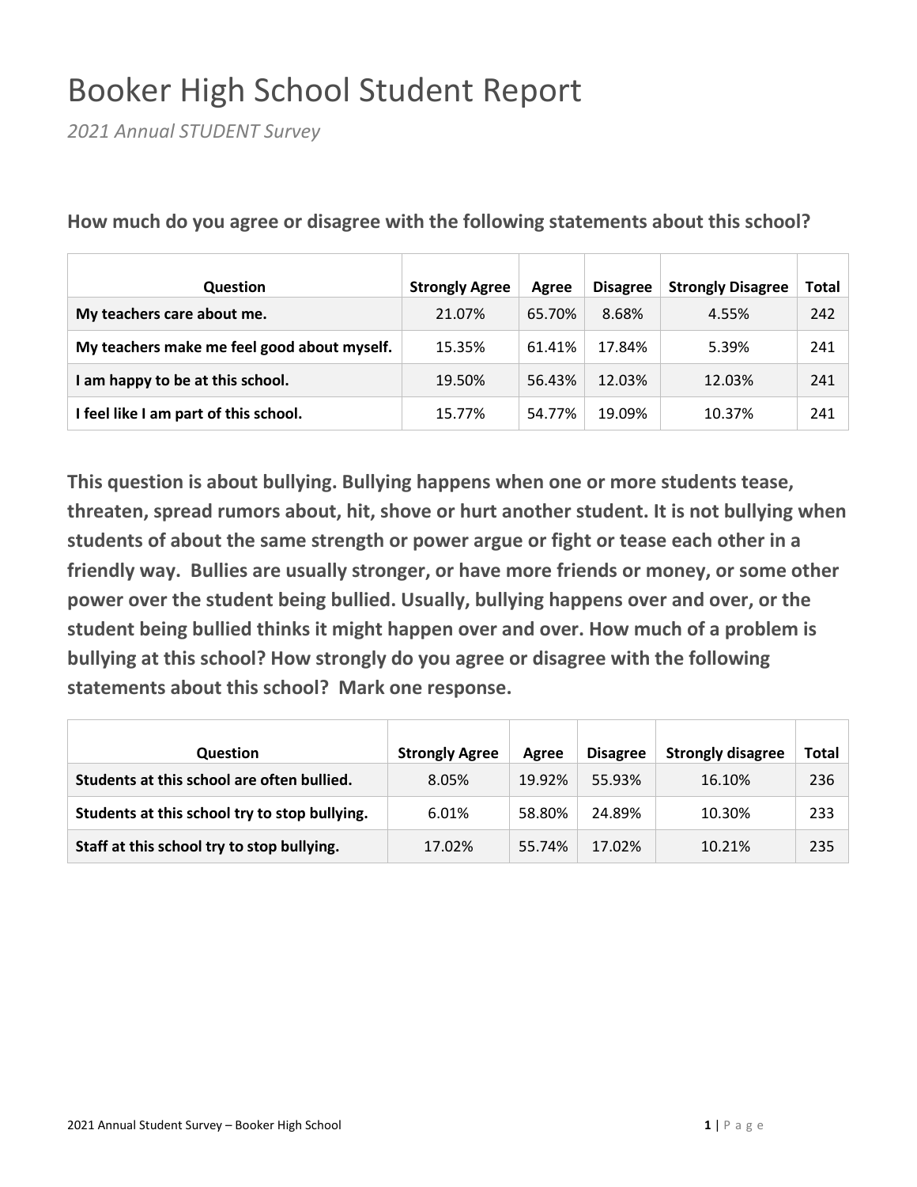# Booker High School Student Report

*2021 Annual STUDENT Survey*

**How much do you agree or disagree with the following statements about this school?**

| Question | Strongly Agree | Agree | Disagree | Strongly Disagree | Total |
|---|---|---|---|---|---|
| **My teachers care about me.** | 21.07% | 65.70% | 8.68% | 4.55% | 242 |
| **My teachers make me feel good about myself.** | 15.35% | 61.41% | 17.84% | 5.39% | 241 |
| **I am happy to be at this school.** | 19.50% | 56.43% | 12.03% | 12.03% | 241 |
| **I feel like I am part of this school.** | 15.77% | 54.77% | 19.09% | 10.37% | 241 |

**This question is about bullying. Bullying happens when one or more students tease, threaten, spread rumors about, hit, shove or hurt another student. It is not bullying when students of about the same strength or power argue or fight or tease each other in a friendly way. Bullies are usually stronger, or have more friends or money, or some other power over the student being bullied. Usually, bullying happens over and over, or the student being bullied thinks it might happen over and over. How much of a problem is bullying at this school? How strongly do you agree or disagree with the following statements about this school? Mark one response.**

| Question | Strongly Agree | Agree | Disagree | Strongly disagree | Total |
|---|---|---|---|---|---|
| **Students at this school are often bullied.** | 8.05% | 19.92% | 55.93% | 16.10% | 236 |
| **Students at this school try to stop bullying.** | 6.01% | 58.80% | 24.89% | 10.30% | 233 |
| **Staff at this school try to stop bullying.** | 17.02% | 55.74% | 17.02% | 10.21% | 235 |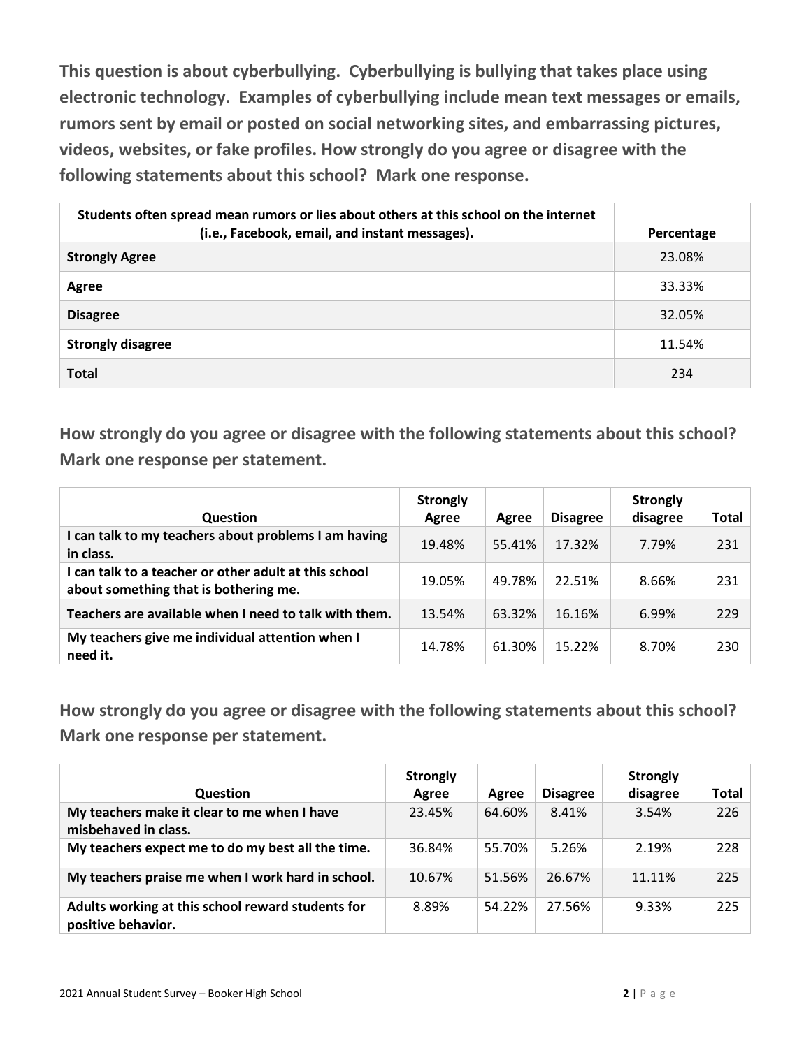**This question is about cyberbullying. Cyberbullying is bullying that takes place using electronic technology. Examples of cyberbullying include mean text messages or emails, rumors sent by email or posted on social networking sites, and embarrassing pictures, videos, websites, or fake profiles. How strongly do you agree or disagree with the following statements about this school? Mark one response.**

| Students often spread mean rumors or lies about others at this school on the internet (i.e., Facebook, email, and instant messages). | Percentage |
|---|---|
| **Strongly Agree** | 23.08% |
| **Agree** | 33.33% |
| **Disagree** | 32.05% |
| **Strongly disagree** | 11.54% |
| **Total** | 234 |

**How strongly do you agree or disagree with the following statements about this school? Mark one response per statement.**

| Question | Strongly Agree | Agree | Disagree | Strongly disagree | Total |
|---|---|---|---|---|---|
| **I can talk to my teachers about problems I am having in class.** | 19.48% | 55.41% | 17.32% | 7.79% | 231 |
| **I can talk to a teacher or other adult at this school about something that is bothering me.** | 19.05% | 49.78% | 22.51% | 8.66% | 231 |
| **Teachers are available when I need to talk with them.** | 13.54% | 63.32% | 16.16% | 6.99% | 229 |
| **My teachers give me individual attention when I need it.** | 14.78% | 61.30% | 15.22% | 8.70% | 230 |

**How strongly do you agree or disagree with the following statements about this school? Mark one response per statement.**

| Question | Strongly Agree | Agree | Disagree | Strongly disagree | Total |
|---|---|---|---|---|---|
| **My teachers make it clear to me when I have misbehaved in class.** | 23.45% | 64.60% | 8.41% | 3.54% | 226 |
| **My teachers expect me to do my best all the time.** | 36.84% | 55.70% | 5.26% | 2.19% | 228 |
| **My teachers praise me when I work hard in school.** | 10.67% | 51.56% | 26.67% | 11.11% | 225 |
| **Adults working at this school reward students for positive behavior.** | 8.89% | 54.22% | 27.56% | 9.33% | 225 |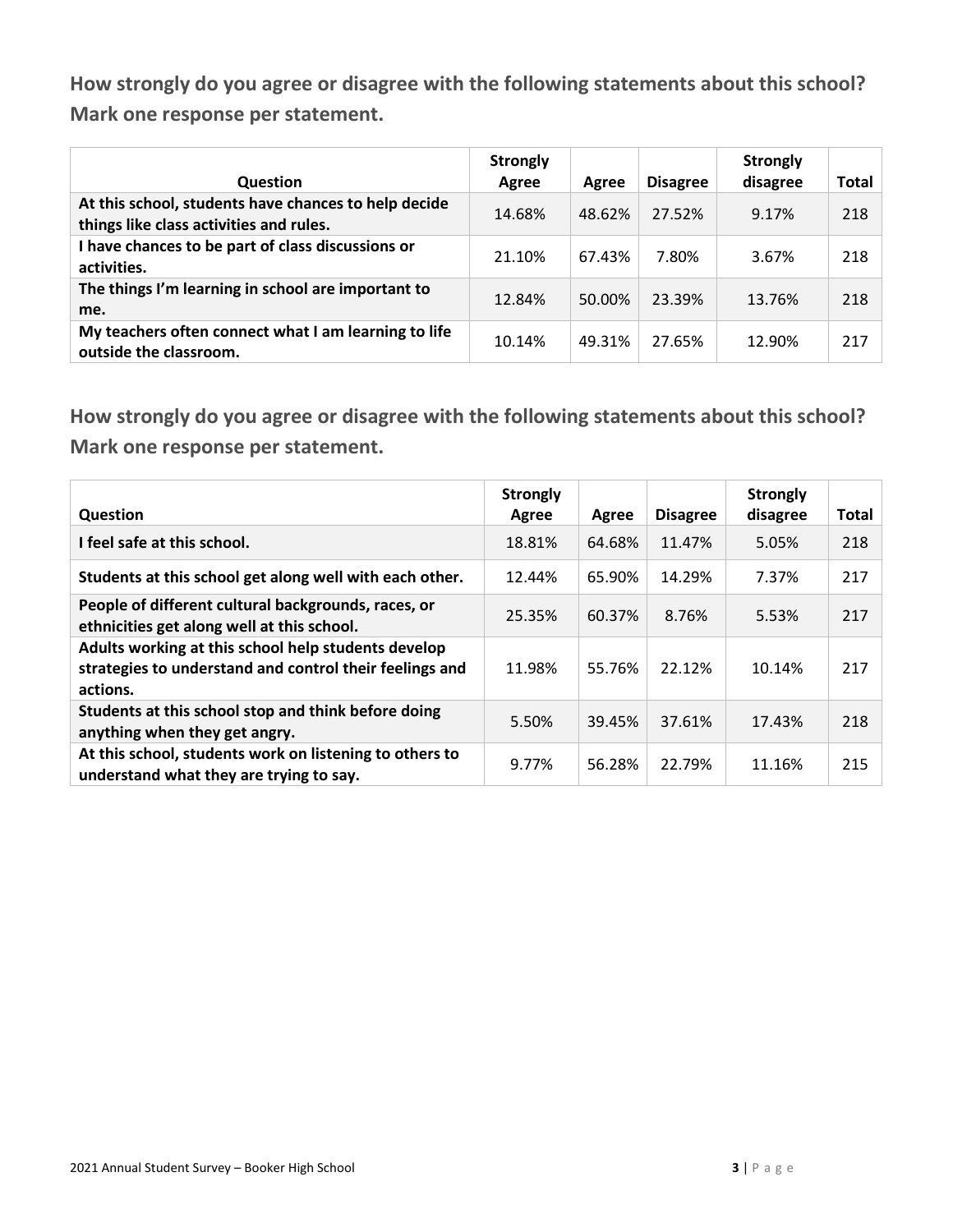**How strongly do you agree or disagree with the following statements about this school? Mark one response per statement.**

| Question | Strongly Agree | Agree | Disagree | Strongly disagree | Total |
|---|---|---|---|---|---|
| At this school, students have chances to help decide things like class activities and rules. | 14.68% | 48.62% | 27.52% | 9.17% | 218 |
| I have chances to be part of class discussions or activities. | 21.10% | 67.43% | 7.80% | 3.67% | 218 |
| The things I'm learning in school are important to me. | 12.84% | 50.00% | 23.39% | 13.76% | 218 |
| My teachers often connect what I am learning to life outside the classroom. | 10.14% | 49.31% | 27.65% | 12.90% | 217 |

**How strongly do you agree or disagree with the following statements about this school? Mark one response per statement.**

| Question | Strongly Agree | Agree | Disagree | Strongly disagree | Total |
|---|---|---|---|---|---|
| I feel safe at this school. | 18.81% | 64.68% | 11.47% | 5.05% | 218 |
| Students at this school get along well with each other. | 12.44% | 65.90% | 14.29% | 7.37% | 217 |
| People of different cultural backgrounds, races, or ethnicities get along well at this school. | 25.35% | 60.37% | 8.76% | 5.53% | 217 |
| Adults working at this school help students develop strategies to understand and control their feelings and actions. | 11.98% | 55.76% | 22.12% | 10.14% | 217 |
| Students at this school stop and think before doing anything when they get angry. | 5.50% | 39.45% | 37.61% | 17.43% | 218 |
| At this school, students work on listening to others to understand what they are trying to say. | 9.77% | 56.28% | 22.79% | 11.16% | 215 |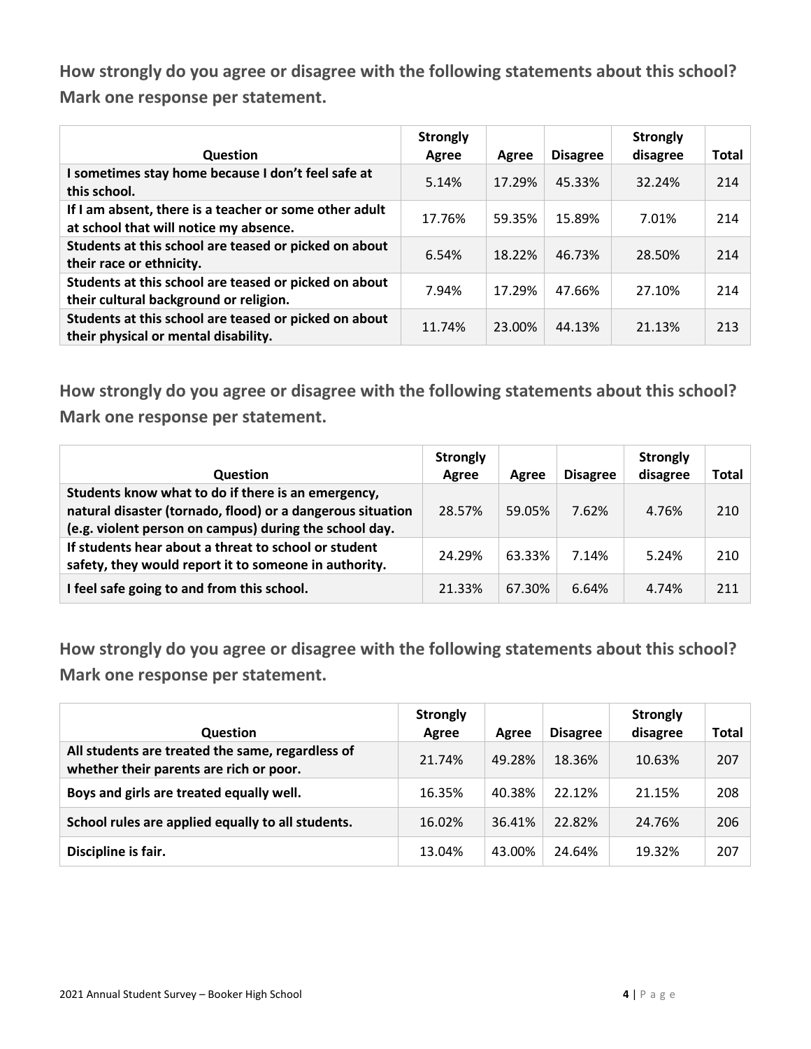**How strongly do you agree or disagree with the following statements about this school? Mark one response per statement.**

| Question | Strongly Agree | Agree | Disagree | Strongly disagree | Total |
|---|---|---|---|---|---|
| I sometimes stay home because I don't feel safe at this school. | 5.14% | 17.29% | 45.33% | 32.24% | 214 |
| If I am absent, there is a teacher or some other adult at school that will notice my absence. | 17.76% | 59.35% | 15.89% | 7.01% | 214 |
| Students at this school are teased or picked on about their race or ethnicity. | 6.54% | 18.22% | 46.73% | 28.50% | 214 |
| Students at this school are teased or picked on about their cultural background or religion. | 7.94% | 17.29% | 47.66% | 27.10% | 214 |
| Students at this school are teased or picked on about their physical or mental disability. | 11.74% | 23.00% | 44.13% | 21.13% | 213 |

**How strongly do you agree or disagree with the following statements about this school? Mark one response per statement.**

| Question | Strongly Agree | Agree | Disagree | Strongly disagree | Total |
|---|---|---|---|---|---|
| Students know what to do if there is an emergency, natural disaster (tornado, flood) or a dangerous situation (e.g. violent person on campus) during the school day. | 28.57% | 59.05% | 7.62% | 4.76% | 210 |
| If students hear about a threat to school or student safety, they would report it to someone in authority. | 24.29% | 63.33% | 7.14% | 5.24% | 210 |
| I feel safe going to and from this school. | 21.33% | 67.30% | 6.64% | 4.74% | 211 |

**How strongly do you agree or disagree with the following statements about this school? Mark one response per statement.**

| Question | Strongly Agree | Agree | Disagree | Strongly disagree | Total |
|---|---|---|---|---|---|
| All students are treated the same, regardless of whether their parents are rich or poor. | 21.74% | 49.28% | 18.36% | 10.63% | 207 |
| Boys and girls are treated equally well. | 16.35% | 40.38% | 22.12% | 21.15% | 208 |
| School rules are applied equally to all students. | 16.02% | 36.41% | 22.82% | 24.76% | 206 |
| Discipline is fair. | 13.04% | 43.00% | 24.64% | 19.32% | 207 |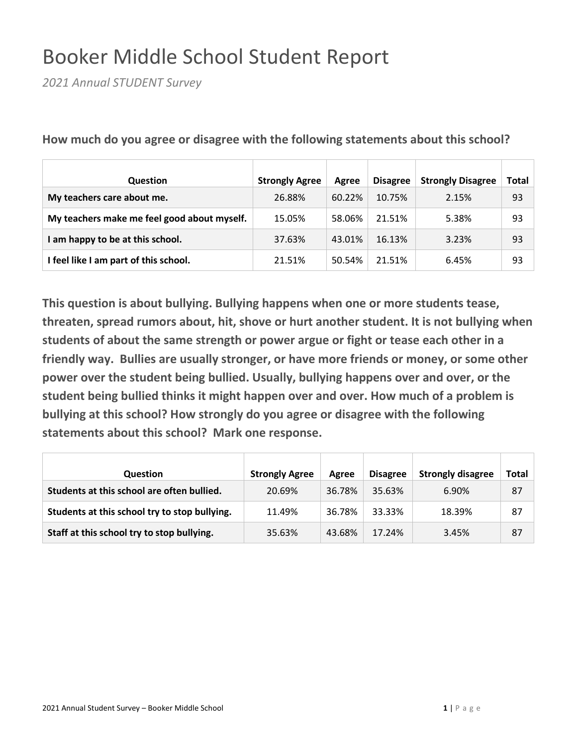# Booker Middle School Student Report

*2021 Annual STUDENT Survey*

**How much do you agree or disagree with the following statements about this school?**

| Question | Strongly Agree | Agree | Disagree | Strongly Disagree | Total |
|---|---|---|---|---|---|
| **My teachers care about me.** | 26.88% | 60.22% | 10.75% | 2.15% | 93 |
| **My teachers make me feel good about myself.** | 15.05% | 58.06% | 21.51% | 5.38% | 93 |
| **I am happy to be at this school.** | 37.63% | 43.01% | 16.13% | 3.23% | 93 |
| **I feel like I am part of this school.** | 21.51% | 50.54% | 21.51% | 6.45% | 93 |

**This question is about bullying. Bullying happens when one or more students tease, threaten, spread rumors about, hit, shove or hurt another student. It is not bullying when students of about the same strength or power argue or fight or tease each other in a friendly way. Bullies are usually stronger, or have more friends or money, or some other power over the student being bullied. Usually, bullying happens over and over, or the student being bullied thinks it might happen over and over. How much of a problem is bullying at this school? How strongly do you agree or disagree with the following statements about this school? Mark one response.**

| Question | Strongly Agree | Agree | Disagree | Strongly disagree | Total |
|---|---|---|---|---|---|
| **Students at this school are often bullied.** | 20.69% | 36.78% | 35.63% | 6.90% | 87 |
| **Students at this school try to stop bullying.** | 11.49% | 36.78% | 33.33% | 18.39% | 87 |
| **Staff at this school try to stop bullying.** | 35.63% | 43.68% | 17.24% | 3.45% | 87 |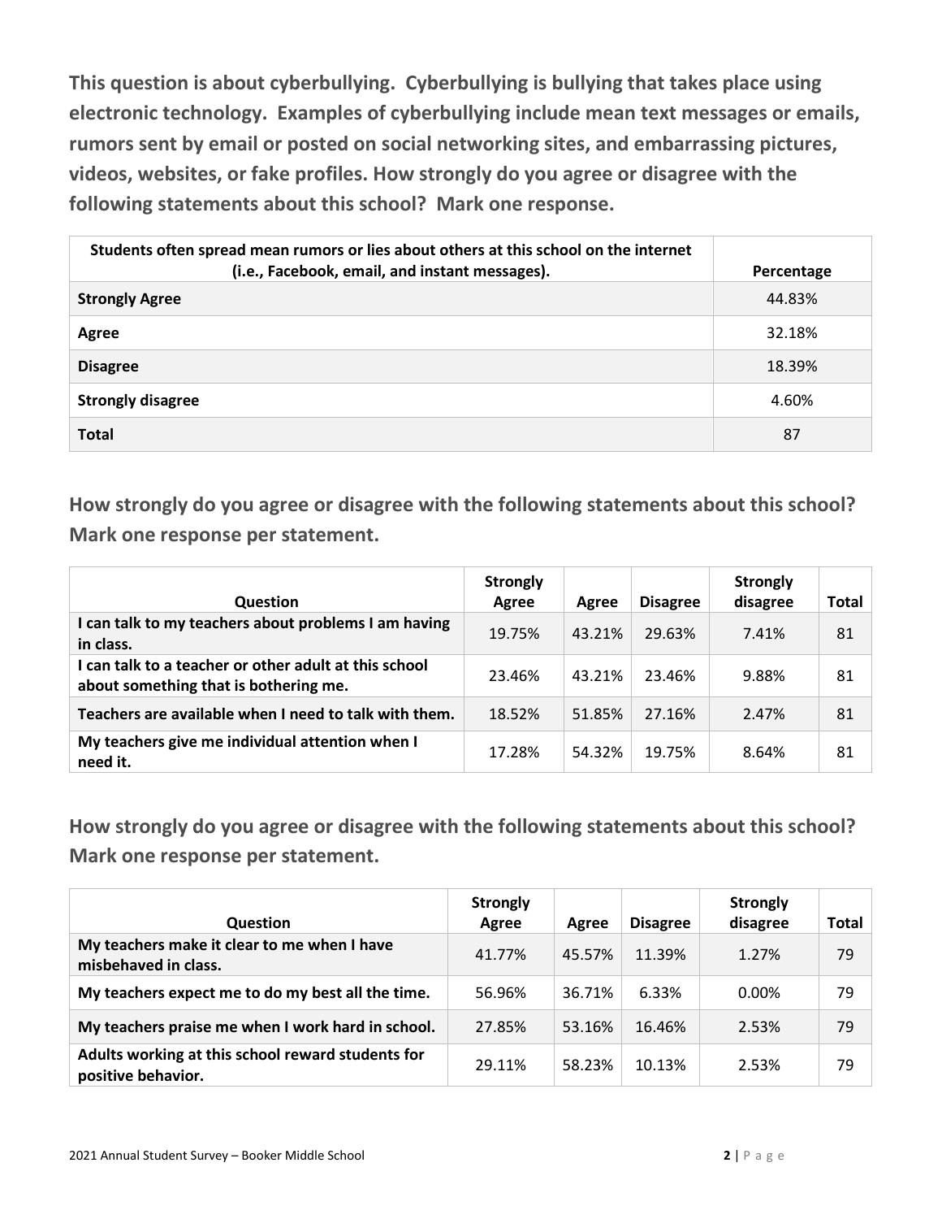**This question is about cyberbullying. Cyberbullying is bullying that takes place using electronic technology. Examples of cyberbullying include mean text messages or emails, rumors sent by email or posted on social networking sites, and embarrassing pictures, videos, websites, or fake profiles. How strongly do you agree or disagree with the following statements about this school? Mark one response.**

| Students often spread mean rumors or lies about others at this school on the internet (i.e., Facebook, email, and instant messages). | Percentage |
|---|---|
| **Strongly Agree** | 44.83% |
| **Agree** | 32.18% |
| **Disagree** | 18.39% |
| **Strongly disagree** | 4.60% |
| **Total** | 87 |

**How strongly do you agree or disagree with the following statements about this school? Mark one response per statement.**

| Question | Strongly Agree | Agree | Disagree | Strongly disagree | Total |
|---|---|---|---|---|---|
| **I can talk to my teachers about problems I am having in class.** | 19.75% | 43.21% | 29.63% | 7.41% | 81 |
| **I can talk to a teacher or other adult at this school about something that is bothering me.** | 23.46% | 43.21% | 23.46% | 9.88% | 81 |
| **Teachers are available when I need to talk with them.** | 18.52% | 51.85% | 27.16% | 2.47% | 81 |
| **My teachers give me individual attention when I need it.** | 17.28% | 54.32% | 19.75% | 8.64% | 81 |

**How strongly do you agree or disagree with the following statements about this school? Mark one response per statement.**

| Question | Strongly Agree | Agree | Disagree | Strongly disagree | Total |
|---|---|---|---|---|---|
| **My teachers make it clear to me when I have misbehaved in class.** | 41.77% | 45.57% | 11.39% | 1.27% | 79 |
| **My teachers expect me to do my best all the time.** | 56.96% | 36.71% | 6.33% | 0.00% | 79 |
| **My teachers praise me when I work hard in school.** | 27.85% | 53.16% | 16.46% | 2.53% | 79 |
| **Adults working at this school reward students for positive behavior.** | 29.11% | 58.23% | 10.13% | 2.53% | 79 |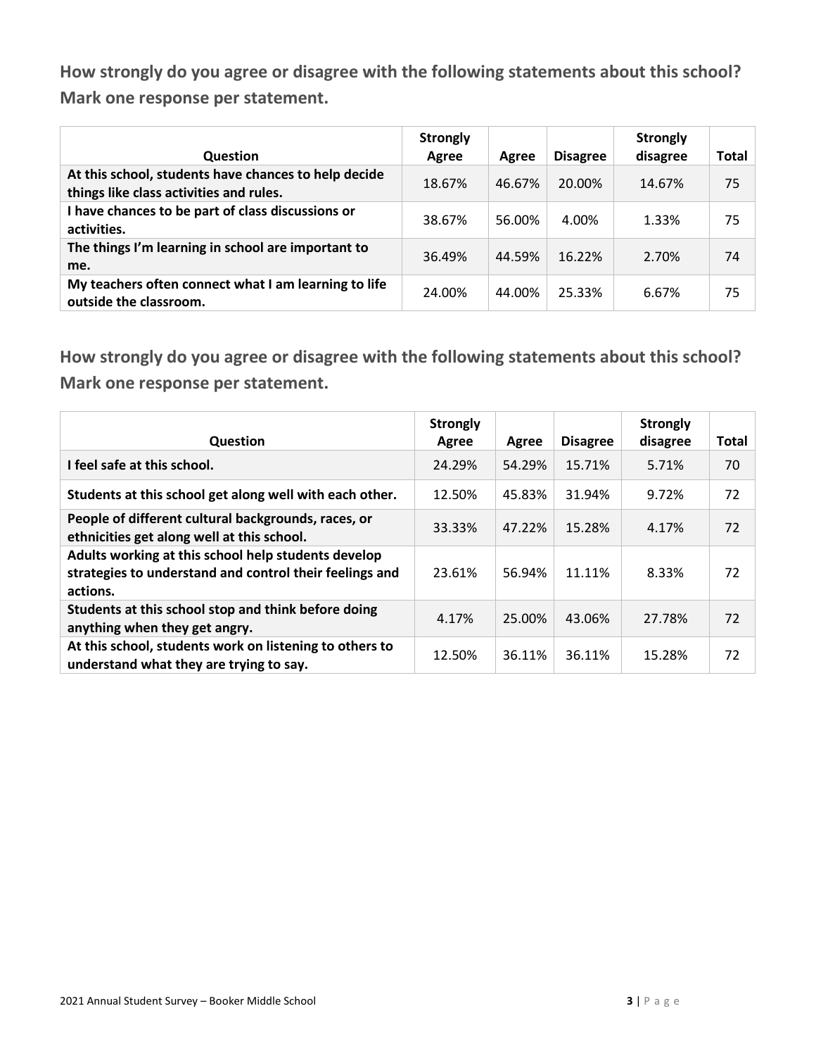**How strongly do you agree or disagree with the following statements about this school? Mark one response per statement.**

| Question | Strongly Agree | Agree | Disagree | Strongly disagree | Total |
|---|---|---|---|---|---|
| **At this school, students have chances to help decide things like class activities and rules.** | 18.67% | 46.67% | 20.00% | 14.67% | 75 |
| **I have chances to be part of class discussions or activities.** | 38.67% | 56.00% | 4.00% | 1.33% | 75 |
| **The things I'm learning in school are important to me.** | 36.49% | 44.59% | 16.22% | 2.70% | 74 |
| **My teachers often connect what I am learning to life outside the classroom.** | 24.00% | 44.00% | 25.33% | 6.67% | 75 |

**How strongly do you agree or disagree with the following statements about this school? Mark one response per statement.**

| Question | Strongly Agree | Agree | Disagree | Strongly disagree | Total |
|---|---|---|---|---|---|
| **I feel safe at this school.** | 24.29% | 54.29% | 15.71% | 5.71% | 70 |
| **Students at this school get along well with each other.** | 12.50% | 45.83% | 31.94% | 9.72% | 72 |
| **People of different cultural backgrounds, races, or ethnicities get along well at this school.** | 33.33% | 47.22% | 15.28% | 4.17% | 72 |
| **Adults working at this school help students develop strategies to understand and control their feelings and actions.** | 23.61% | 56.94% | 11.11% | 8.33% | 72 |
| **Students at this school stop and think before doing anything when they get angry.** | 4.17% | 25.00% | 43.06% | 27.78% | 72 |
| **At this school, students work on listening to others to understand what they are trying to say.** | 12.50% | 36.11% | 36.11% | 15.28% | 72 |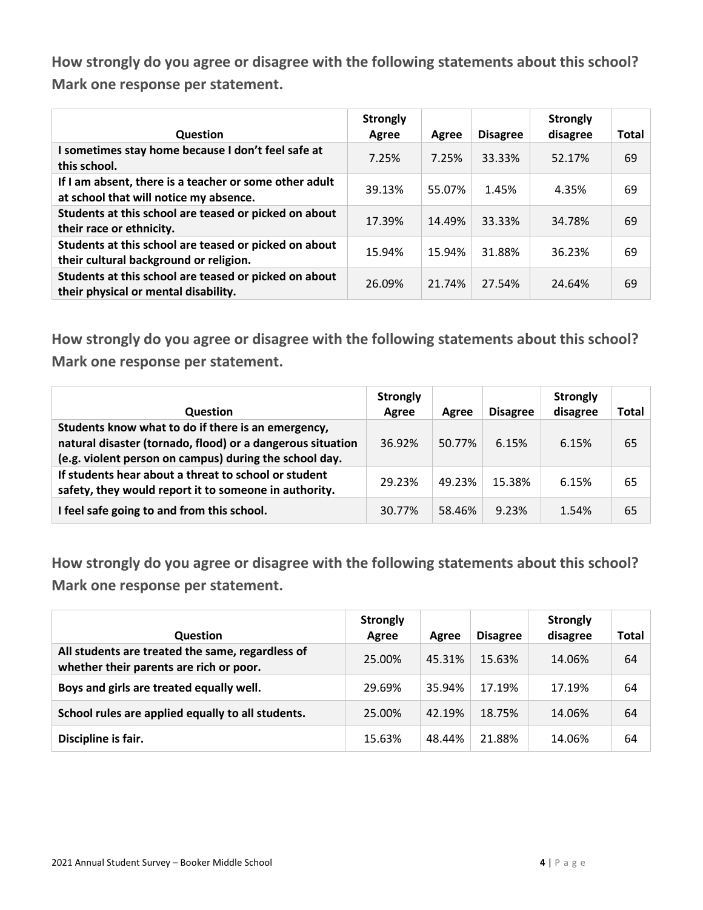**How strongly do you agree or disagree with the following statements about this school? Mark one response per statement.**

| Question | Strongly Agree | Agree | Disagree | Strongly disagree | Total |
|---|---|---|---|---|---|
| I sometimes stay home because I don't feel safe at this school. | 7.25% | 7.25% | 33.33% | 52.17% | 69 |
| If I am absent, there is a teacher or some other adult at school that will notice my absence. | 39.13% | 55.07% | 1.45% | 4.35% | 69 |
| Students at this school are teased or picked on about their race or ethnicity. | 17.39% | 14.49% | 33.33% | 34.78% | 69 |
| Students at this school are teased or picked on about their cultural background or religion. | 15.94% | 15.94% | 31.88% | 36.23% | 69 |
| Students at this school are teased or picked on about their physical or mental disability. | 26.09% | 21.74% | 27.54% | 24.64% | 69 |

**How strongly do you agree or disagree with the following statements about this school? Mark one response per statement.**

| Question | Strongly Agree | Agree | Disagree | Strongly disagree | Total |
|---|---|---|---|---|---|
| Students know what to do if there is an emergency, natural disaster (tornado, flood) or a dangerous situation (e.g. violent person on campus) during the school day. | 36.92% | 50.77% | 6.15% | 6.15% | 65 |
| If students hear about a threat to school or student safety, they would report it to someone in authority. | 29.23% | 49.23% | 15.38% | 6.15% | 65 |
| I feel safe going to and from this school. | 30.77% | 58.46% | 9.23% | 1.54% | 65 |

**How strongly do you agree or disagree with the following statements about this school? Mark one response per statement.**

| Question | Strongly Agree | Agree | Disagree | Strongly disagree | Total |
|---|---|---|---|---|---|
| All students are treated the same, regardless of whether their parents are rich or poor. | 25.00% | 45.31% | 15.63% | 14.06% | 64 |
| Boys and girls are treated equally well. | 29.69% | 35.94% | 17.19% | 17.19% | 64 |
| School rules are applied equally to all students. | 25.00% | 42.19% | 18.75% | 14.06% | 64 |
| Discipline is fair. | 15.63% | 48.44% | 21.88% | 14.06% | 64 |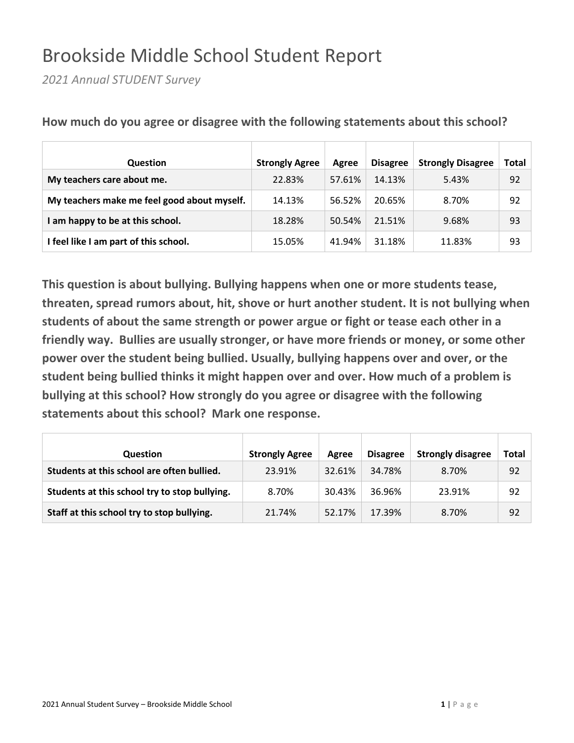# Brookside Middle School Student Report

*2021 Annual STUDENT Survey*

**How much do you agree or disagree with the following statements about this school?**

| Question | Strongly Agree | Agree | Disagree | Strongly Disagree | Total |
|---|---|---|---|---|---|
| **My teachers care about me.** | 22.83% | 57.61% | 14.13% | 5.43% | 92 |
| **My teachers make me feel good about myself.** | 14.13% | 56.52% | 20.65% | 8.70% | 92 |
| **I am happy to be at this school.** | 18.28% | 50.54% | 21.51% | 9.68% | 93 |
| **I feel like I am part of this school.** | 15.05% | 41.94% | 31.18% | 11.83% | 93 |

**This question is about bullying. Bullying happens when one or more students tease, threaten, spread rumors about, hit, shove or hurt another student. It is not bullying when students of about the same strength or power argue or fight or tease each other in a friendly way. Bullies are usually stronger, or have more friends or money, or some other power over the student being bullied. Usually, bullying happens over and over, or the student being bullied thinks it might happen over and over. How much of a problem is bullying at this school? How strongly do you agree or disagree with the following statements about this school? Mark one response.**

| Question | Strongly Agree | Agree | Disagree | Strongly disagree | Total |
|---|---|---|---|---|---|
| **Students at this school are often bullied.** | 23.91% | 32.61% | 34.78% | 8.70% | 92 |
| **Students at this school try to stop bullying.** | 8.70% | 30.43% | 36.96% | 23.91% | 92 |
| **Staff at this school try to stop bullying.** | 21.74% | 52.17% | 17.39% | 8.70% | 92 |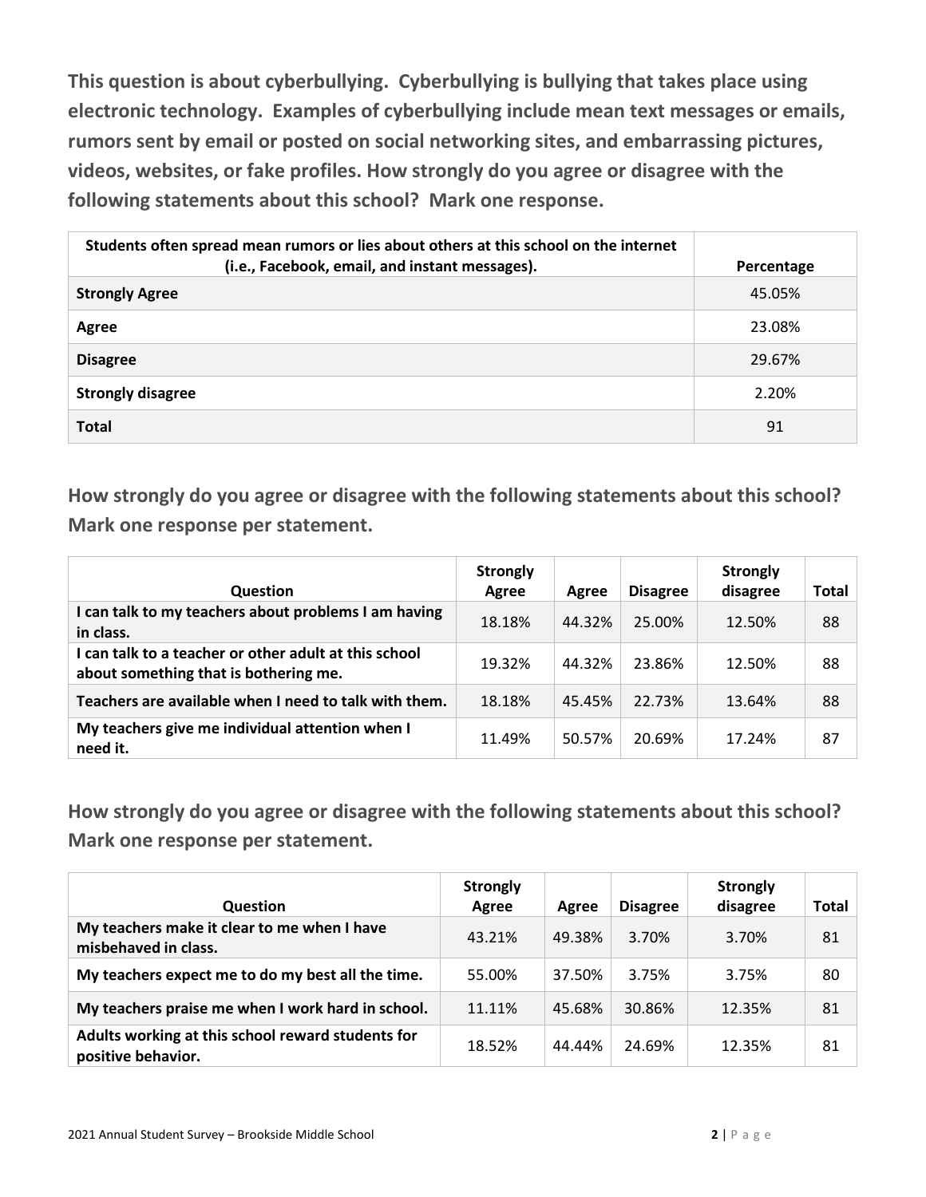**This question is about cyberbullying. Cyberbullying is bullying that takes place using electronic technology. Examples of cyberbullying include mean text messages or emails, rumors sent by email or posted on social networking sites, and embarrassing pictures, videos, websites, or fake profiles. How strongly do you agree or disagree with the following statements about this school? Mark one response.**

| Students often spread mean rumors or lies about others at this school on the internet (i.e., Facebook, email, and instant messages). | Percentage |
|---|---|
| **Strongly Agree** | 45.05% |
| **Agree** | 23.08% |
| **Disagree** | 29.67% |
| **Strongly disagree** | 2.20% |
| **Total** | 91 |

**How strongly do you agree or disagree with the following statements about this school? Mark one response per statement.**

| Question | Strongly Agree | Agree | Disagree | Strongly disagree | Total |
|---|---|---|---|---|---|
| **I can talk to my teachers about problems I am having in class.** | 18.18% | 44.32% | 25.00% | 12.50% | 88 |
| **I can talk to a teacher or other adult at this school about something that is bothering me.** | 19.32% | 44.32% | 23.86% | 12.50% | 88 |
| **Teachers are available when I need to talk with them.** | 18.18% | 45.45% | 22.73% | 13.64% | 88 |
| **My teachers give me individual attention when I need it.** | 11.49% | 50.57% | 20.69% | 17.24% | 87 |

**How strongly do you agree or disagree with the following statements about this school? Mark one response per statement.**

| Question | Strongly Agree | Agree | Disagree | Strongly disagree | Total |
|---|---|---|---|---|---|
| **My teachers make it clear to me when I have misbehaved in class.** | 43.21% | 49.38% | 3.70% | 3.70% | 81 |
| **My teachers expect me to do my best all the time.** | 55.00% | 37.50% | 3.75% | 3.75% | 80 |
| **My teachers praise me when I work hard in school.** | 11.11% | 45.68% | 30.86% | 12.35% | 81 |
| **Adults working at this school reward students for positive behavior.** | 18.52% | 44.44% | 24.69% | 12.35% | 81 |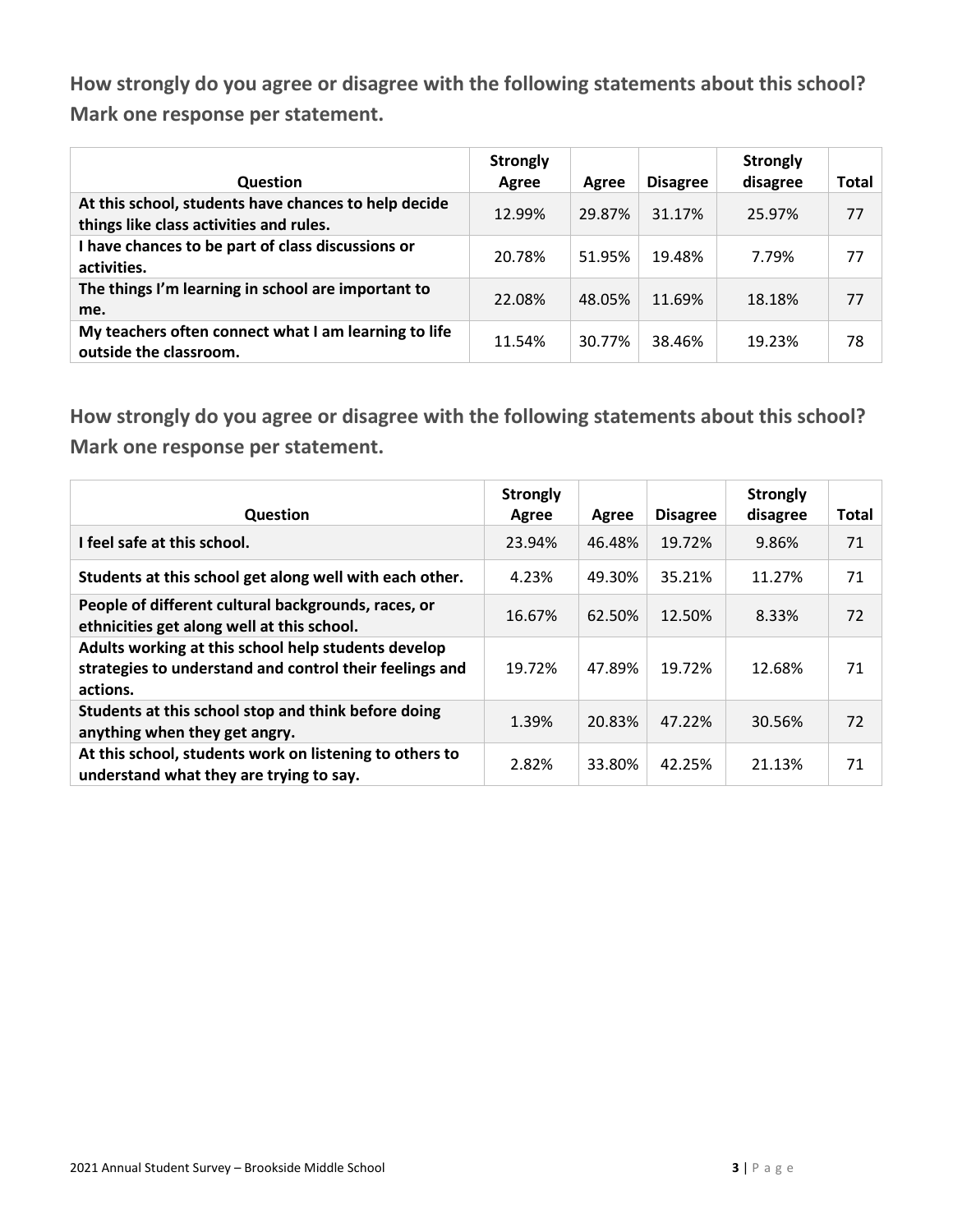**How strongly do you agree or disagree with the following statements about this school? Mark one response per statement.**

| Question | Strongly Agree | Agree | Disagree | Strongly disagree | Total |
|---|---|---|---|---|---|
| **At this school, students have chances to help decide things like class activities and rules.** | 12.99% | 29.87% | 31.17% | 25.97% | 77 |
| **I have chances to be part of class discussions or activities.** | 20.78% | 51.95% | 19.48% | 7.79% | 77 |
| **The things I'm learning in school are important to me.** | 22.08% | 48.05% | 11.69% | 18.18% | 77 |
| **My teachers often connect what I am learning to life outside the classroom.** | 11.54% | 30.77% | 38.46% | 19.23% | 78 |

**How strongly do you agree or disagree with the following statements about this school? Mark one response per statement.**

| Question | Strongly Agree | Agree | Disagree | Strongly disagree | Total |
|---|---|---|---|---|---|
| **I feel safe at this school.** | 23.94% | 46.48% | 19.72% | 9.86% | 71 |
| **Students at this school get along well with each other.** | 4.23% | 49.30% | 35.21% | 11.27% | 71 |
| **People of different cultural backgrounds, races, or ethnicities get along well at this school.** | 16.67% | 62.50% | 12.50% | 8.33% | 72 |
| **Adults working at this school help students develop strategies to understand and control their feelings and actions.** | 19.72% | 47.89% | 19.72% | 12.68% | 71 |
| **Students at this school stop and think before doing anything when they get angry.** | 1.39% | 20.83% | 47.22% | 30.56% | 72 |
| **At this school, students work on listening to others to understand what they are trying to say.** | 2.82% | 33.80% | 42.25% | 21.13% | 71 |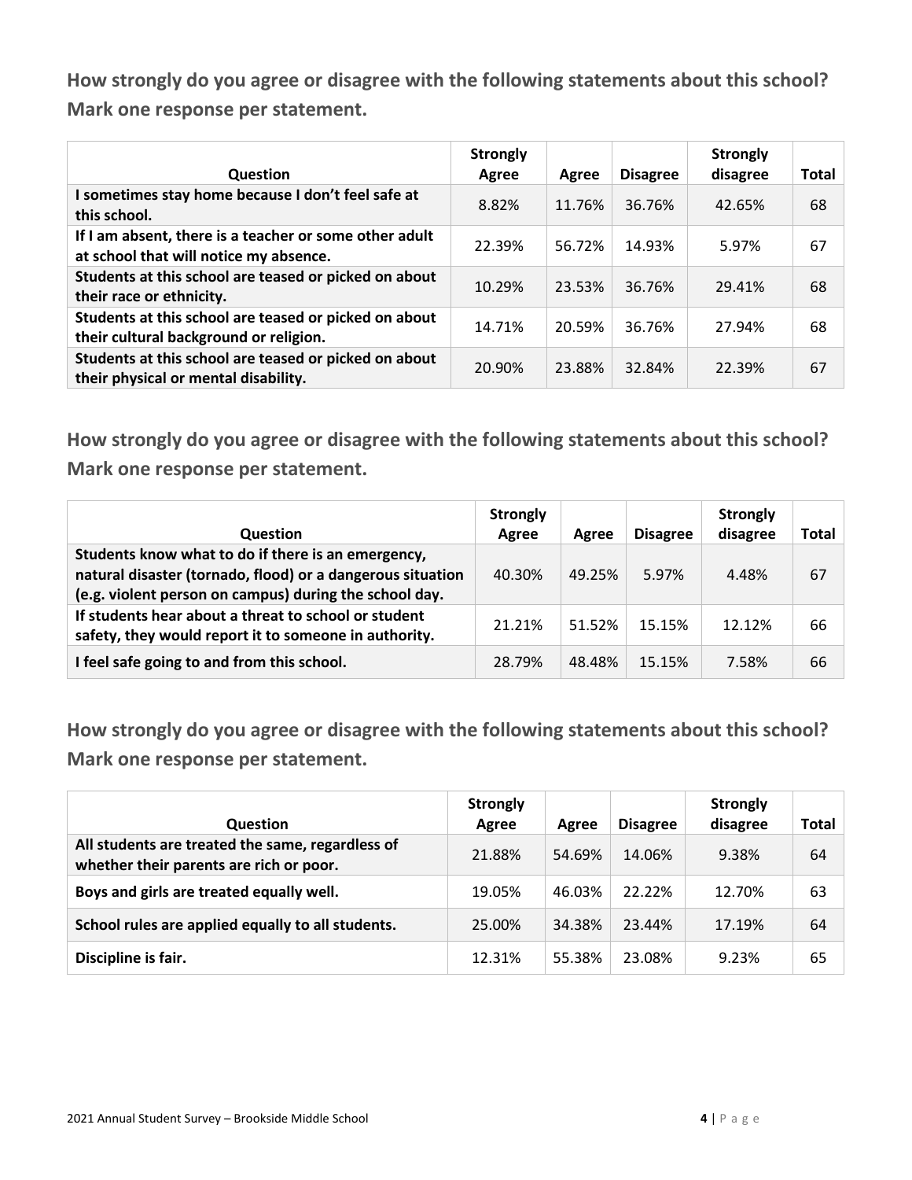**How strongly do you agree or disagree with the following statements about this school? Mark one response per statement.**

| Question | Strongly Agree | Agree | Disagree | Strongly disagree | Total |
|---|---|---|---|---|---|
| I sometimes stay home because I don't feel safe at this school. | 8.82% | 11.76% | 36.76% | 42.65% | 68 |
| If I am absent, there is a teacher or some other adult at school that will notice my absence. | 22.39% | 56.72% | 14.93% | 5.97% | 67 |
| Students at this school are teased or picked on about their race or ethnicity. | 10.29% | 23.53% | 36.76% | 29.41% | 68 |
| Students at this school are teased or picked on about their cultural background or religion. | 14.71% | 20.59% | 36.76% | 27.94% | 68 |
| Students at this school are teased or picked on about their physical or mental disability. | 20.90% | 23.88% | 32.84% | 22.39% | 67 |

**How strongly do you agree or disagree with the following statements about this school? Mark one response per statement.**

| Question | Strongly Agree | Agree | Disagree | Strongly disagree | Total |
|---|---|---|---|---|---|
| Students know what to do if there is an emergency, natural disaster (tornado, flood) or a dangerous situation (e.g. violent person on campus) during the school day. | 40.30% | 49.25% | 5.97% | 4.48% | 67 |
| If students hear about a threat to school or student safety, they would report it to someone in authority. | 21.21% | 51.52% | 15.15% | 12.12% | 66 |
| I feel safe going to and from this school. | 28.79% | 48.48% | 15.15% | 7.58% | 66 |

**How strongly do you agree or disagree with the following statements about this school? Mark one response per statement.**

| Question | Strongly Agree | Agree | Disagree | Strongly disagree | Total |
|---|---|---|---|---|---|
| All students are treated the same, regardless of whether their parents are rich or poor. | 21.88% | 54.69% | 14.06% | 9.38% | 64 |
| Boys and girls are treated equally well. | 19.05% | 46.03% | 22.22% | 12.70% | 63 |
| School rules are applied equally to all students. | 25.00% | 34.38% | 23.44% | 17.19% | 64 |
| Discipline is fair. | 12.31% | 55.38% | 23.08% | 9.23% | 65 |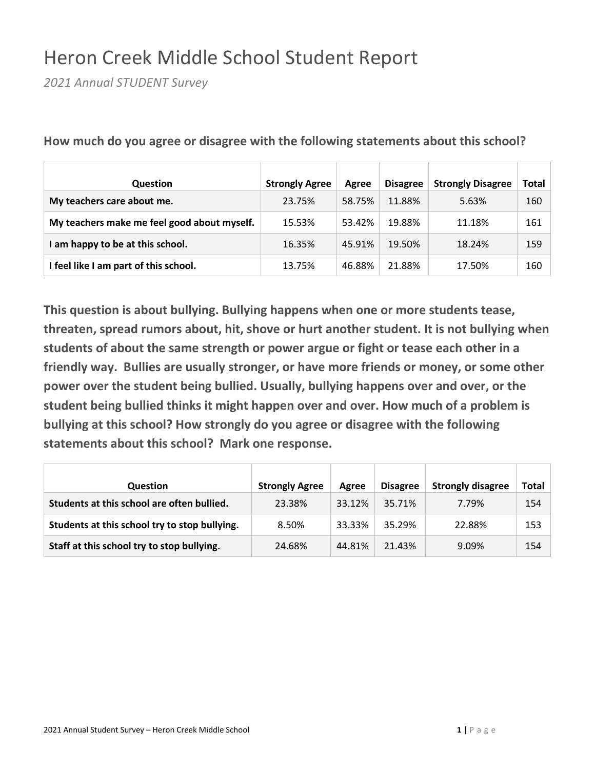# Heron Creek Middle School Student Report

*2021 Annual STUDENT Survey*

**How much do you agree or disagree with the following statements about this school?**

| Question | Strongly Agree | Agree | Disagree | Strongly Disagree | Total |
|---|---|---|---|---|---|
| **My teachers care about me.** | 23.75% | 58.75% | 11.88% | 5.63% | 160 |
| **My teachers make me feel good about myself.** | 15.53% | 53.42% | 19.88% | 11.18% | 161 |
| **I am happy to be at this school.** | 16.35% | 45.91% | 19.50% | 18.24% | 159 |
| **I feel like I am part of this school.** | 13.75% | 46.88% | 21.88% | 17.50% | 160 |

**This question is about bullying. Bullying happens when one or more students tease, threaten, spread rumors about, hit, shove or hurt another student. It is not bullying when students of about the same strength or power argue or fight or tease each other in a friendly way. Bullies are usually stronger, or have more friends or money, or some other power over the student being bullied. Usually, bullying happens over and over, or the student being bullied thinks it might happen over and over. How much of a problem is bullying at this school? How strongly do you agree or disagree with the following statements about this school? Mark one response.**

| Question | Strongly Agree | Agree | Disagree | Strongly disagree | Total |
|---|---|---|---|---|---|
| **Students at this school are often bullied.** | 23.38% | 33.12% | 35.71% | 7.79% | 154 |
| **Students at this school try to stop bullying.** | 8.50% | 33.33% | 35.29% | 22.88% | 153 |
| **Staff at this school try to stop bullying.** | 24.68% | 44.81% | 21.43% | 9.09% | 154 |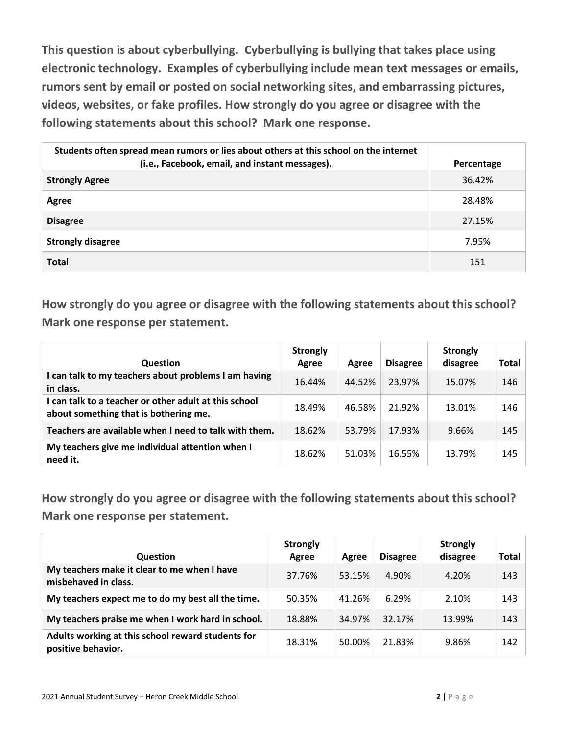**This question is about cyberbullying. Cyberbullying is bullying that takes place using electronic technology. Examples of cyberbullying include mean text messages or emails, rumors sent by email or posted on social networking sites, and embarrassing pictures, videos, websites, or fake profiles. How strongly do you agree or disagree with the following statements about this school? Mark one response.**

| Students often spread mean rumors or lies about others at this school on the internet (i.e., Facebook, email, and instant messages). | Percentage |
|---|---|
| **Strongly Agree** | 36.42% |
| **Agree** | 28.48% |
| **Disagree** | 27.15% |
| **Strongly disagree** | 7.95% |
| **Total** | 151 |

**How strongly do you agree or disagree with the following statements about this school? Mark one response per statement.**

| Question | Strongly Agree | Agree | Disagree | Strongly disagree | Total |
|---|---|---|---|---|---|
| I can talk to my teachers about problems I am having in class. | 16.44% | 44.52% | 23.97% | 15.07% | 146 |
| I can talk to a teacher or other adult at this school about something that is bothering me. | 18.49% | 46.58% | 21.92% | 13.01% | 146 |
| Teachers are available when I need to talk with them. | 18.62% | 53.79% | 17.93% | 9.66% | 145 |
| My teachers give me individual attention when I need it. | 18.62% | 51.03% | 16.55% | 13.79% | 145 |

**How strongly do you agree or disagree with the following statements about this school? Mark one response per statement.**

| Question | Strongly Agree | Agree | Disagree | Strongly disagree | Total |
|---|---|---|---|---|---|
| My teachers make it clear to me when I have misbehaved in class. | 37.76% | 53.15% | 4.90% | 4.20% | 143 |
| My teachers expect me to do my best all the time. | 50.35% | 41.26% | 6.29% | 2.10% | 143 |
| My teachers praise me when I work hard in school. | 18.88% | 34.97% | 32.17% | 13.99% | 143 |
| Adults working at this school reward students for positive behavior. | 18.31% | 50.00% | 21.83% | 9.86% | 142 |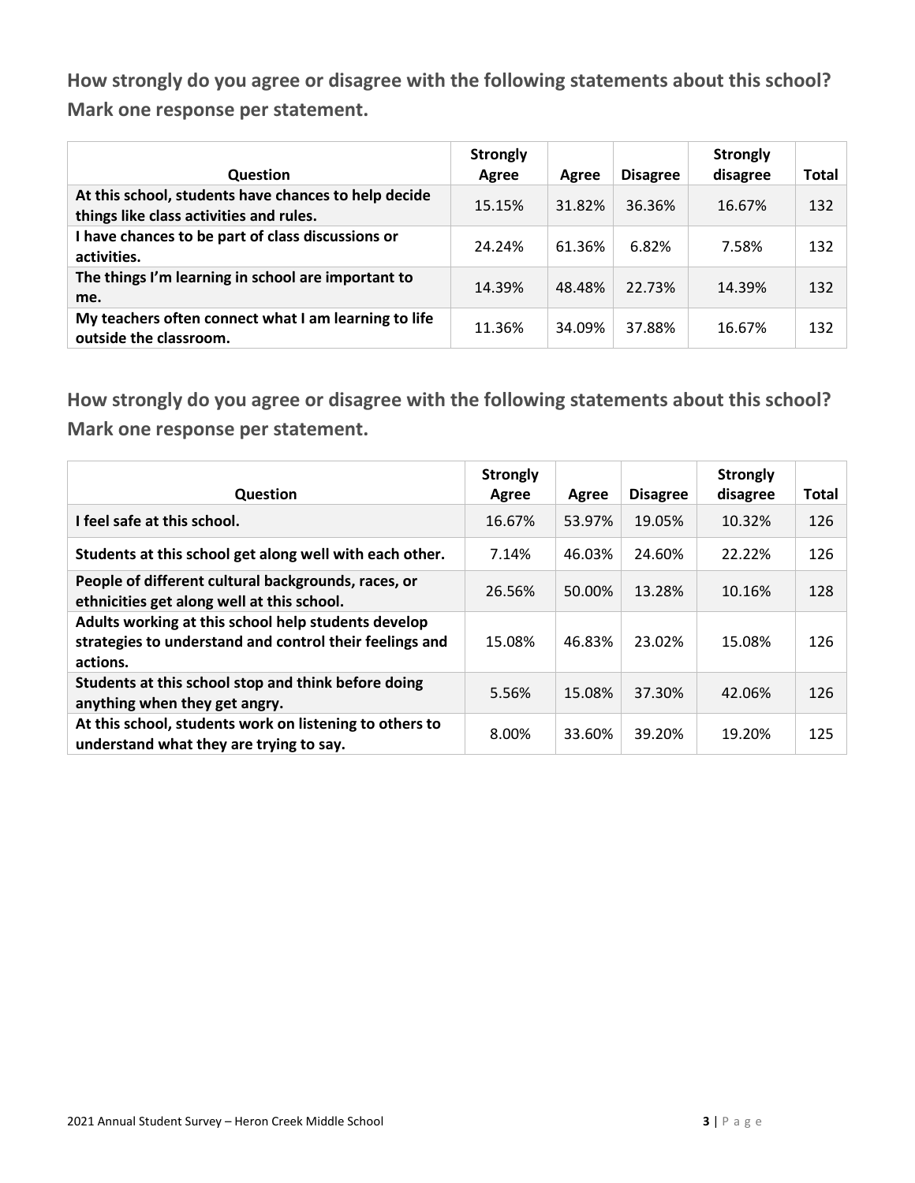**How strongly do you agree or disagree with the following statements about this school? Mark one response per statement.**

| Question | Strongly Agree | Agree | Disagree | Strongly disagree | Total |
|---|---|---|---|---|---|
| **At this school, students have chances to help decide things like class activities and rules.** | 15.15% | 31.82% | 36.36% | 16.67% | 132 |
| **I have chances to be part of class discussions or activities.** | 24.24% | 61.36% | 6.82% | 7.58% | 132 |
| **The things I'm learning in school are important to me.** | 14.39% | 48.48% | 22.73% | 14.39% | 132 |
| **My teachers often connect what I am learning to life outside the classroom.** | 11.36% | 34.09% | 37.88% | 16.67% | 132 |

**How strongly do you agree or disagree with the following statements about this school? Mark one response per statement.**

| Question | Strongly Agree | Agree | Disagree | Strongly disagree | Total |
|---|---|---|---|---|---|
| **I feel safe at this school.** | 16.67% | 53.97% | 19.05% | 10.32% | 126 |
| **Students at this school get along well with each other.** | 7.14% | 46.03% | 24.60% | 22.22% | 126 |
| **People of different cultural backgrounds, races, or ethnicities get along well at this school.** | 26.56% | 50.00% | 13.28% | 10.16% | 128 |
| **Adults working at this school help students develop strategies to understand and control their feelings and actions.** | 15.08% | 46.83% | 23.02% | 15.08% | 126 |
| **Students at this school stop and think before doing anything when they get angry.** | 5.56% | 15.08% | 37.30% | 42.06% | 126 |
| **At this school, students work on listening to others to understand what they are trying to say.** | 8.00% | 33.60% | 39.20% | 19.20% | 125 |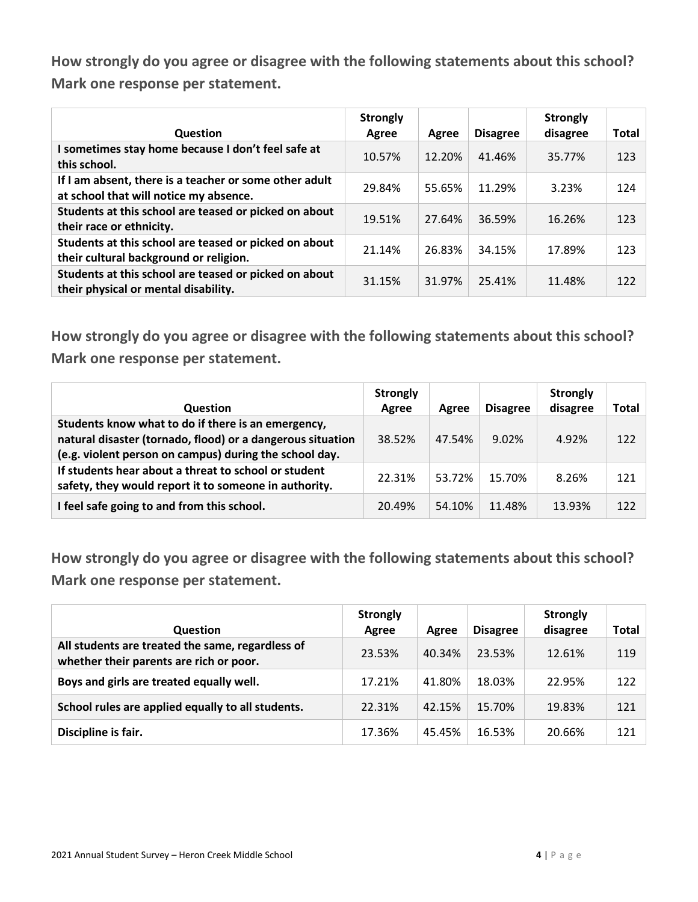**How strongly do you agree or disagree with the following statements about this school? Mark one response per statement.**

| Question | Strongly Agree | Agree | Disagree | Strongly disagree | Total |
| --- | --- | --- | --- | --- | --- |
| I sometimes stay home because I don't feel safe at this school. | 10.57% | 12.20% | 41.46% | 35.77% | 123 |
| If I am absent, there is a teacher or some other adult at school that will notice my absence. | 29.84% | 55.65% | 11.29% | 3.23% | 124 |
| Students at this school are teased or picked on about their race or ethnicity. | 19.51% | 27.64% | 36.59% | 16.26% | 123 |
| Students at this school are teased or picked on about their cultural background or religion. | 21.14% | 26.83% | 34.15% | 17.89% | 123 |
| Students at this school are teased or picked on about their physical or mental disability. | 31.15% | 31.97% | 25.41% | 11.48% | 122 |

**How strongly do you agree or disagree with the following statements about this school? Mark one response per statement.**

| Question | Strongly Agree | Agree | Disagree | Strongly disagree | Total |
| --- | --- | --- | --- | --- | --- |
| Students know what to do if there is an emergency, natural disaster (tornado, flood) or a dangerous situation (e.g. violent person on campus) during the school day. | 38.52% | 47.54% | 9.02% | 4.92% | 122 |
| If students hear about a threat to school or student safety, they would report it to someone in authority. | 22.31% | 53.72% | 15.70% | 8.26% | 121 |
| I feel safe going to and from this school. | 20.49% | 54.10% | 11.48% | 13.93% | 122 |

**How strongly do you agree or disagree with the following statements about this school? Mark one response per statement.**

| Question | Strongly Agree | Agree | Disagree | Strongly disagree | Total |
| --- | --- | --- | --- | --- | --- |
| All students are treated the same, regardless of whether their parents are rich or poor. | 23.53% | 40.34% | 23.53% | 12.61% | 119 |
| Boys and girls are treated equally well. | 17.21% | 41.80% | 18.03% | 22.95% | 122 |
| School rules are applied equally to all students. | 22.31% | 42.15% | 15.70% | 19.83% | 121 |
| Discipline is fair. | 17.36% | 45.45% | 16.53% | 20.66% | 121 |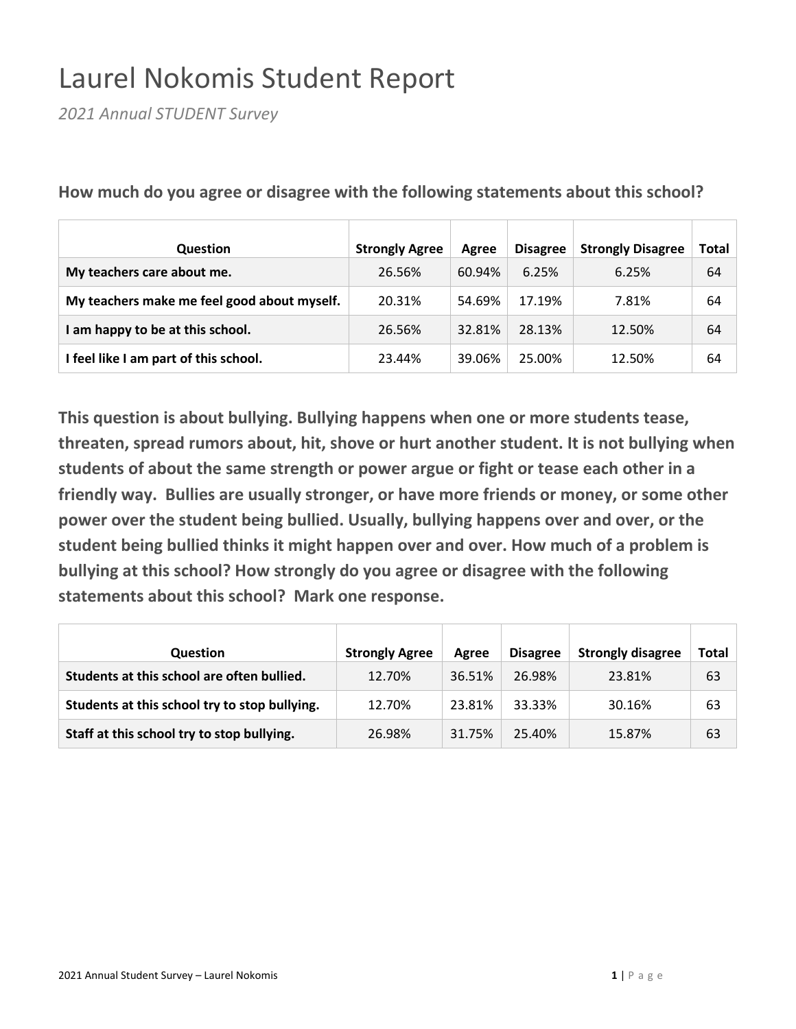# Laurel Nokomis Student Report

*2021 Annual STUDENT Survey*

**How much do you agree or disagree with the following statements about this school?**

| Question | Strongly Agree | Agree | Disagree | Strongly Disagree | Total |
|---|---|---|---|---|---|
| **My teachers care about me.** | 26.56% | 60.94% | 6.25% | 6.25% | 64 |
| **My teachers make me feel good about myself.** | 20.31% | 54.69% | 17.19% | 7.81% | 64 |
| **I am happy to be at this school.** | 26.56% | 32.81% | 28.13% | 12.50% | 64 |
| **I feel like I am part of this school.** | 23.44% | 39.06% | 25.00% | 12.50% | 64 |

**This question is about bullying. Bullying happens when one or more students tease, threaten, spread rumors about, hit, shove or hurt another student. It is not bullying when students of about the same strength or power argue or fight or tease each other in a friendly way. Bullies are usually stronger, or have more friends or money, or some other power over the student being bullied. Usually, bullying happens over and over, or the student being bullied thinks it might happen over and over. How much of a problem is bullying at this school? How strongly do you agree or disagree with the following statements about this school? Mark one response.**

| Question | Strongly Agree | Agree | Disagree | Strongly disagree | Total |
|---|---|---|---|---|---|
| **Students at this school are often bullied.** | 12.70% | 36.51% | 26.98% | 23.81% | 63 |
| **Students at this school try to stop bullying.** | 12.70% | 23.81% | 33.33% | 30.16% | 63 |
| **Staff at this school try to stop bullying.** | 26.98% | 31.75% | 25.40% | 15.87% | 63 |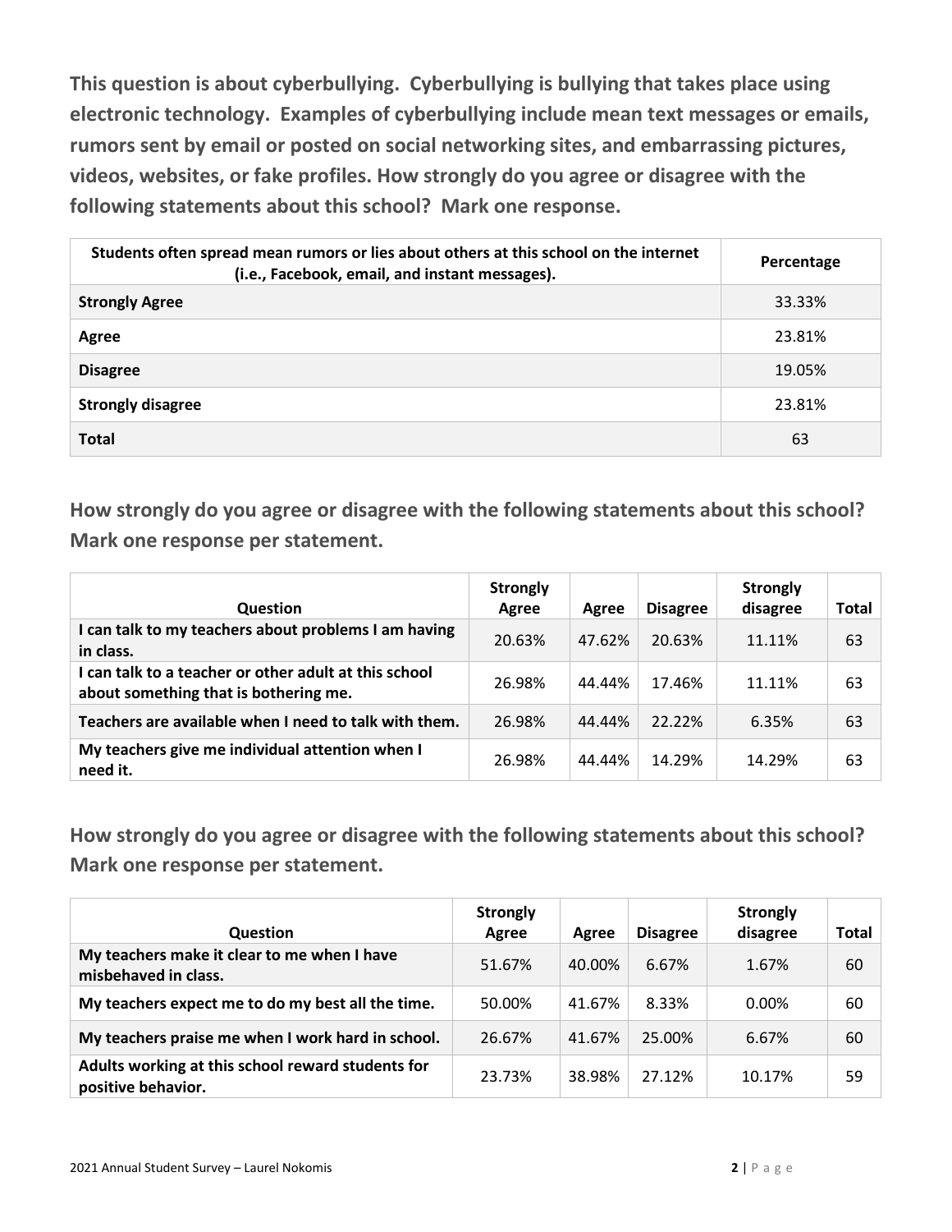**This question is about cyberbullying. Cyberbullying is bullying that takes place using electronic technology. Examples of cyberbullying include mean text messages or emails, rumors sent by email or posted on social networking sites, and embarrassing pictures, videos, websites, or fake profiles. How strongly do you agree or disagree with the following statements about this school? Mark one response.**

| Students often spread mean rumors or lies about others at this school on the internet (i.e., Facebook, email, and instant messages). | Percentage |
|---|---|
| **Strongly Agree** | 33.33% |
| **Agree** | 23.81% |
| **Disagree** | 19.05% |
| **Strongly disagree** | 23.81% |
| **Total** | 63 |

**How strongly do you agree or disagree with the following statements about this school? Mark one response per statement.**

| Question | Strongly Agree | Agree | Disagree | Strongly disagree | Total |
|---|---|---|---|---|---|
| **I can talk to my teachers about problems I am having in class.** | 20.63% | 47.62% | 20.63% | 11.11% | 63 |
| **I can talk to a teacher or other adult at this school about something that is bothering me.** | 26.98% | 44.44% | 17.46% | 11.11% | 63 |
| **Teachers are available when I need to talk with them.** | 26.98% | 44.44% | 22.22% | 6.35% | 63 |
| **My teachers give me individual attention when I need it.** | 26.98% | 44.44% | 14.29% | 14.29% | 63 |

**How strongly do you agree or disagree with the following statements about this school? Mark one response per statement.**

| Question | Strongly Agree | Agree | Disagree | Strongly disagree | Total |
|---|---|---|---|---|---|
| **My teachers make it clear to me when I have misbehaved in class.** | 51.67% | 40.00% | 6.67% | 1.67% | 60 |
| **My teachers expect me to do my best all the time.** | 50.00% | 41.67% | 8.33% | 0.00% | 60 |
| **My teachers praise me when I work hard in school.** | 26.67% | 41.67% | 25.00% | 6.67% | 60 |
| **Adults working at this school reward students for positive behavior.** | 23.73% | 38.98% | 27.12% | 10.17% | 59 |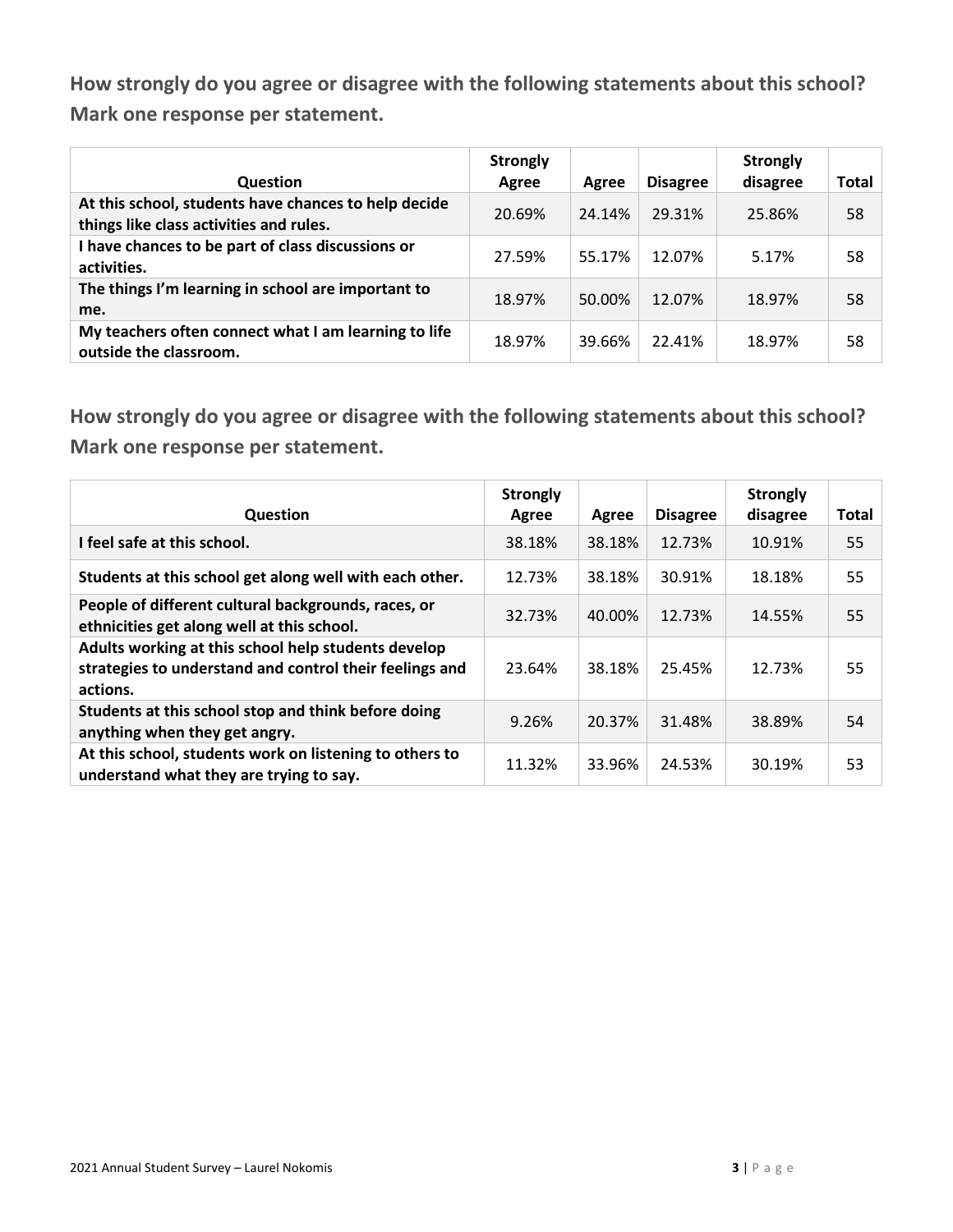**How strongly do you agree or disagree with the following statements about this school? Mark one response per statement.**

| Question | Strongly Agree | Agree | Disagree | Strongly disagree | Total |
|---|---|---|---|---|---|
| At this school, students have chances to help decide things like class activities and rules. | 20.69% | 24.14% | 29.31% | 25.86% | 58 |
| I have chances to be part of class discussions or activities. | 27.59% | 55.17% | 12.07% | 5.17% | 58 |
| The things I'm learning in school are important to me. | 18.97% | 50.00% | 12.07% | 18.97% | 58 |
| My teachers often connect what I am learning to life outside the classroom. | 18.97% | 39.66% | 22.41% | 18.97% | 58 |

**How strongly do you agree or disagree with the following statements about this school? Mark one response per statement.**

| Question | Strongly Agree | Agree | Disagree | Strongly disagree | Total |
|---|---|---|---|---|---|
| I feel safe at this school. | 38.18% | 38.18% | 12.73% | 10.91% | 55 |
| Students at this school get along well with each other. | 12.73% | 38.18% | 30.91% | 18.18% | 55 |
| People of different cultural backgrounds, races, or ethnicities get along well at this school. | 32.73% | 40.00% | 12.73% | 14.55% | 55 |
| Adults working at this school help students develop strategies to understand and control their feelings and actions. | 23.64% | 38.18% | 25.45% | 12.73% | 55 |
| Students at this school stop and think before doing anything when they get angry. | 9.26% | 20.37% | 31.48% | 38.89% | 54 |
| At this school, students work on listening to others to understand what they are trying to say. | 11.32% | 33.96% | 24.53% | 30.19% | 53 |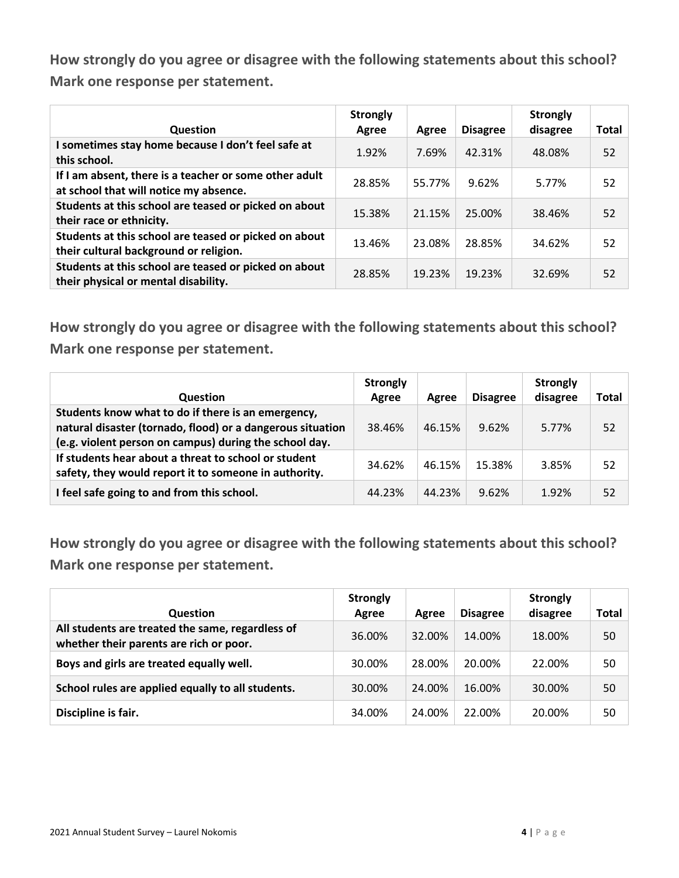**How strongly do you agree or disagree with the following statements about this school? Mark one response per statement.**

| Question | Strongly Agree | Agree | Disagree | Strongly disagree | Total |
|---|---|---|---|---|---|
| I sometimes stay home because I don't feel safe at this school. | 1.92% | 7.69% | 42.31% | 48.08% | 52 |
| If I am absent, there is a teacher or some other adult at school that will notice my absence. | 28.85% | 55.77% | 9.62% | 5.77% | 52 |
| Students at this school are teased or picked on about their race or ethnicity. | 15.38% | 21.15% | 25.00% | 38.46% | 52 |
| Students at this school are teased or picked on about their cultural background or religion. | 13.46% | 23.08% | 28.85% | 34.62% | 52 |
| Students at this school are teased or picked on about their physical or mental disability. | 28.85% | 19.23% | 19.23% | 32.69% | 52 |

**How strongly do you agree or disagree with the following statements about this school? Mark one response per statement.**

| Question | Strongly Agree | Agree | Disagree | Strongly disagree | Total |
|---|---|---|---|---|---|
| Students know what to do if there is an emergency, natural disaster (tornado, flood) or a dangerous situation (e.g. violent person on campus) during the school day. | 38.46% | 46.15% | 9.62% | 5.77% | 52 |
| If students hear about a threat to school or student safety, they would report it to someone in authority. | 34.62% | 46.15% | 15.38% | 3.85% | 52 |
| I feel safe going to and from this school. | 44.23% | 44.23% | 9.62% | 1.92% | 52 |

**How strongly do you agree or disagree with the following statements about this school? Mark one response per statement.**

| Question | Strongly Agree | Agree | Disagree | Strongly disagree | Total |
|---|---|---|---|---|---|
| All students are treated the same, regardless of whether their parents are rich or poor. | 36.00% | 32.00% | 14.00% | 18.00% | 50 |
| Boys and girls are treated equally well. | 30.00% | 28.00% | 20.00% | 22.00% | 50 |
| School rules are applied equally to all students. | 30.00% | 24.00% | 16.00% | 30.00% | 50 |
| Discipline is fair. | 34.00% | 24.00% | 22.00% | 20.00% | 50 |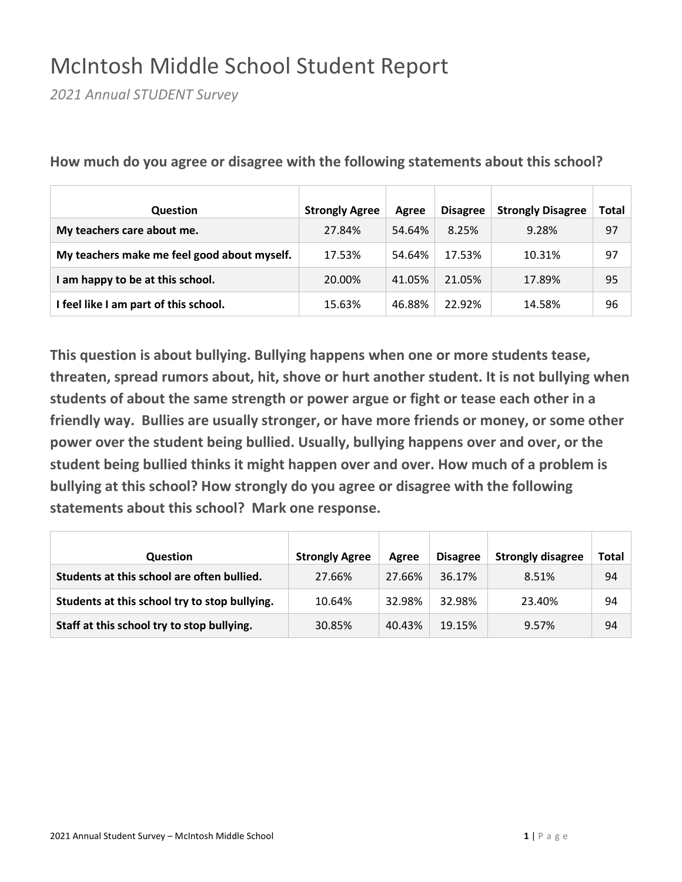# McIntosh Middle School Student Report

*2021 Annual STUDENT Survey*

**How much do you agree or disagree with the following statements about this school?**

| Question | Strongly Agree | Agree | Disagree | Strongly Disagree | Total |
|---|---|---|---|---|---|
| **My teachers care about me.** | 27.84% | 54.64% | 8.25% | 9.28% | 97 |
| **My teachers make me feel good about myself.** | 17.53% | 54.64% | 17.53% | 10.31% | 97 |
| **I am happy to be at this school.** | 20.00% | 41.05% | 21.05% | 17.89% | 95 |
| **I feel like I am part of this school.** | 15.63% | 46.88% | 22.92% | 14.58% | 96 |

**This question is about bullying. Bullying happens when one or more students tease, threaten, spread rumors about, hit, shove or hurt another student. It is not bullying when students of about the same strength or power argue or fight or tease each other in a friendly way. Bullies are usually stronger, or have more friends or money, or some other power over the student being bullied. Usually, bullying happens over and over, or the student being bullied thinks it might happen over and over. How much of a problem is bullying at this school? How strongly do you agree or disagree with the following statements about this school? Mark one response.**

| Question | Strongly Agree | Agree | Disagree | Strongly disagree | Total |
|---|---|---|---|---|---|
| **Students at this school are often bullied.** | 27.66% | 27.66% | 36.17% | 8.51% | 94 |
| **Students at this school try to stop bullying.** | 10.64% | 32.98% | 32.98% | 23.40% | 94 |
| **Staff at this school try to stop bullying.** | 30.85% | 40.43% | 19.15% | 9.57% | 94 |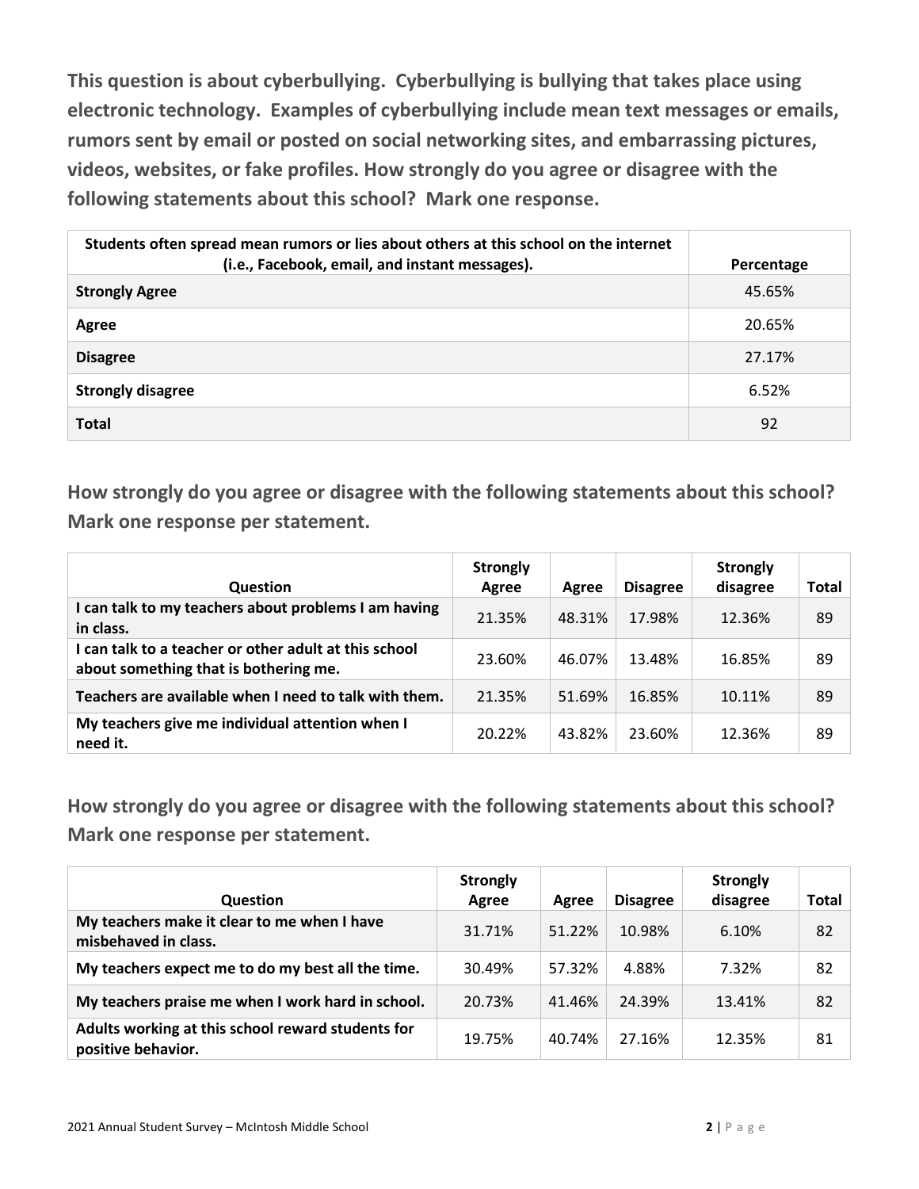**This question is about cyberbullying. Cyberbullying is bullying that takes place using electronic technology. Examples of cyberbullying include mean text messages or emails, rumors sent by email or posted on social networking sites, and embarrassing pictures, videos, websites, or fake profiles. How strongly do you agree or disagree with the following statements about this school? Mark one response.**

| Students often spread mean rumors or lies about others at this school on the internet (i.e., Facebook, email, and instant messages). | Percentage |
|---|---|
| **Strongly Agree** | 45.65% |
| **Agree** | 20.65% |
| **Disagree** | 27.17% |
| **Strongly disagree** | 6.52% |
| **Total** | 92 |

**How strongly do you agree or disagree with the following statements about this school? Mark one response per statement.**

| Question | Strongly Agree | Agree | Disagree | Strongly disagree | Total |
|---|---|---|---|---|---|
| **I can talk to my teachers about problems I am having in class.** | 21.35% | 48.31% | 17.98% | 12.36% | 89 |
| **I can talk to a teacher or other adult at this school about something that is bothering me.** | 23.60% | 46.07% | 13.48% | 16.85% | 89 |
| **Teachers are available when I need to talk with them.** | 21.35% | 51.69% | 16.85% | 10.11% | 89 |
| **My teachers give me individual attention when I need it.** | 20.22% | 43.82% | 23.60% | 12.36% | 89 |

**How strongly do you agree or disagree with the following statements about this school? Mark one response per statement.**

| Question | Strongly Agree | Agree | Disagree | Strongly disagree | Total |
|---|---|---|---|---|---|
| **My teachers make it clear to me when I have misbehaved in class.** | 31.71% | 51.22% | 10.98% | 6.10% | 82 |
| **My teachers expect me to do my best all the time.** | 30.49% | 57.32% | 4.88% | 7.32% | 82 |
| **My teachers praise me when I work hard in school.** | 20.73% | 41.46% | 24.39% | 13.41% | 82 |
| **Adults working at this school reward students for positive behavior.** | 19.75% | 40.74% | 27.16% | 12.35% | 81 |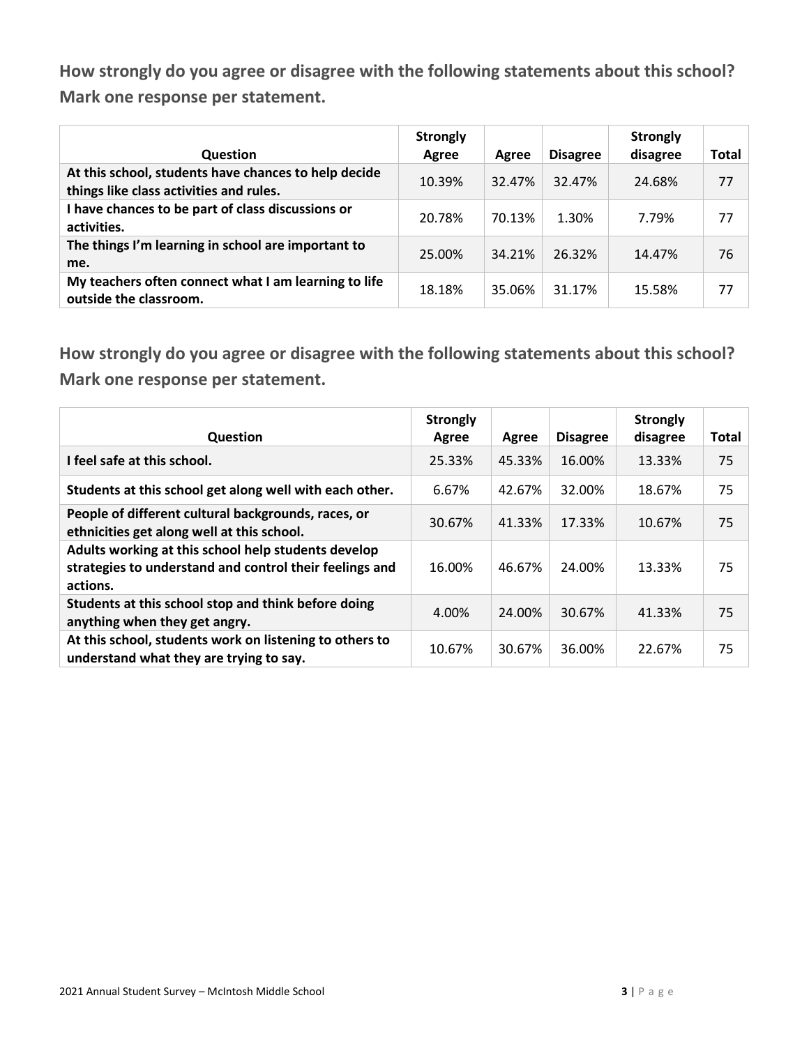**How strongly do you agree or disagree with the following statements about this school? Mark one response per statement.**

| Question | Strongly Agree | Agree | Disagree | Strongly disagree | Total |
|---|---|---|---|---|---|
| **At this school, students have chances to help decide things like class activities and rules.** | 10.39% | 32.47% | 32.47% | 24.68% | 77 |
| **I have chances to be part of class discussions or activities.** | 20.78% | 70.13% | 1.30% | 7.79% | 77 |
| **The things I'm learning in school are important to me.** | 25.00% | 34.21% | 26.32% | 14.47% | 76 |
| **My teachers often connect what I am learning to life outside the classroom.** | 18.18% | 35.06% | 31.17% | 15.58% | 77 |

**How strongly do you agree or disagree with the following statements about this school? Mark one response per statement.**

| Question | Strongly Agree | Agree | Disagree | Strongly disagree | Total |
|---|---|---|---|---|---|
| **I feel safe at this school.** | 25.33% | 45.33% | 16.00% | 13.33% | 75 |
| **Students at this school get along well with each other.** | 6.67% | 42.67% | 32.00% | 18.67% | 75 |
| **People of different cultural backgrounds, races, or ethnicities get along well at this school.** | 30.67% | 41.33% | 17.33% | 10.67% | 75 |
| **Adults working at this school help students develop strategies to understand and control their feelings and actions.** | 16.00% | 46.67% | 24.00% | 13.33% | 75 |
| **Students at this school stop and think before doing anything when they get angry.** | 4.00% | 24.00% | 30.67% | 41.33% | 75 |
| **At this school, students work on listening to others to understand what they are trying to say.** | 10.67% | 30.67% | 36.00% | 22.67% | 75 |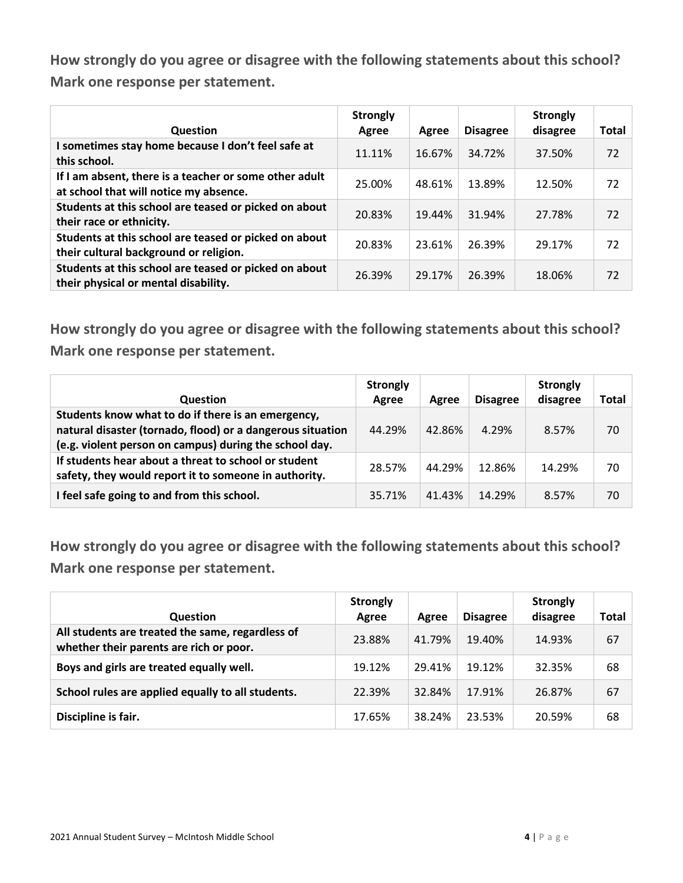**How strongly do you agree or disagree with the following statements about this school? Mark one response per statement.**

| Question | Strongly Agree | Agree | Disagree | Strongly disagree | Total |
|---|---|---|---|---|---|
| **I sometimes stay home because I don't feel safe at this school.** | 11.11% | 16.67% | 34.72% | 37.50% | 72 |
| **If I am absent, there is a teacher or some other adult at school that will notice my absence.** | 25.00% | 48.61% | 13.89% | 12.50% | 72 |
| **Students at this school are teased or picked on about their race or ethnicity.** | 20.83% | 19.44% | 31.94% | 27.78% | 72 |
| **Students at this school are teased or picked on about their cultural background or religion.** | 20.83% | 23.61% | 26.39% | 29.17% | 72 |
| **Students at this school are teased or picked on about their physical or mental disability.** | 26.39% | 29.17% | 26.39% | 18.06% | 72 |

**How strongly do you agree or disagree with the following statements about this school? Mark one response per statement.**

| Question | Strongly Agree | Agree | Disagree | Strongly disagree | Total |
|---|---|---|---|---|---|
| **Students know what to do if there is an emergency, natural disaster (tornado, flood) or a dangerous situation (e.g. violent person on campus) during the school day.** | 44.29% | 42.86% | 4.29% | 8.57% | 70 |
| **If students hear about a threat to school or student safety, they would report it to someone in authority.** | 28.57% | 44.29% | 12.86% | 14.29% | 70 |
| **I feel safe going to and from this school.** | 35.71% | 41.43% | 14.29% | 8.57% | 70 |

**How strongly do you agree or disagree with the following statements about this school? Mark one response per statement.**

| Question | Strongly Agree | Agree | Disagree | Strongly disagree | Total |
|---|---|---|---|---|---|
| **All students are treated the same, regardless of whether their parents are rich or poor.** | 23.88% | 41.79% | 19.40% | 14.93% | 67 |
| **Boys and girls are treated equally well.** | 19.12% | 29.41% | 19.12% | 32.35% | 68 |
| **School rules are applied equally to all students.** | 22.39% | 32.84% | 17.91% | 26.87% | 67 |
| **Discipline is fair.** | 17.65% | 38.24% | 23.53% | 20.59% | 68 |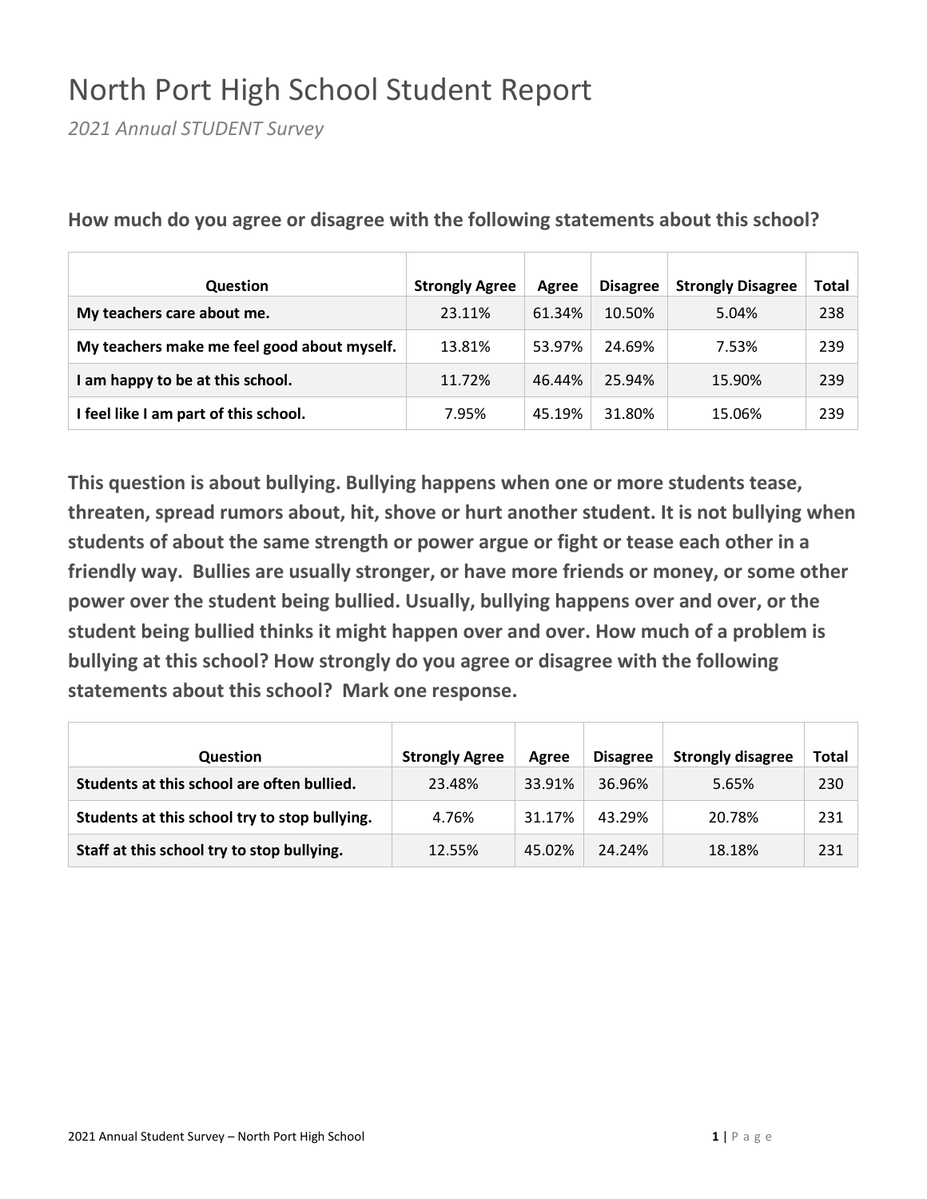# North Port High School Student Report

*2021 Annual STUDENT Survey*

**How much do you agree or disagree with the following statements about this school?**

| Question | Strongly Agree | Agree | Disagree | Strongly Disagree | Total |
|---|---|---|---|---|---|
| **My teachers care about me.** | 23.11% | 61.34% | 10.50% | 5.04% | 238 |
| **My teachers make me feel good about myself.** | 13.81% | 53.97% | 24.69% | 7.53% | 239 |
| **I am happy to be at this school.** | 11.72% | 46.44% | 25.94% | 15.90% | 239 |
| **I feel like I am part of this school.** | 7.95% | 45.19% | 31.80% | 15.06% | 239 |

**This question is about bullying. Bullying happens when one or more students tease, threaten, spread rumors about, hit, shove or hurt another student. It is not bullying when students of about the same strength or power argue or fight or tease each other in a friendly way. Bullies are usually stronger, or have more friends or money, or some other power over the student being bullied. Usually, bullying happens over and over, or the student being bullied thinks it might happen over and over. How much of a problem is bullying at this school? How strongly do you agree or disagree with the following statements about this school? Mark one response.**

| Question | Strongly Agree | Agree | Disagree | Strongly disagree | Total |
|---|---|---|---|---|---|
| **Students at this school are often bullied.** | 23.48% | 33.91% | 36.96% | 5.65% | 230 |
| **Students at this school try to stop bullying.** | 4.76% | 31.17% | 43.29% | 20.78% | 231 |
| **Staff at this school try to stop bullying.** | 12.55% | 45.02% | 24.24% | 18.18% | 231 |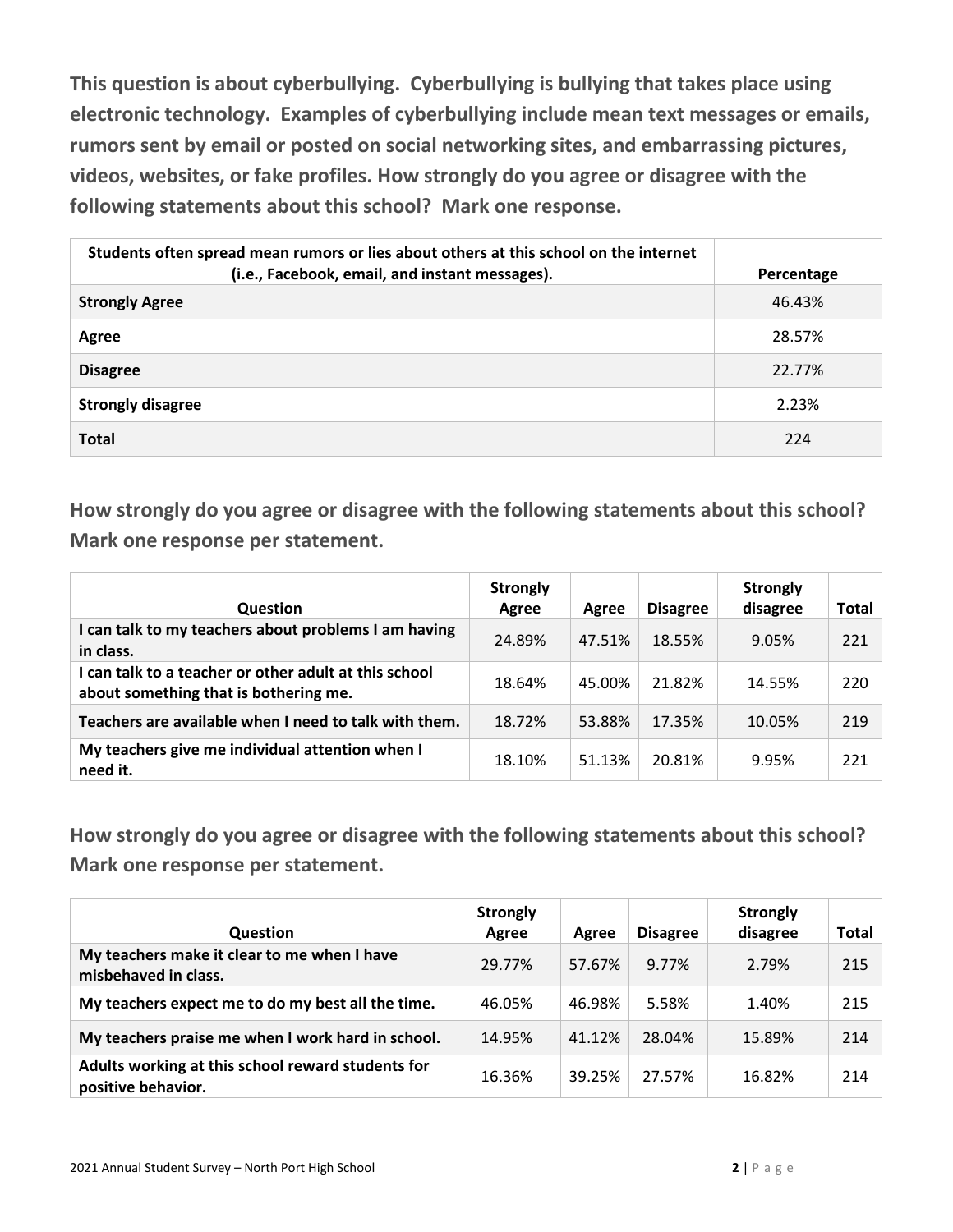**This question is about cyberbullying. Cyberbullying is bullying that takes place using electronic technology. Examples of cyberbullying include mean text messages or emails, rumors sent by email or posted on social networking sites, and embarrassing pictures, videos, websites, or fake profiles. How strongly do you agree or disagree with the following statements about this school? Mark one response.**

| Students often spread mean rumors or lies about others at this school on the internet (i.e., Facebook, email, and instant messages). | Percentage |
|---|---|
| **Strongly Agree** | 46.43% |
| **Agree** | 28.57% |
| **Disagree** | 22.77% |
| **Strongly disagree** | 2.23% |
| **Total** | 224 |

**How strongly do you agree or disagree with the following statements about this school? Mark one response per statement.**

| Question | Strongly Agree | Agree | Disagree | Strongly disagree | Total |
|---|---|---|---|---|---|
| I can talk to my teachers about problems I am having in class. | 24.89% | 47.51% | 18.55% | 9.05% | 221 |
| I can talk to a teacher or other adult at this school about something that is bothering me. | 18.64% | 45.00% | 21.82% | 14.55% | 220 |
| Teachers are available when I need to talk with them. | 18.72% | 53.88% | 17.35% | 10.05% | 219 |
| My teachers give me individual attention when I need it. | 18.10% | 51.13% | 20.81% | 9.95% | 221 |

**How strongly do you agree or disagree with the following statements about this school? Mark one response per statement.**

| Question | Strongly Agree | Agree | Disagree | Strongly disagree | Total |
|---|---|---|---|---|---|
| My teachers make it clear to me when I have misbehaved in class. | 29.77% | 57.67% | 9.77% | 2.79% | 215 |
| My teachers expect me to do my best all the time. | 46.05% | 46.98% | 5.58% | 1.40% | 215 |
| My teachers praise me when I work hard in school. | 14.95% | 41.12% | 28.04% | 15.89% | 214 |
| Adults working at this school reward students for positive behavior. | 16.36% | 39.25% | 27.57% | 16.82% | 214 |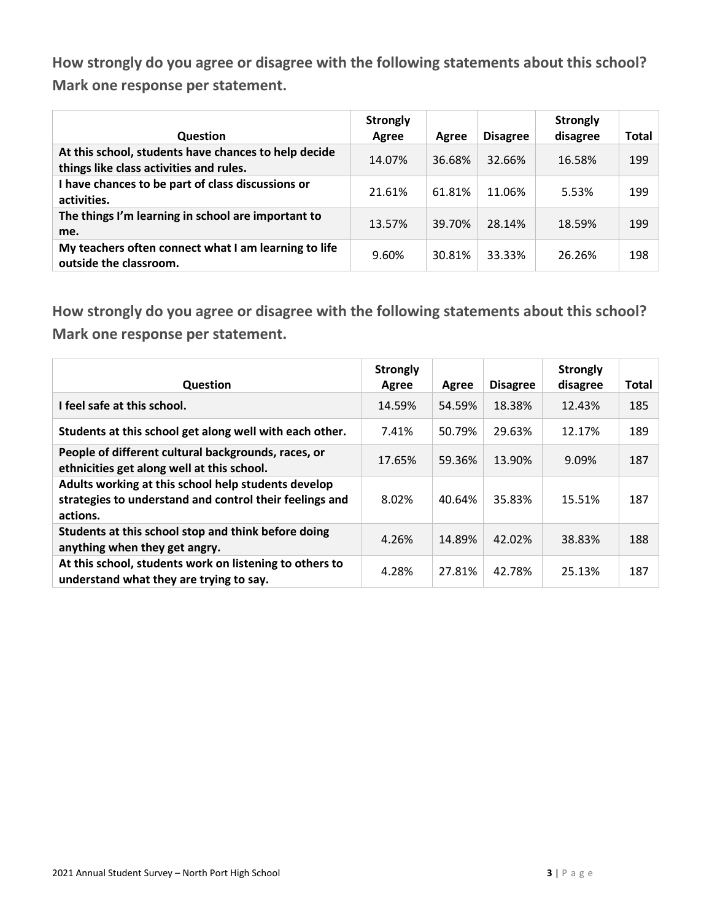**How strongly do you agree or disagree with the following statements about this school? Mark one response per statement.**

| Question | Strongly Agree | Agree | Disagree | Strongly disagree | Total |
|---|---|---|---|---|---|
| At this school, students have chances to help decide things like class activities and rules. | 14.07% | 36.68% | 32.66% | 16.58% | 199 |
| I have chances to be part of class discussions or activities. | 21.61% | 61.81% | 11.06% | 5.53% | 199 |
| The things I'm learning in school are important to me. | 13.57% | 39.70% | 28.14% | 18.59% | 199 |
| My teachers often connect what I am learning to life outside the classroom. | 9.60% | 30.81% | 33.33% | 26.26% | 198 |

**How strongly do you agree or disagree with the following statements about this school? Mark one response per statement.**

| Question | Strongly Agree | Agree | Disagree | Strongly disagree | Total |
|---|---|---|---|---|---|
| I feel safe at this school. | 14.59% | 54.59% | 18.38% | 12.43% | 185 |
| Students at this school get along well with each other. | 7.41% | 50.79% | 29.63% | 12.17% | 189 |
| People of different cultural backgrounds, races, or ethnicities get along well at this school. | 17.65% | 59.36% | 13.90% | 9.09% | 187 |
| Adults working at this school help students develop strategies to understand and control their feelings and actions. | 8.02% | 40.64% | 35.83% | 15.51% | 187 |
| Students at this school stop and think before doing anything when they get angry. | 4.26% | 14.89% | 42.02% | 38.83% | 188 |
| At this school, students work on listening to others to understand what they are trying to say. | 4.28% | 27.81% | 42.78% | 25.13% | 187 |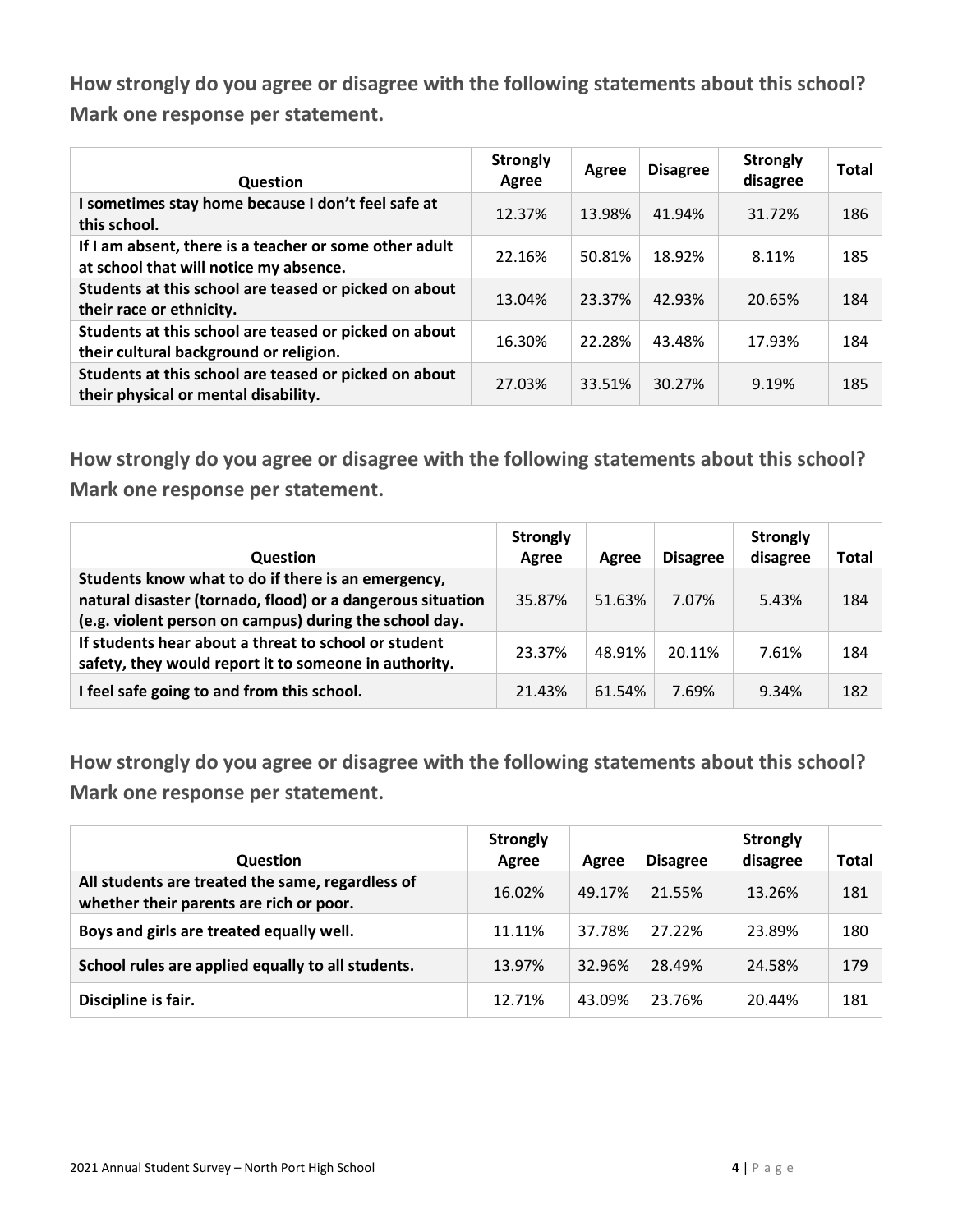**How strongly do you agree or disagree with the following statements about this school? Mark one response per statement.**

| Question | Strongly Agree | Agree | Disagree | Strongly disagree | Total |
|---|---|---|---|---|---|
| I sometimes stay home because I don't feel safe at this school. | 12.37% | 13.98% | 41.94% | 31.72% | 186 |
| If I am absent, there is a teacher or some other adult at school that will notice my absence. | 22.16% | 50.81% | 18.92% | 8.11% | 185 |
| Students at this school are teased or picked on about their race or ethnicity. | 13.04% | 23.37% | 42.93% | 20.65% | 184 |
| Students at this school are teased or picked on about their cultural background or religion. | 16.30% | 22.28% | 43.48% | 17.93% | 184 |
| Students at this school are teased or picked on about their physical or mental disability. | 27.03% | 33.51% | 30.27% | 9.19% | 185 |

**How strongly do you agree or disagree with the following statements about this school? Mark one response per statement.**

| Question | Strongly Agree | Agree | Disagree | Strongly disagree | Total |
|---|---|---|---|---|---|
| Students know what to do if there is an emergency, natural disaster (tornado, flood) or a dangerous situation (e.g. violent person on campus) during the school day. | 35.87% | 51.63% | 7.07% | 5.43% | 184 |
| If students hear about a threat to school or student safety, they would report it to someone in authority. | 23.37% | 48.91% | 20.11% | 7.61% | 184 |
| I feel safe going to and from this school. | 21.43% | 61.54% | 7.69% | 9.34% | 182 |

**How strongly do you agree or disagree with the following statements about this school? Mark one response per statement.**

| Question | Strongly Agree | Agree | Disagree | Strongly disagree | Total |
|---|---|---|---|---|---|
| All students are treated the same, regardless of whether their parents are rich or poor. | 16.02% | 49.17% | 21.55% | 13.26% | 181 |
| Boys and girls are treated equally well. | 11.11% | 37.78% | 27.22% | 23.89% | 180 |
| School rules are applied equally to all students. | 13.97% | 32.96% | 28.49% | 24.58% | 179 |
| Discipline is fair. | 12.71% | 43.09% | 23.76% | 20.44% | 181 |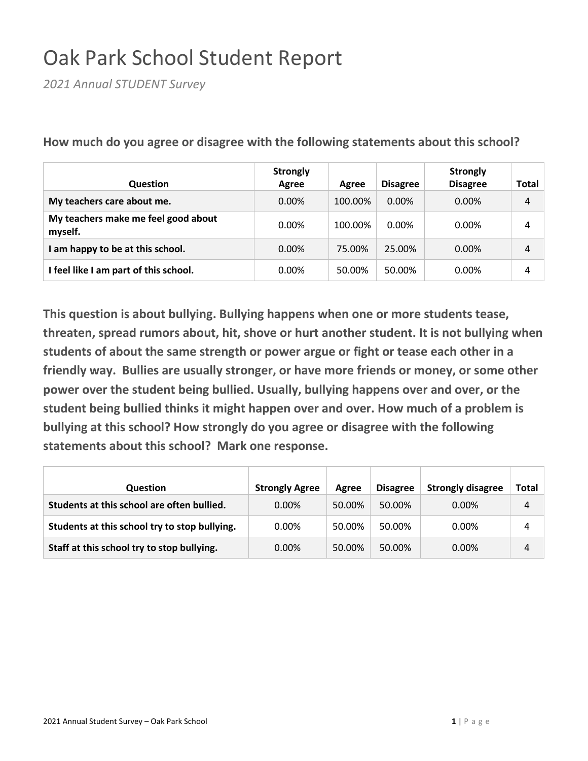# Oak Park School Student Report

*2021 Annual STUDENT Survey*

**How much do you agree or disagree with the following statements about this school?**

| Question | Strongly Agree | Agree | Disagree | Strongly Disagree | Total |
|---|---|---|---|---|---|
| **My teachers care about me.** | 0.00% | 100.00% | 0.00% | 0.00% | 4 |
| **My teachers make me feel good about myself.** | 0.00% | 100.00% | 0.00% | 0.00% | 4 |
| **I am happy to be at this school.** | 0.00% | 75.00% | 25.00% | 0.00% | 4 |
| **I feel like I am part of this school.** | 0.00% | 50.00% | 50.00% | 0.00% | 4 |

**This question is about bullying. Bullying happens when one or more students tease, threaten, spread rumors about, hit, shove or hurt another student. It is not bullying when students of about the same strength or power argue or fight or tease each other in a friendly way. Bullies are usually stronger, or have more friends or money, or some other power over the student being bullied. Usually, bullying happens over and over, or the student being bullied thinks it might happen over and over. How much of a problem is bullying at this school? How strongly do you agree or disagree with the following statements about this school? Mark one response.**

| Question | Strongly Agree | Agree | Disagree | Strongly disagree | Total |
|---|---|---|---|---|---|
| **Students at this school are often bullied.** | 0.00% | 50.00% | 50.00% | 0.00% | 4 |
| **Students at this school try to stop bullying.** | 0.00% | 50.00% | 50.00% | 0.00% | 4 |
| **Staff at this school try to stop bullying.** | 0.00% | 50.00% | 50.00% | 0.00% | 4 |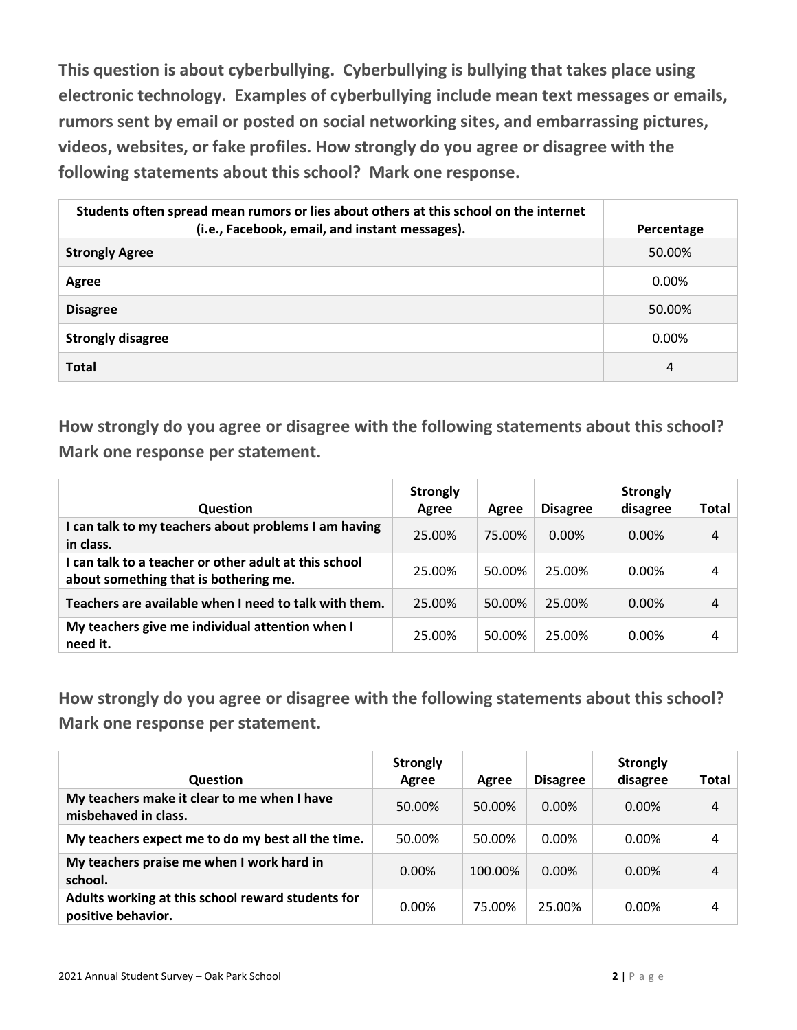**This question is about cyberbullying. Cyberbullying is bullying that takes place using electronic technology. Examples of cyberbullying include mean text messages or emails, rumors sent by email or posted on social networking sites, and embarrassing pictures, videos, websites, or fake profiles. How strongly do you agree or disagree with the following statements about this school? Mark one response.**

| Students often spread mean rumors or lies about others at this school on the internet (i.e., Facebook, email, and instant messages). | Percentage |
|---|---|
| **Strongly Agree** | 50.00% |
| **Agree** | 0.00% |
| **Disagree** | 50.00% |
| **Strongly disagree** | 0.00% |
| **Total** | 4 |

**How strongly do you agree or disagree with the following statements about this school? Mark one response per statement.**

| Question | Strongly Agree | Agree | Disagree | Strongly disagree | Total |
|---|---|---|---|---|---|
| I can talk to my teachers about problems I am having in class. | 25.00% | 75.00% | 0.00% | 0.00% | 4 |
| I can talk to a teacher or other adult at this school about something that is bothering me. | 25.00% | 50.00% | 25.00% | 0.00% | 4 |
| Teachers are available when I need to talk with them. | 25.00% | 50.00% | 25.00% | 0.00% | 4 |
| My teachers give me individual attention when I need it. | 25.00% | 50.00% | 25.00% | 0.00% | 4 |

**How strongly do you agree or disagree with the following statements about this school? Mark one response per statement.**

| Question | Strongly Agree | Agree | Disagree | Strongly disagree | Total |
|---|---|---|---|---|---|
| My teachers make it clear to me when I have misbehaved in class. | 50.00% | 50.00% | 0.00% | 0.00% | 4 |
| My teachers expect me to do my best all the time. | 50.00% | 50.00% | 0.00% | 0.00% | 4 |
| My teachers praise me when I work hard in school. | 0.00% | 100.00% | 0.00% | 0.00% | 4 |
| Adults working at this school reward students for positive behavior. | 0.00% | 75.00% | 25.00% | 0.00% | 4 |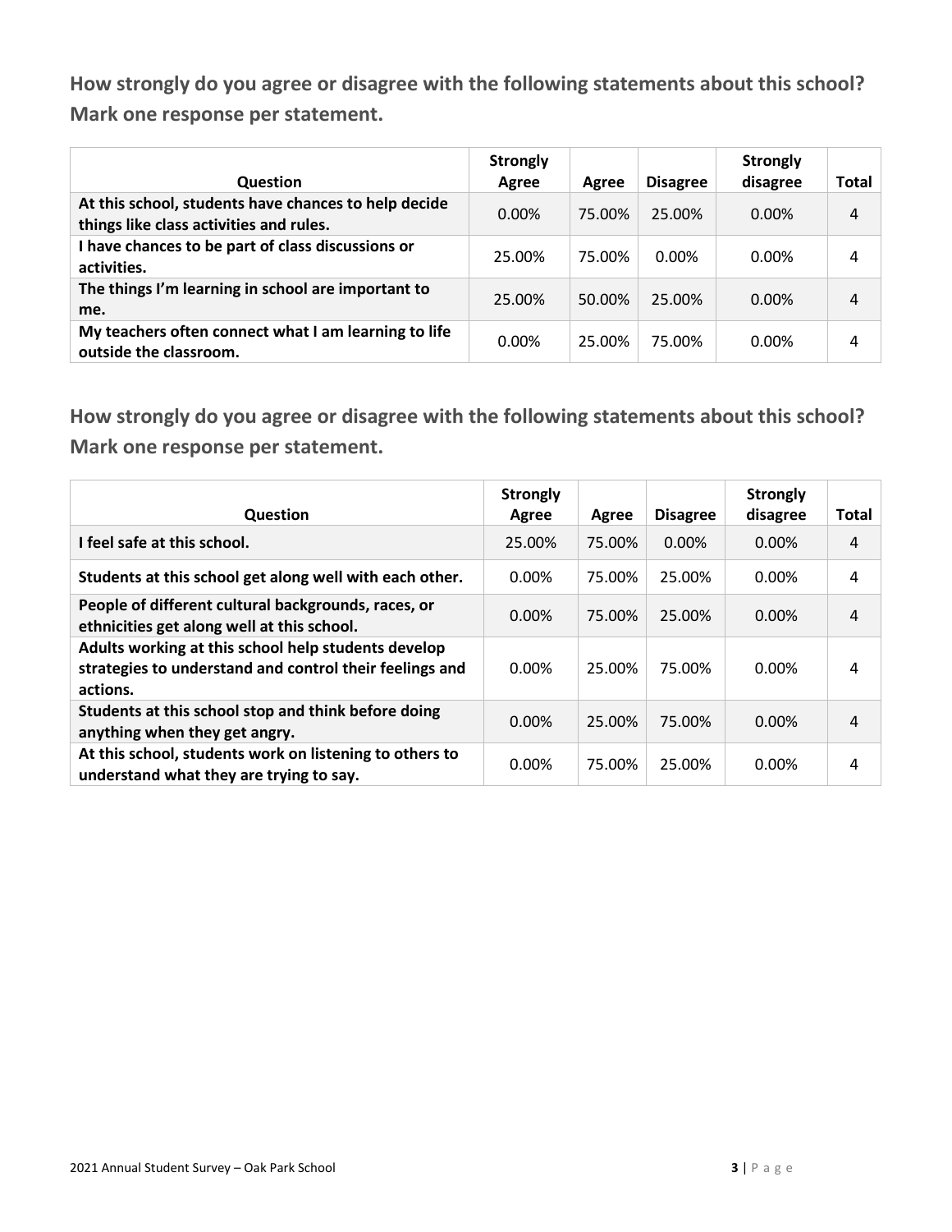**How strongly do you agree or disagree with the following statements about this school? Mark one response per statement.**

| Question | Strongly Agree | Agree | Disagree | Strongly disagree | Total |
|---|---|---|---|---|---|
| **At this school, students have chances to help decide things like class activities and rules.** | 0.00% | 75.00% | 25.00% | 0.00% | 4 |
| **I have chances to be part of class discussions or activities.** | 25.00% | 75.00% | 0.00% | 0.00% | 4 |
| **The things I'm learning in school are important to me.** | 25.00% | 50.00% | 25.00% | 0.00% | 4 |
| **My teachers often connect what I am learning to life outside the classroom.** | 0.00% | 25.00% | 75.00% | 0.00% | 4 |

**How strongly do you agree or disagree with the following statements about this school? Mark one response per statement.**

| Question | Strongly Agree | Agree | Disagree | Strongly disagree | Total |
|---|---|---|---|---|---|
| **I feel safe at this school.** | 25.00% | 75.00% | 0.00% | 0.00% | 4 |
| **Students at this school get along well with each other.** | 0.00% | 75.00% | 25.00% | 0.00% | 4 |
| **People of different cultural backgrounds, races, or ethnicities get along well at this school.** | 0.00% | 75.00% | 25.00% | 0.00% | 4 |
| **Adults working at this school help students develop strategies to understand and control their feelings and actions.** | 0.00% | 25.00% | 75.00% | 0.00% | 4 |
| **Students at this school stop and think before doing anything when they get angry.** | 0.00% | 25.00% | 75.00% | 0.00% | 4 |
| **At this school, students work on listening to others to understand what they are trying to say.** | 0.00% | 75.00% | 25.00% | 0.00% | 4 |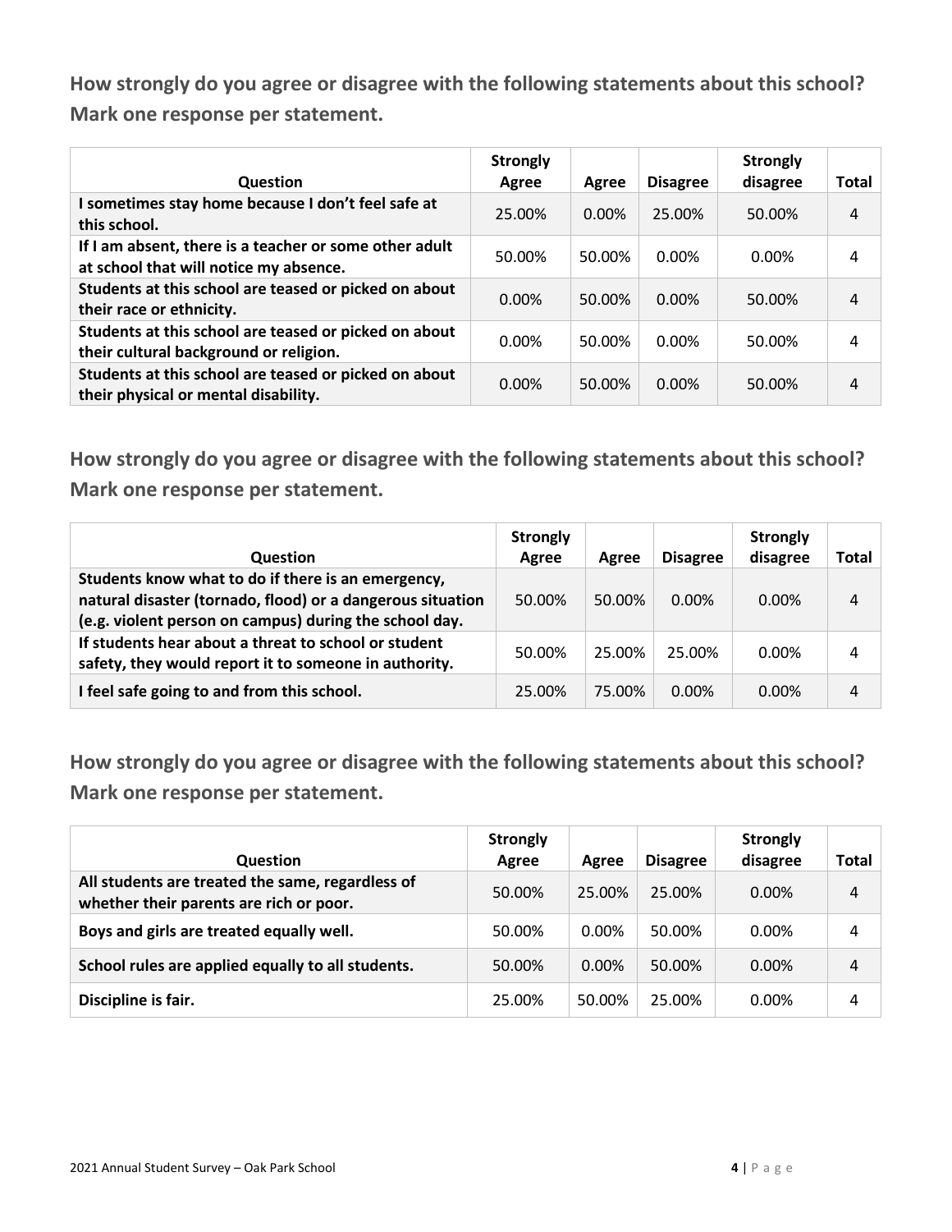**How strongly do you agree or disagree with the following statements about this school? Mark one response per statement.**

| Question | Strongly Agree | Agree | Disagree | Strongly disagree | Total |
|---|---|---|---|---|---|
| I sometimes stay home because I don't feel safe at this school. | 25.00% | 0.00% | 25.00% | 50.00% | 4 |
| If I am absent, there is a teacher or some other adult at school that will notice my absence. | 50.00% | 50.00% | 0.00% | 0.00% | 4 |
| Students at this school are teased or picked on about their race or ethnicity. | 0.00% | 50.00% | 0.00% | 50.00% | 4 |
| Students at this school are teased or picked on about their cultural background or religion. | 0.00% | 50.00% | 0.00% | 50.00% | 4 |
| Students at this school are teased or picked on about their physical or mental disability. | 0.00% | 50.00% | 0.00% | 50.00% | 4 |

**How strongly do you agree or disagree with the following statements about this school? Mark one response per statement.**

| Question | Strongly Agree | Agree | Disagree | Strongly disagree | Total |
|---|---|---|---|---|---|
| Students know what to do if there is an emergency, natural disaster (tornado, flood) or a dangerous situation (e.g. violent person on campus) during the school day. | 50.00% | 50.00% | 0.00% | 0.00% | 4 |
| If students hear about a threat to school or student safety, they would report it to someone in authority. | 50.00% | 25.00% | 25.00% | 0.00% | 4 |
| I feel safe going to and from this school. | 25.00% | 75.00% | 0.00% | 0.00% | 4 |

**How strongly do you agree or disagree with the following statements about this school? Mark one response per statement.**

| Question | Strongly Agree | Agree | Disagree | Strongly disagree | Total |
|---|---|---|---|---|---|
| All students are treated the same, regardless of whether their parents are rich or poor. | 50.00% | 25.00% | 25.00% | 0.00% | 4 |
| Boys and girls are treated equally well. | 50.00% | 0.00% | 50.00% | 0.00% | 4 |
| School rules are applied equally to all students. | 50.00% | 0.00% | 50.00% | 0.00% | 4 |
| Discipline is fair. | 25.00% | 50.00% | 25.00% | 0.00% | 4 |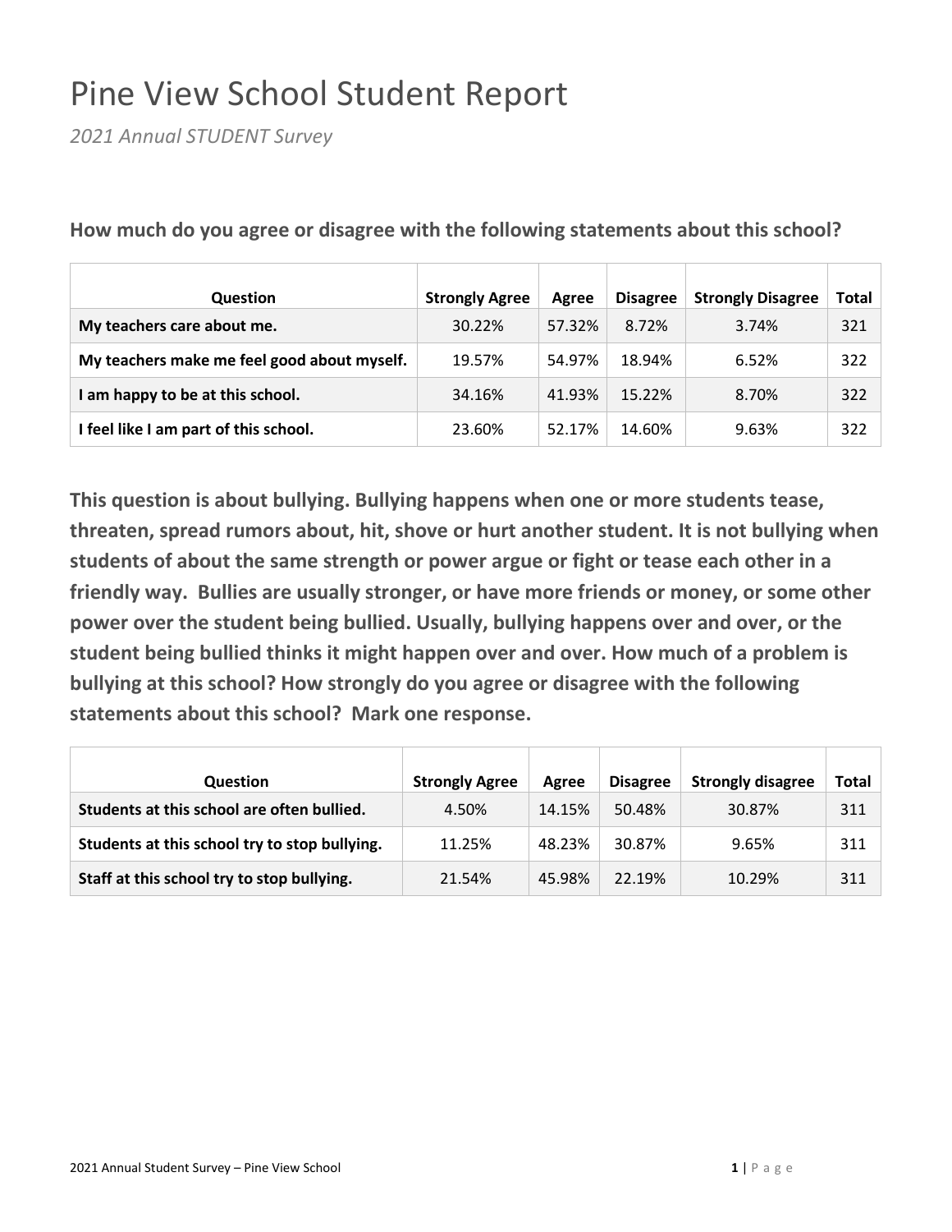# Pine View School Student Report

*2021 Annual STUDENT Survey*

**How much do you agree or disagree with the following statements about this school?**

| Question | Strongly Agree | Agree | Disagree | Strongly Disagree | Total |
|---|---|---|---|---|---|
| **My teachers care about me.** | 30.22% | 57.32% | 8.72% | 3.74% | 321 |
| **My teachers make me feel good about myself.** | 19.57% | 54.97% | 18.94% | 6.52% | 322 |
| **I am happy to be at this school.** | 34.16% | 41.93% | 15.22% | 8.70% | 322 |
| **I feel like I am part of this school.** | 23.60% | 52.17% | 14.60% | 9.63% | 322 |

**This question is about bullying. Bullying happens when one or more students tease, threaten, spread rumors about, hit, shove or hurt another student. It is not bullying when students of about the same strength or power argue or fight or tease each other in a friendly way. Bullies are usually stronger, or have more friends or money, or some other power over the student being bullied. Usually, bullying happens over and over, or the student being bullied thinks it might happen over and over. How much of a problem is bullying at this school? How strongly do you agree or disagree with the following statements about this school? Mark one response.**

| Question | Strongly Agree | Agree | Disagree | Strongly disagree | Total |
|---|---|---|---|---|---|
| **Students at this school are often bullied.** | 4.50% | 14.15% | 50.48% | 30.87% | 311 |
| **Students at this school try to stop bullying.** | 11.25% | 48.23% | 30.87% | 9.65% | 311 |
| **Staff at this school try to stop bullying.** | 21.54% | 45.98% | 22.19% | 10.29% | 311 |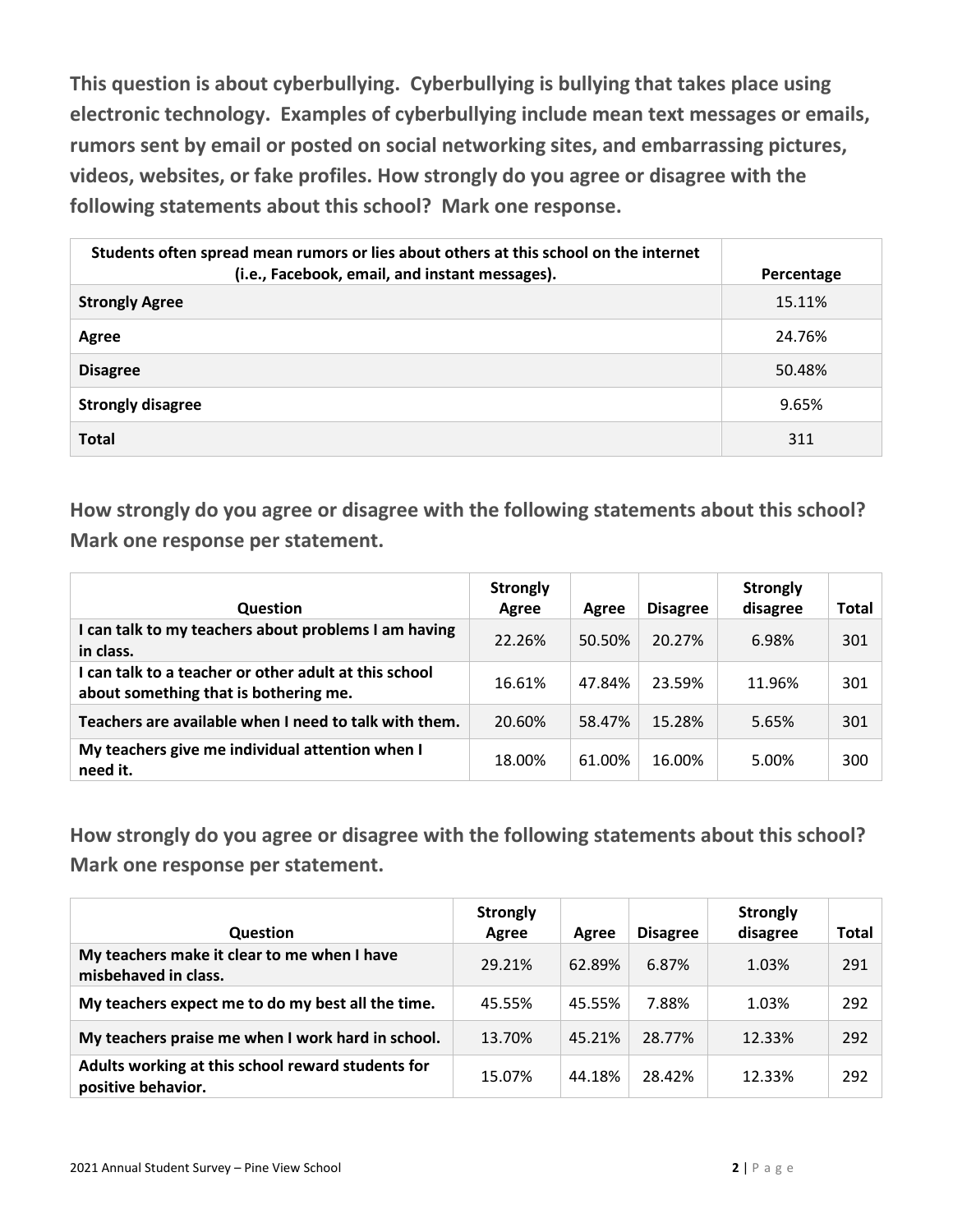**This question is about cyberbullying. Cyberbullying is bullying that takes place using electronic technology. Examples of cyberbullying include mean text messages or emails, rumors sent by email or posted on social networking sites, and embarrassing pictures, videos, websites, or fake profiles. How strongly do you agree or disagree with the following statements about this school? Mark one response.**

| Students often spread mean rumors or lies about others at this school on the internet (i.e., Facebook, email, and instant messages). | Percentage |
|---|---|
| **Strongly Agree** | 15.11% |
| **Agree** | 24.76% |
| **Disagree** | 50.48% |
| **Strongly disagree** | 9.65% |
| **Total** | 311 |

**How strongly do you agree or disagree with the following statements about this school? Mark one response per statement.**

| Question | Strongly Agree | Agree | Disagree | Strongly disagree | Total |
|---|---|---|---|---|---|
| I can talk to my teachers about problems I am having in class. | 22.26% | 50.50% | 20.27% | 6.98% | 301 |
| I can talk to a teacher or other adult at this school about something that is bothering me. | 16.61% | 47.84% | 23.59% | 11.96% | 301 |
| Teachers are available when I need to talk with them. | 20.60% | 58.47% | 15.28% | 5.65% | 301 |
| My teachers give me individual attention when I need it. | 18.00% | 61.00% | 16.00% | 5.00% | 300 |

**How strongly do you agree or disagree with the following statements about this school? Mark one response per statement.**

| Question | Strongly Agree | Agree | Disagree | Strongly disagree | Total |
|---|---|---|---|---|---|
| My teachers make it clear to me when I have misbehaved in class. | 29.21% | 62.89% | 6.87% | 1.03% | 291 |
| My teachers expect me to do my best all the time. | 45.55% | 45.55% | 7.88% | 1.03% | 292 |
| My teachers praise me when I work hard in school. | 13.70% | 45.21% | 28.77% | 12.33% | 292 |
| Adults working at this school reward students for positive behavior. | 15.07% | 44.18% | 28.42% | 12.33% | 292 |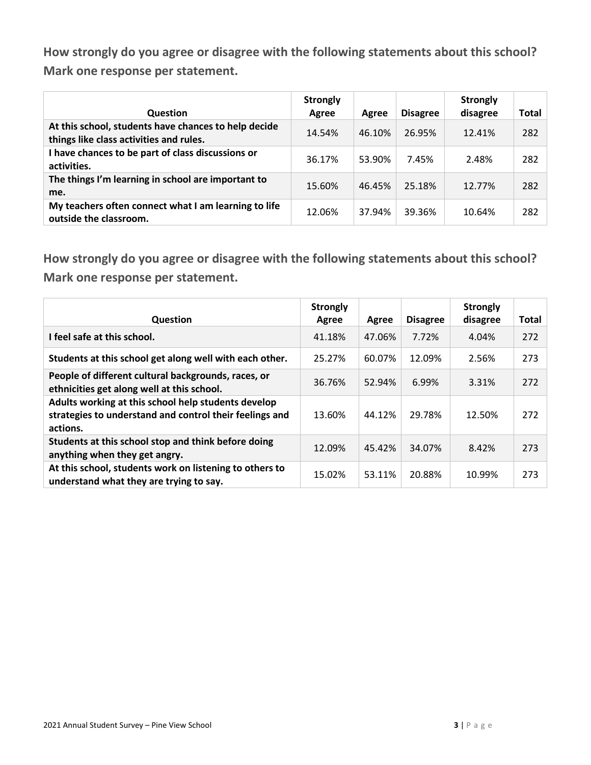**How strongly do you agree or disagree with the following statements about this school? Mark one response per statement.**

| Question | Strongly Agree | Agree | Disagree | Strongly disagree | Total |
|---|---|---|---|---|---|
| **At this school, students have chances to help decide things like class activities and rules.** | 14.54% | 46.10% | 26.95% | 12.41% | 282 |
| **I have chances to be part of class discussions or activities.** | 36.17% | 53.90% | 7.45% | 2.48% | 282 |
| **The things I'm learning in school are important to me.** | 15.60% | 46.45% | 25.18% | 12.77% | 282 |
| **My teachers often connect what I am learning to life outside the classroom.** | 12.06% | 37.94% | 39.36% | 10.64% | 282 |

**How strongly do you agree or disagree with the following statements about this school? Mark one response per statement.**

| Question | Strongly Agree | Agree | Disagree | Strongly disagree | Total |
|---|---|---|---|---|---|
| **I feel safe at this school.** | 41.18% | 47.06% | 7.72% | 4.04% | 272 |
| **Students at this school get along well with each other.** | 25.27% | 60.07% | 12.09% | 2.56% | 273 |
| **People of different cultural backgrounds, races, or ethnicities get along well at this school.** | 36.76% | 52.94% | 6.99% | 3.31% | 272 |
| **Adults working at this school help students develop strategies to understand and control their feelings and actions.** | 13.60% | 44.12% | 29.78% | 12.50% | 272 |
| **Students at this school stop and think before doing anything when they get angry.** | 12.09% | 45.42% | 34.07% | 8.42% | 273 |
| **At this school, students work on listening to others to understand what they are trying to say.** | 15.02% | 53.11% | 20.88% | 10.99% | 273 |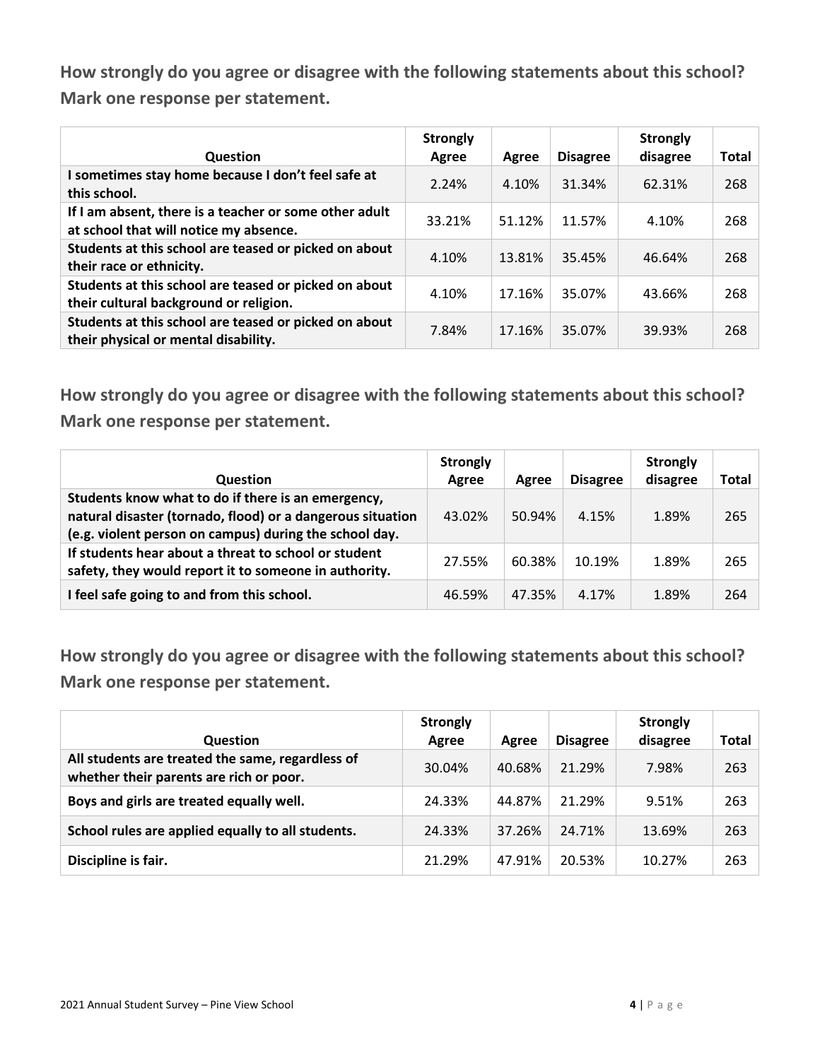**How strongly do you agree or disagree with the following statements about this school? Mark one response per statement.**

| Question | Strongly Agree | Agree | Disagree | Strongly disagree | Total |
|---|---|---|---|---|---|
| I sometimes stay home because I don't feel safe at this school. | 2.24% | 4.10% | 31.34% | 62.31% | 268 |
| If I am absent, there is a teacher or some other adult at school that will notice my absence. | 33.21% | 51.12% | 11.57% | 4.10% | 268 |
| Students at this school are teased or picked on about their race or ethnicity. | 4.10% | 13.81% | 35.45% | 46.64% | 268 |
| Students at this school are teased or picked on about their cultural background or religion. | 4.10% | 17.16% | 35.07% | 43.66% | 268 |
| Students at this school are teased or picked on about their physical or mental disability. | 7.84% | 17.16% | 35.07% | 39.93% | 268 |

**How strongly do you agree or disagree with the following statements about this school? Mark one response per statement.**

| Question | Strongly Agree | Agree | Disagree | Strongly disagree | Total |
|---|---|---|---|---|---|
| Students know what to do if there is an emergency, natural disaster (tornado, flood) or a dangerous situation (e.g. violent person on campus) during the school day. | 43.02% | 50.94% | 4.15% | 1.89% | 265 |
| If students hear about a threat to school or student safety, they would report it to someone in authority. | 27.55% | 60.38% | 10.19% | 1.89% | 265 |
| I feel safe going to and from this school. | 46.59% | 47.35% | 4.17% | 1.89% | 264 |

**How strongly do you agree or disagree with the following statements about this school? Mark one response per statement.**

| Question | Strongly Agree | Agree | Disagree | Strongly disagree | Total |
|---|---|---|---|---|---|
| All students are treated the same, regardless of whether their parents are rich or poor. | 30.04% | 40.68% | 21.29% | 7.98% | 263 |
| Boys and girls are treated equally well. | 24.33% | 44.87% | 21.29% | 9.51% | 263 |
| School rules are applied equally to all students. | 24.33% | 37.26% | 24.71% | 13.69% | 263 |
| Discipline is fair. | 21.29% | 47.91% | 20.53% | 10.27% | 263 |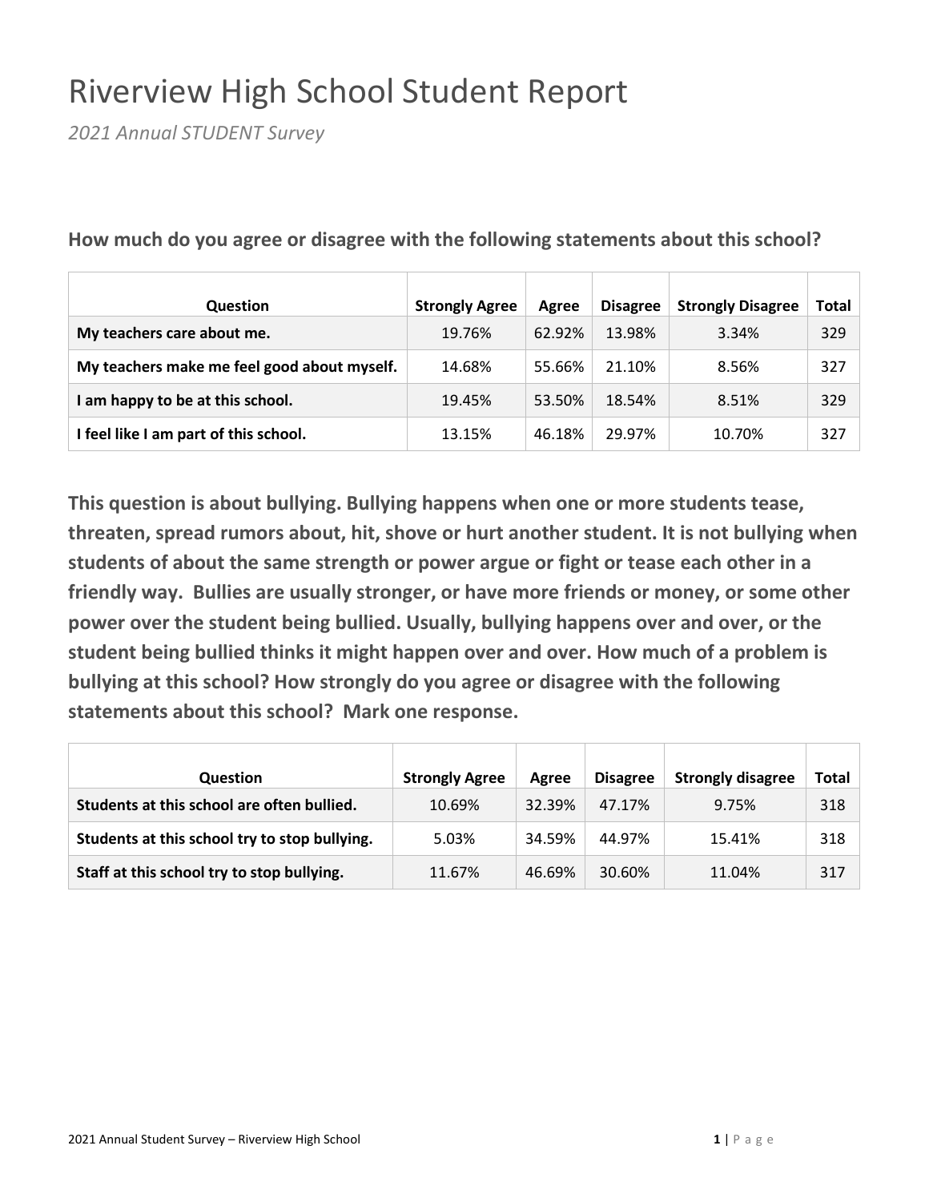# Riverview High School Student Report

*2021 Annual STUDENT Survey*

**How much do you agree or disagree with the following statements about this school?**

| Question | Strongly Agree | Agree | Disagree | Strongly Disagree | Total |
| --- | --- | --- | --- | --- | --- |
| **My teachers care about me.** | 19.76% | 62.92% | 13.98% | 3.34% | 329 |
| **My teachers make me feel good about myself.** | 14.68% | 55.66% | 21.10% | 8.56% | 327 |
| **I am happy to be at this school.** | 19.45% | 53.50% | 18.54% | 8.51% | 329 |
| **I feel like I am part of this school.** | 13.15% | 46.18% | 29.97% | 10.70% | 327 |

**This question is about bullying. Bullying happens when one or more students tease, threaten, spread rumors about, hit, shove or hurt another student. It is not bullying when students of about the same strength or power argue or fight or tease each other in a friendly way. Bullies are usually stronger, or have more friends or money, or some other power over the student being bullied. Usually, bullying happens over and over, or the student being bullied thinks it might happen over and over. How much of a problem is bullying at this school? How strongly do you agree or disagree with the following statements about this school? Mark one response.**

| Question | Strongly Agree | Agree | Disagree | Strongly disagree | Total |
| --- | --- | --- | --- | --- | --- |
| **Students at this school are often bullied.** | 10.69% | 32.39% | 47.17% | 9.75% | 318 |
| **Students at this school try to stop bullying.** | 5.03% | 34.59% | 44.97% | 15.41% | 318 |
| **Staff at this school try to stop bullying.** | 11.67% | 46.69% | 30.60% | 11.04% | 317 |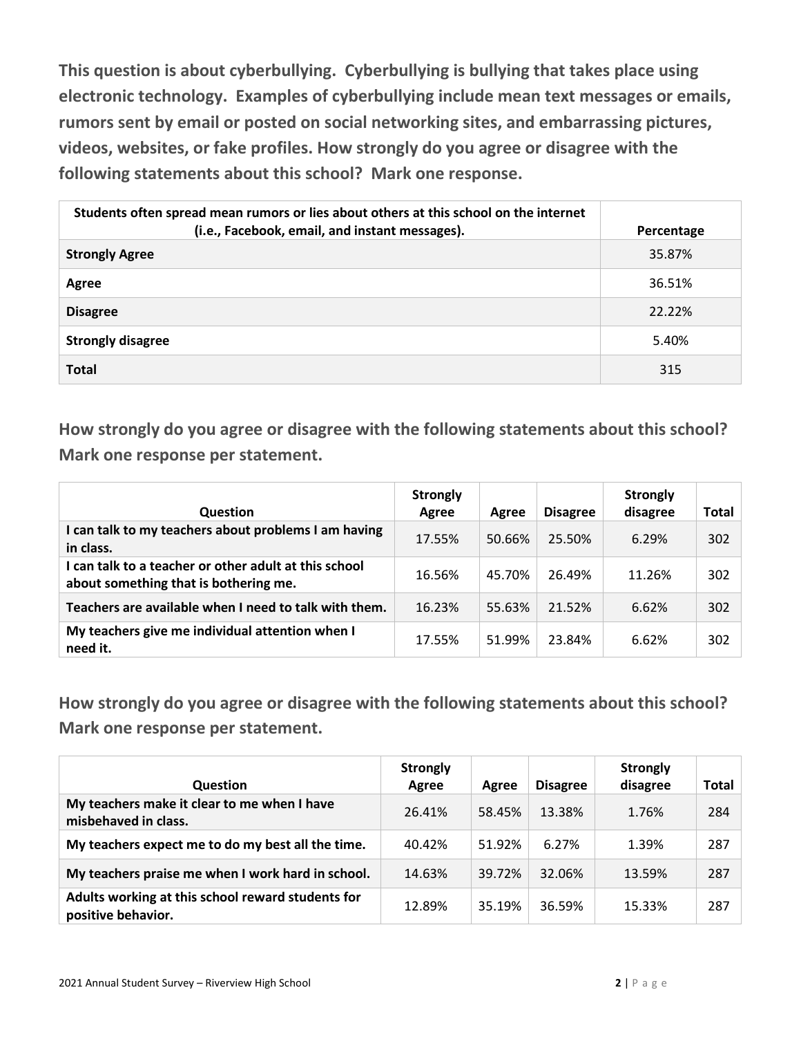**This question is about cyberbullying. Cyberbullying is bullying that takes place using electronic technology. Examples of cyberbullying include mean text messages or emails, rumors sent by email or posted on social networking sites, and embarrassing pictures, videos, websites, or fake profiles. How strongly do you agree or disagree with the following statements about this school? Mark one response.**

| Students often spread mean rumors or lies about others at this school on the internet (i.e., Facebook, email, and instant messages). | Percentage |
|---|---|
| **Strongly Agree** | 35.87% |
| **Agree** | 36.51% |
| **Disagree** | 22.22% |
| **Strongly disagree** | 5.40% |
| **Total** | 315 |

**How strongly do you agree or disagree with the following statements about this school? Mark one response per statement.**

| Question | Strongly Agree | Agree | Disagree | Strongly disagree | Total |
|---|---|---|---|---|---|
| I can talk to my teachers about problems I am having in class. | 17.55% | 50.66% | 25.50% | 6.29% | 302 |
| I can talk to a teacher or other adult at this school about something that is bothering me. | 16.56% | 45.70% | 26.49% | 11.26% | 302 |
| Teachers are available when I need to talk with them. | 16.23% | 55.63% | 21.52% | 6.62% | 302 |
| My teachers give me individual attention when I need it. | 17.55% | 51.99% | 23.84% | 6.62% | 302 |

**How strongly do you agree or disagree with the following statements about this school? Mark one response per statement.**

| Question | Strongly Agree | Agree | Disagree | Strongly disagree | Total |
|---|---|---|---|---|---|
| My teachers make it clear to me when I have misbehaved in class. | 26.41% | 58.45% | 13.38% | 1.76% | 284 |
| My teachers expect me to do my best all the time. | 40.42% | 51.92% | 6.27% | 1.39% | 287 |
| My teachers praise me when I work hard in school. | 14.63% | 39.72% | 32.06% | 13.59% | 287 |
| Adults working at this school reward students for positive behavior. | 12.89% | 35.19% | 36.59% | 15.33% | 287 |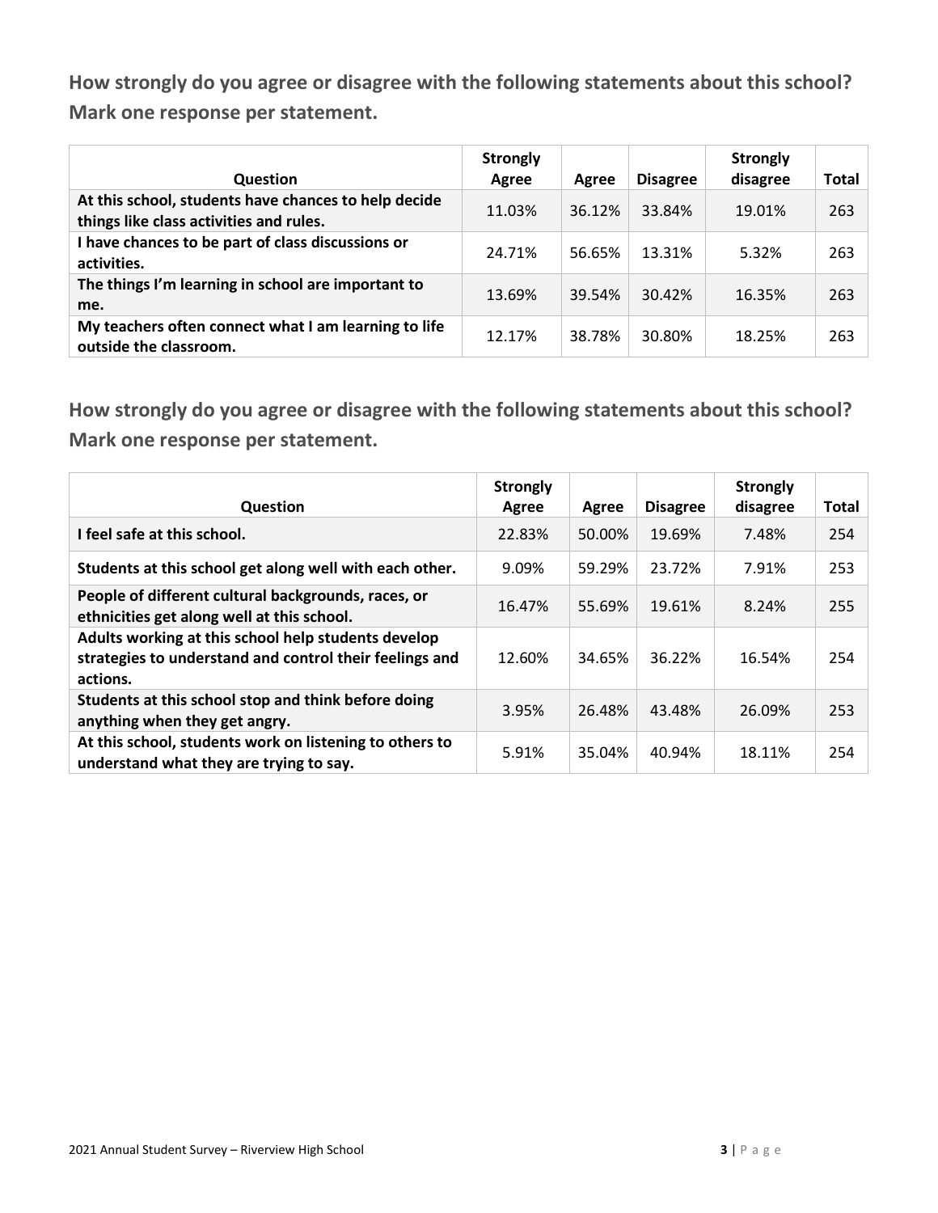**How strongly do you agree or disagree with the following statements about this school? Mark one response per statement.**

| Question | Strongly Agree | Agree | Disagree | Strongly disagree | Total |
|---|---|---|---|---|---|
| At this school, students have chances to help decide things like class activities and rules. | 11.03% | 36.12% | 33.84% | 19.01% | 263 |
| I have chances to be part of class discussions or activities. | 24.71% | 56.65% | 13.31% | 5.32% | 263 |
| The things I'm learning in school are important to me. | 13.69% | 39.54% | 30.42% | 16.35% | 263 |
| My teachers often connect what I am learning to life outside the classroom. | 12.17% | 38.78% | 30.80% | 18.25% | 263 |

**How strongly do you agree or disagree with the following statements about this school? Mark one response per statement.**

| Question | Strongly Agree | Agree | Disagree | Strongly disagree | Total |
|---|---|---|---|---|---|
| I feel safe at this school. | 22.83% | 50.00% | 19.69% | 7.48% | 254 |
| Students at this school get along well with each other. | 9.09% | 59.29% | 23.72% | 7.91% | 253 |
| People of different cultural backgrounds, races, or ethnicities get along well at this school. | 16.47% | 55.69% | 19.61% | 8.24% | 255 |
| Adults working at this school help students develop strategies to understand and control their feelings and actions. | 12.60% | 34.65% | 36.22% | 16.54% | 254 |
| Students at this school stop and think before doing anything when they get angry. | 3.95% | 26.48% | 43.48% | 26.09% | 253 |
| At this school, students work on listening to others to understand what they are trying to say. | 5.91% | 35.04% | 40.94% | 18.11% | 254 |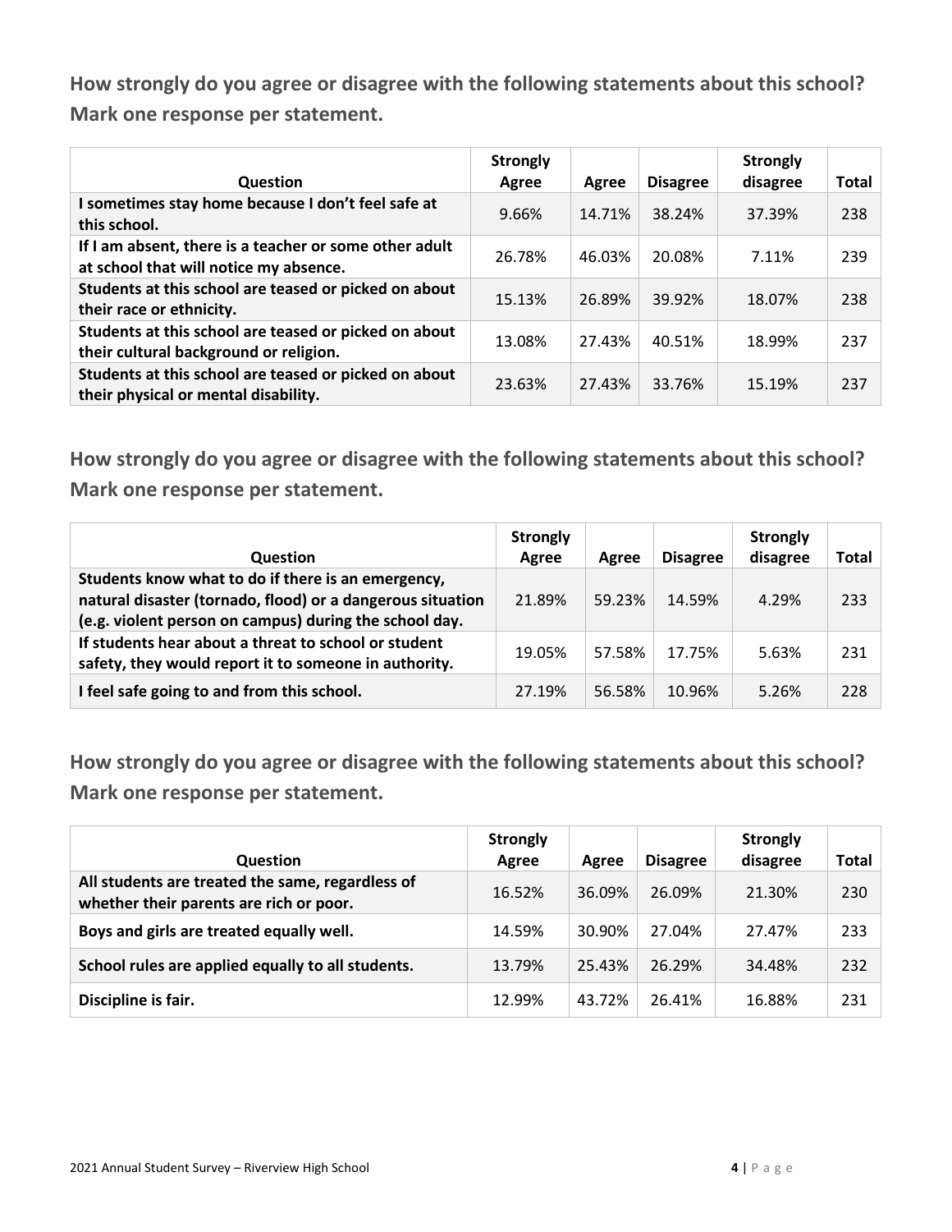**How strongly do you agree or disagree with the following statements about this school? Mark one response per statement.**

| Question | Strongly Agree | Agree | Disagree | Strongly disagree | Total |
|---|---|---|---|---|---|
| **I sometimes stay home because I don't feel safe at this school.** | 9.66% | 14.71% | 38.24% | 37.39% | 238 |
| **If I am absent, there is a teacher or some other adult at school that will notice my absence.** | 26.78% | 46.03% | 20.08% | 7.11% | 239 |
| **Students at this school are teased or picked on about their race or ethnicity.** | 15.13% | 26.89% | 39.92% | 18.07% | 238 |
| **Students at this school are teased or picked on about their cultural background or religion.** | 13.08% | 27.43% | 40.51% | 18.99% | 237 |
| **Students at this school are teased or picked on about their physical or mental disability.** | 23.63% | 27.43% | 33.76% | 15.19% | 237 |

**How strongly do you agree or disagree with the following statements about this school? Mark one response per statement.**

| Question | Strongly Agree | Agree | Disagree | Strongly disagree | Total |
|---|---|---|---|---|---|
| **Students know what to do if there is an emergency, natural disaster (tornado, flood) or a dangerous situation (e.g. violent person on campus) during the school day.** | 21.89% | 59.23% | 14.59% | 4.29% | 233 |
| **If students hear about a threat to school or student safety, they would report it to someone in authority.** | 19.05% | 57.58% | 17.75% | 5.63% | 231 |
| **I feel safe going to and from this school.** | 27.19% | 56.58% | 10.96% | 5.26% | 228 |

**How strongly do you agree or disagree with the following statements about this school? Mark one response per statement.**

| Question | Strongly Agree | Agree | Disagree | Strongly disagree | Total |
|---|---|---|---|---|---|
| **All students are treated the same, regardless of whether their parents are rich or poor.** | 16.52% | 36.09% | 26.09% | 21.30% | 230 |
| **Boys and girls are treated equally well.** | 14.59% | 30.90% | 27.04% | 27.47% | 233 |
| **School rules are applied equally to all students.** | 13.79% | 25.43% | 26.29% | 34.48% | 232 |
| **Discipline is fair.** | 12.99% | 43.72% | 26.41% | 16.88% | 231 |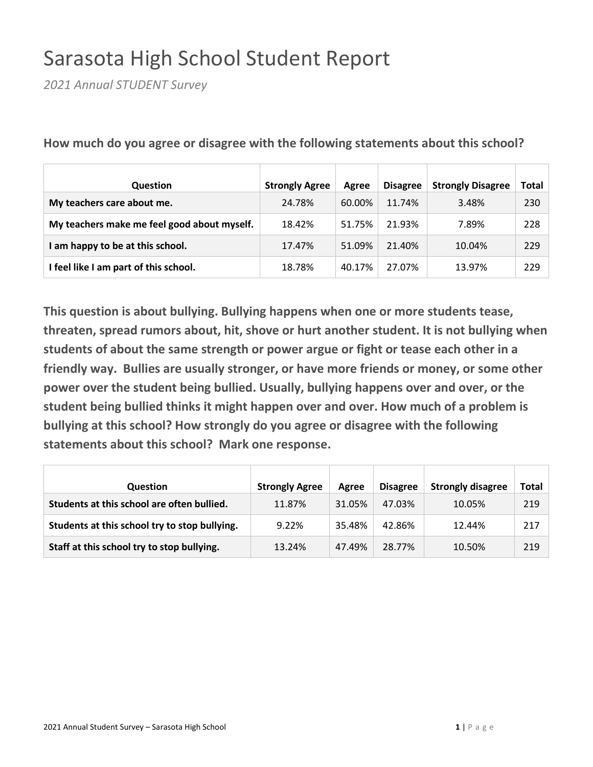# Sarasota High School Student Report

*2021 Annual STUDENT Survey*

**How much do you agree or disagree with the following statements about this school?**

| Question | Strongly Agree | Agree | Disagree | Strongly Disagree | Total |
|---|---|---|---|---|---|
| **My teachers care about me.** | 24.78% | 60.00% | 11.74% | 3.48% | 230 |
| **My teachers make me feel good about myself.** | 18.42% | 51.75% | 21.93% | 7.89% | 228 |
| **I am happy to be at this school.** | 17.47% | 51.09% | 21.40% | 10.04% | 229 |
| **I feel like I am part of this school.** | 18.78% | 40.17% | 27.07% | 13.97% | 229 |

**This question is about bullying. Bullying happens when one or more students tease, threaten, spread rumors about, hit, shove or hurt another student. It is not bullying when students of about the same strength or power argue or fight or tease each other in a friendly way. Bullies are usually stronger, or have more friends or money, or some other power over the student being bullied. Usually, bullying happens over and over, or the student being bullied thinks it might happen over and over. How much of a problem is bullying at this school? How strongly do you agree or disagree with the following statements about this school? Mark one response.**

| Question | Strongly Agree | Agree | Disagree | Strongly disagree | Total |
|---|---|---|---|---|---|
| **Students at this school are often bullied.** | 11.87% | 31.05% | 47.03% | 10.05% | 219 |
| **Students at this school try to stop bullying.** | 9.22% | 35.48% | 42.86% | 12.44% | 217 |
| **Staff at this school try to stop bullying.** | 13.24% | 47.49% | 28.77% | 10.50% | 219 |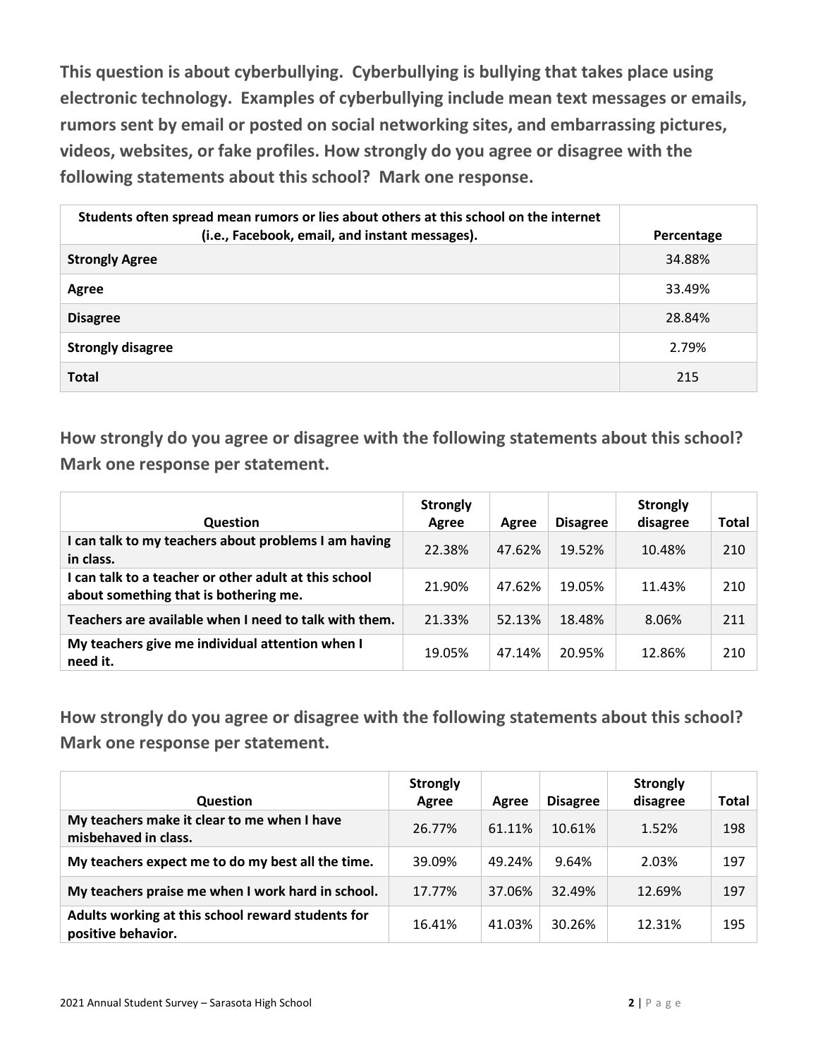**This question is about cyberbullying. Cyberbullying is bullying that takes place using electronic technology. Examples of cyberbullying include mean text messages or emails, rumors sent by email or posted on social networking sites, and embarrassing pictures, videos, websites, or fake profiles. How strongly do you agree or disagree with the following statements about this school? Mark one response.**

| Students often spread mean rumors or lies about others at this school on the internet (i.e., Facebook, email, and instant messages). | Percentage |
|---|---|
| **Strongly Agree** | 34.88% |
| **Agree** | 33.49% |
| **Disagree** | 28.84% |
| **Strongly disagree** | 2.79% |
| **Total** | 215 |

**How strongly do you agree or disagree with the following statements about this school? Mark one response per statement.**

| Question | Strongly Agree | Agree | Disagree | Strongly disagree | Total |
|---|---|---|---|---|---|
| **I can talk to my teachers about problems I am having in class.** | 22.38% | 47.62% | 19.52% | 10.48% | 210 |
| **I can talk to a teacher or other adult at this school about something that is bothering me.** | 21.90% | 47.62% | 19.05% | 11.43% | 210 |
| **Teachers are available when I need to talk with them.** | 21.33% | 52.13% | 18.48% | 8.06% | 211 |
| **My teachers give me individual attention when I need it.** | 19.05% | 47.14% | 20.95% | 12.86% | 210 |

**How strongly do you agree or disagree with the following statements about this school? Mark one response per statement.**

| Question | Strongly Agree | Agree | Disagree | Strongly disagree | Total |
|---|---|---|---|---|---|
| **My teachers make it clear to me when I have misbehaved in class.** | 26.77% | 61.11% | 10.61% | 1.52% | 198 |
| **My teachers expect me to do my best all the time.** | 39.09% | 49.24% | 9.64% | 2.03% | 197 |
| **My teachers praise me when I work hard in school.** | 17.77% | 37.06% | 32.49% | 12.69% | 197 |
| **Adults working at this school reward students for positive behavior.** | 16.41% | 41.03% | 30.26% | 12.31% | 195 |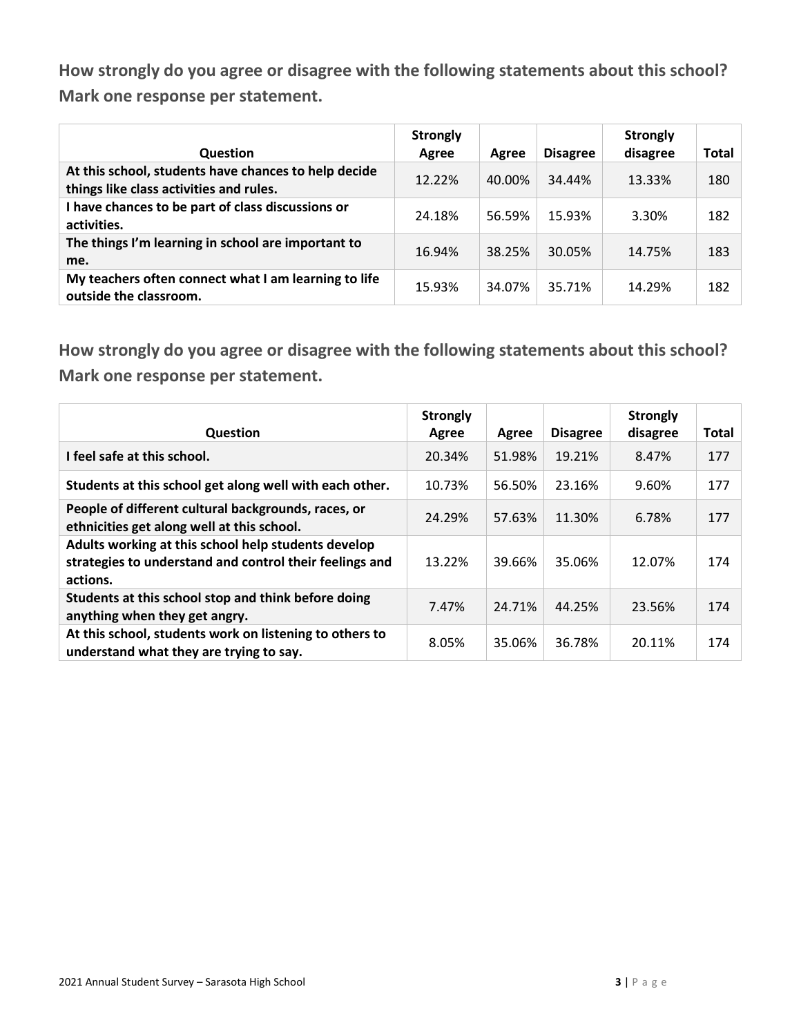**How strongly do you agree or disagree with the following statements about this school? Mark one response per statement.**

| Question | Strongly Agree | Agree | Disagree | Strongly disagree | Total |
|---|---|---|---|---|---|
| At this school, students have chances to help decide things like class activities and rules. | 12.22% | 40.00% | 34.44% | 13.33% | 180 |
| I have chances to be part of class discussions or activities. | 24.18% | 56.59% | 15.93% | 3.30% | 182 |
| The things I'm learning in school are important to me. | 16.94% | 38.25% | 30.05% | 14.75% | 183 |
| My teachers often connect what I am learning to life outside the classroom. | 15.93% | 34.07% | 35.71% | 14.29% | 182 |

**How strongly do you agree or disagree with the following statements about this school? Mark one response per statement.**

| Question | Strongly Agree | Agree | Disagree | Strongly disagree | Total |
|---|---|---|---|---|---|
| I feel safe at this school. | 20.34% | 51.98% | 19.21% | 8.47% | 177 |
| Students at this school get along well with each other. | 10.73% | 56.50% | 23.16% | 9.60% | 177 |
| People of different cultural backgrounds, races, or ethnicities get along well at this school. | 24.29% | 57.63% | 11.30% | 6.78% | 177 |
| Adults working at this school help students develop strategies to understand and control their feelings and actions. | 13.22% | 39.66% | 35.06% | 12.07% | 174 |
| Students at this school stop and think before doing anything when they get angry. | 7.47% | 24.71% | 44.25% | 23.56% | 174 |
| At this school, students work on listening to others to understand what they are trying to say. | 8.05% | 35.06% | 36.78% | 20.11% | 174 |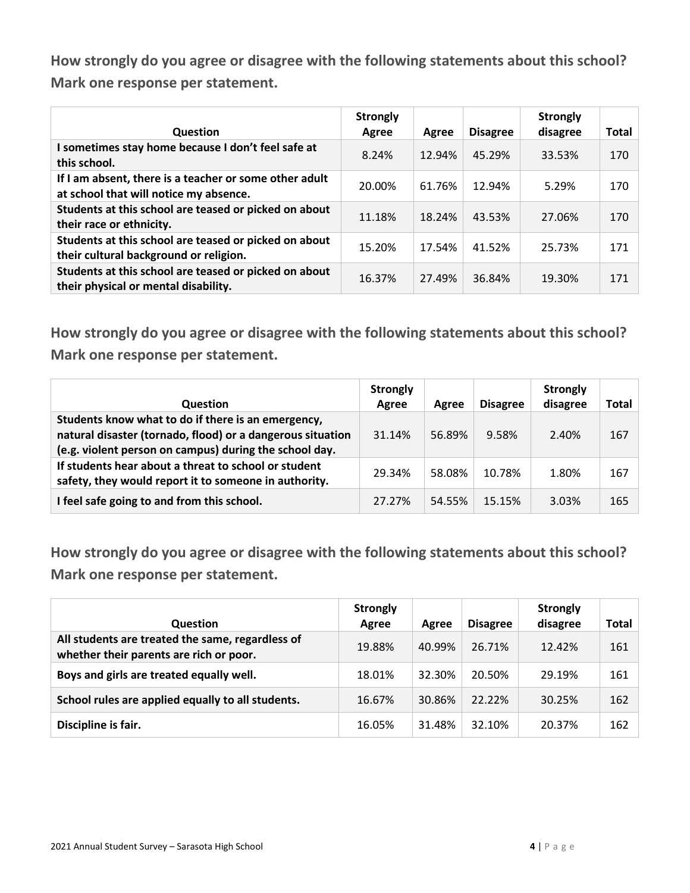**How strongly do you agree or disagree with the following statements about this school? Mark one response per statement.**

| Question | Strongly Agree | Agree | Disagree | Strongly disagree | Total |
|---|---|---|---|---|---|
| I sometimes stay home because I don't feel safe at this school. | 8.24% | 12.94% | 45.29% | 33.53% | 170 |
| If I am absent, there is a teacher or some other adult at school that will notice my absence. | 20.00% | 61.76% | 12.94% | 5.29% | 170 |
| Students at this school are teased or picked on about their race or ethnicity. | 11.18% | 18.24% | 43.53% | 27.06% | 170 |
| Students at this school are teased or picked on about their cultural background or religion. | 15.20% | 17.54% | 41.52% | 25.73% | 171 |
| Students at this school are teased or picked on about their physical or mental disability. | 16.37% | 27.49% | 36.84% | 19.30% | 171 |

**How strongly do you agree or disagree with the following statements about this school? Mark one response per statement.**

| Question | Strongly Agree | Agree | Disagree | Strongly disagree | Total |
|---|---|---|---|---|---|
| Students know what to do if there is an emergency, natural disaster (tornado, flood) or a dangerous situation (e.g. violent person on campus) during the school day. | 31.14% | 56.89% | 9.58% | 2.40% | 167 |
| If students hear about a threat to school or student safety, they would report it to someone in authority. | 29.34% | 58.08% | 10.78% | 1.80% | 167 |
| I feel safe going to and from this school. | 27.27% | 54.55% | 15.15% | 3.03% | 165 |

**How strongly do you agree or disagree with the following statements about this school? Mark one response per statement.**

| Question | Strongly Agree | Agree | Disagree | Strongly disagree | Total |
|---|---|---|---|---|---|
| All students are treated the same, regardless of whether their parents are rich or poor. | 19.88% | 40.99% | 26.71% | 12.42% | 161 |
| Boys and girls are treated equally well. | 18.01% | 32.30% | 20.50% | 29.19% | 161 |
| School rules are applied equally to all students. | 16.67% | 30.86% | 22.22% | 30.25% | 162 |
| Discipline is fair. | 16.05% | 31.48% | 32.10% | 20.37% | 162 |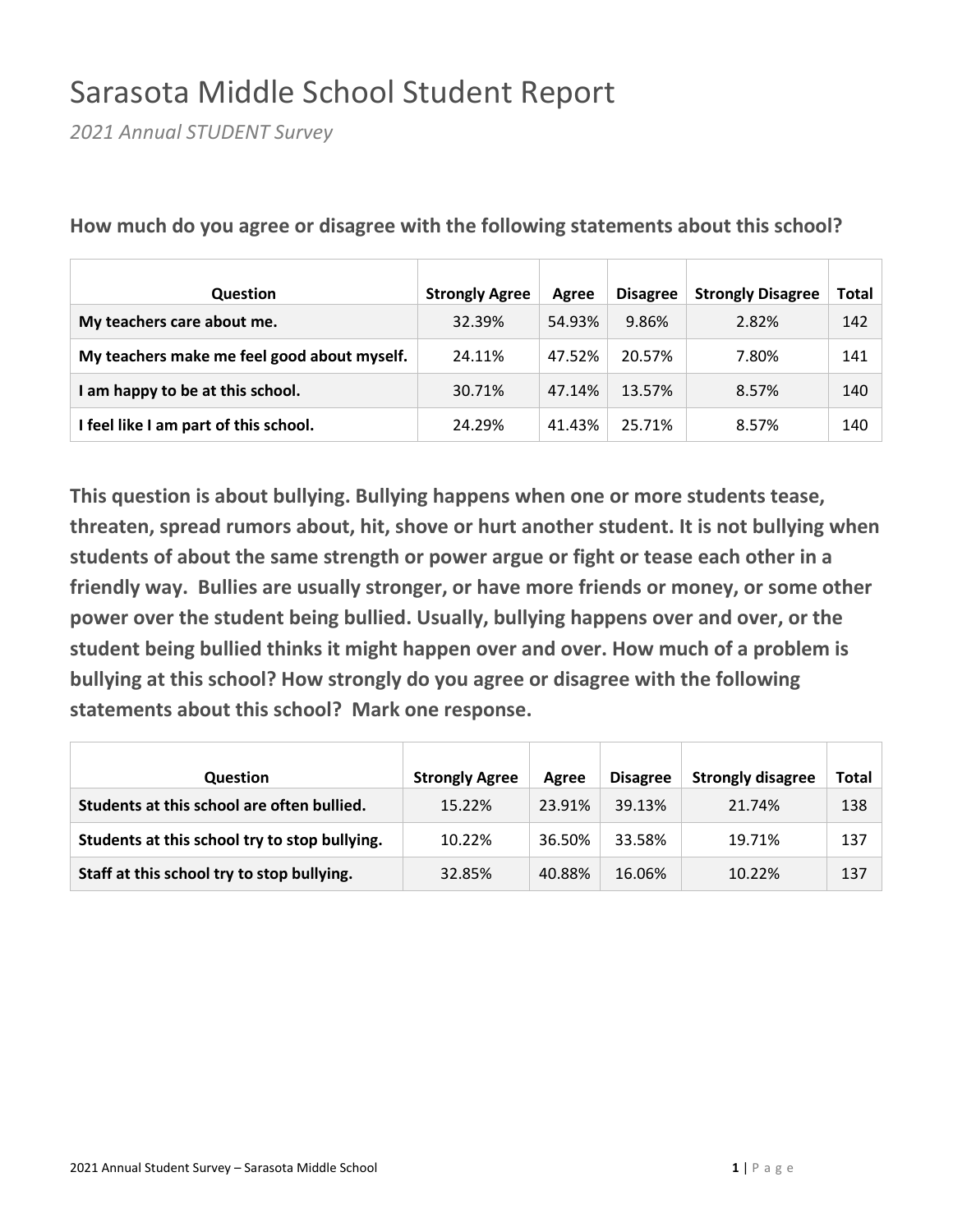# Sarasota Middle School Student Report

*2021 Annual STUDENT Survey*

**How much do you agree or disagree with the following statements about this school?**

| Question | Strongly Agree | Agree | Disagree | Strongly Disagree | Total |
|---|---|---|---|---|---|
| **My teachers care about me.** | 32.39% | 54.93% | 9.86% | 2.82% | 142 |
| **My teachers make me feel good about myself.** | 24.11% | 47.52% | 20.57% | 7.80% | 141 |
| **I am happy to be at this school.** | 30.71% | 47.14% | 13.57% | 8.57% | 140 |
| **I feel like I am part of this school.** | 24.29% | 41.43% | 25.71% | 8.57% | 140 |

**This question is about bullying. Bullying happens when one or more students tease, threaten, spread rumors about, hit, shove or hurt another student. It is not bullying when students of about the same strength or power argue or fight or tease each other in a friendly way. Bullies are usually stronger, or have more friends or money, or some other power over the student being bullied. Usually, bullying happens over and over, or the student being bullied thinks it might happen over and over. How much of a problem is bullying at this school? How strongly do you agree or disagree with the following statements about this school? Mark one response.**

| Question | Strongly Agree | Agree | Disagree | Strongly disagree | Total |
|---|---|---|---|---|---|
| **Students at this school are often bullied.** | 15.22% | 23.91% | 39.13% | 21.74% | 138 |
| **Students at this school try to stop bullying.** | 10.22% | 36.50% | 33.58% | 19.71% | 137 |
| **Staff at this school try to stop bullying.** | 32.85% | 40.88% | 16.06% | 10.22% | 137 |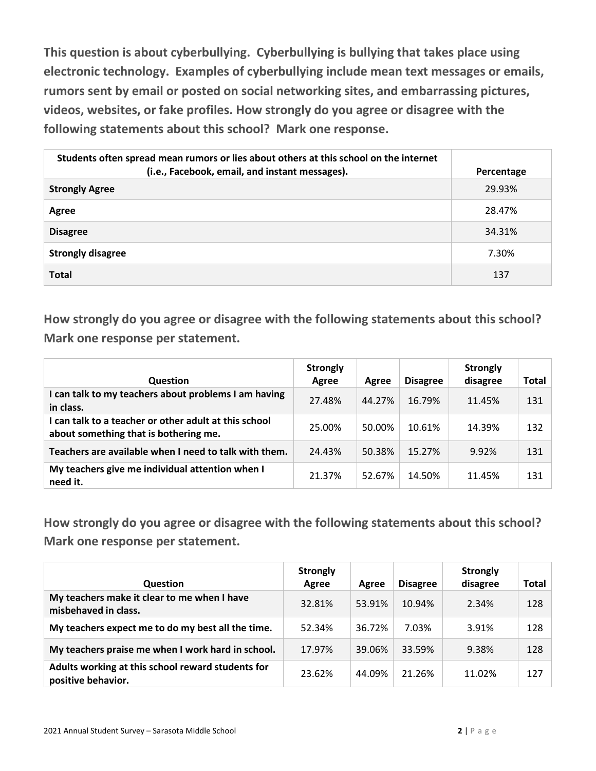**This question is about cyberbullying. Cyberbullying is bullying that takes place using electronic technology. Examples of cyberbullying include mean text messages or emails, rumors sent by email or posted on social networking sites, and embarrassing pictures, videos, websites, or fake profiles. How strongly do you agree or disagree with the following statements about this school? Mark one response.**

| Students often spread mean rumors or lies about others at this school on the internet (i.e., Facebook, email, and instant messages). | Percentage |
|---|---|
| **Strongly Agree** | 29.93% |
| **Agree** | 28.47% |
| **Disagree** | 34.31% |
| **Strongly disagree** | 7.30% |
| **Total** | 137 |

**How strongly do you agree or disagree with the following statements about this school? Mark one response per statement.**

| Question | Strongly Agree | Agree | Disagree | Strongly disagree | Total |
|---|---|---|---|---|---|
| I can talk to my teachers about problems I am having in class. | 27.48% | 44.27% | 16.79% | 11.45% | 131 |
| I can talk to a teacher or other adult at this school about something that is bothering me. | 25.00% | 50.00% | 10.61% | 14.39% | 132 |
| Teachers are available when I need to talk with them. | 24.43% | 50.38% | 15.27% | 9.92% | 131 |
| My teachers give me individual attention when I need it. | 21.37% | 52.67% | 14.50% | 11.45% | 131 |

**How strongly do you agree or disagree with the following statements about this school? Mark one response per statement.**

| Question | Strongly Agree | Agree | Disagree | Strongly disagree | Total |
|---|---|---|---|---|---|
| My teachers make it clear to me when I have misbehaved in class. | 32.81% | 53.91% | 10.94% | 2.34% | 128 |
| My teachers expect me to do my best all the time. | 52.34% | 36.72% | 7.03% | 3.91% | 128 |
| My teachers praise me when I work hard in school. | 17.97% | 39.06% | 33.59% | 9.38% | 128 |
| Adults working at this school reward students for positive behavior. | 23.62% | 44.09% | 21.26% | 11.02% | 127 |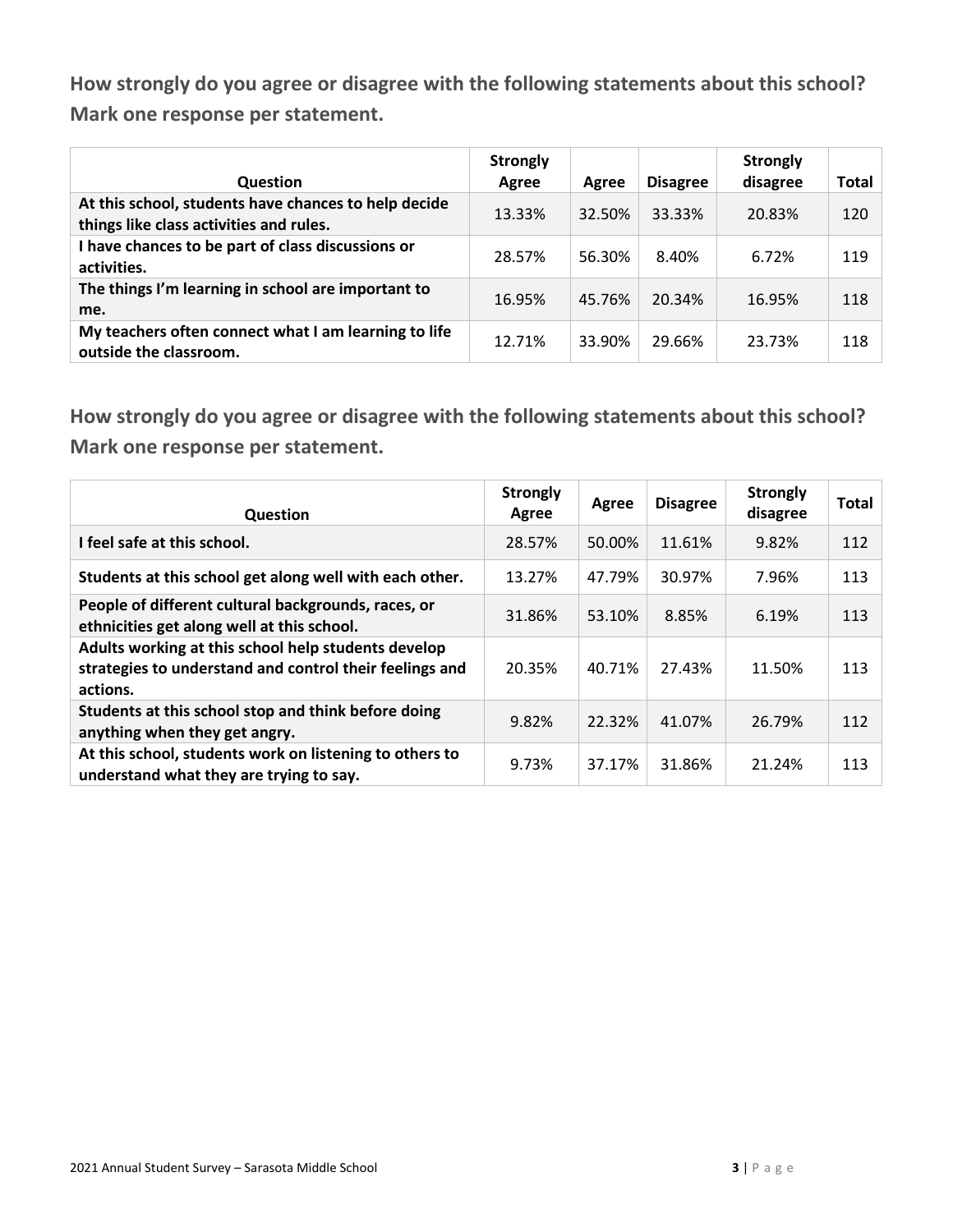**How strongly do you agree or disagree with the following statements about this school? Mark one response per statement.**

| Question | Strongly Agree | Agree | Disagree | Strongly disagree | Total |
|---|---|---|---|---|---|
| At this school, students have chances to help decide things like class activities and rules. | 13.33% | 32.50% | 33.33% | 20.83% | 120 |
| I have chances to be part of class discussions or activities. | 28.57% | 56.30% | 8.40% | 6.72% | 119 |
| The things I'm learning in school are important to me. | 16.95% | 45.76% | 20.34% | 16.95% | 118 |
| My teachers often connect what I am learning to life outside the classroom. | 12.71% | 33.90% | 29.66% | 23.73% | 118 |

**How strongly do you agree or disagree with the following statements about this school? Mark one response per statement.**

| Question | Strongly Agree | Agree | Disagree | Strongly disagree | Total |
|---|---|---|---|---|---|
| I feel safe at this school. | 28.57% | 50.00% | 11.61% | 9.82% | 112 |
| Students at this school get along well with each other. | 13.27% | 47.79% | 30.97% | 7.96% | 113 |
| People of different cultural backgrounds, races, or ethnicities get along well at this school. | 31.86% | 53.10% | 8.85% | 6.19% | 113 |
| Adults working at this school help students develop strategies to understand and control their feelings and actions. | 20.35% | 40.71% | 27.43% | 11.50% | 113 |
| Students at this school stop and think before doing anything when they get angry. | 9.82% | 22.32% | 41.07% | 26.79% | 112 |
| At this school, students work on listening to others to understand what they are trying to say. | 9.73% | 37.17% | 31.86% | 21.24% | 113 |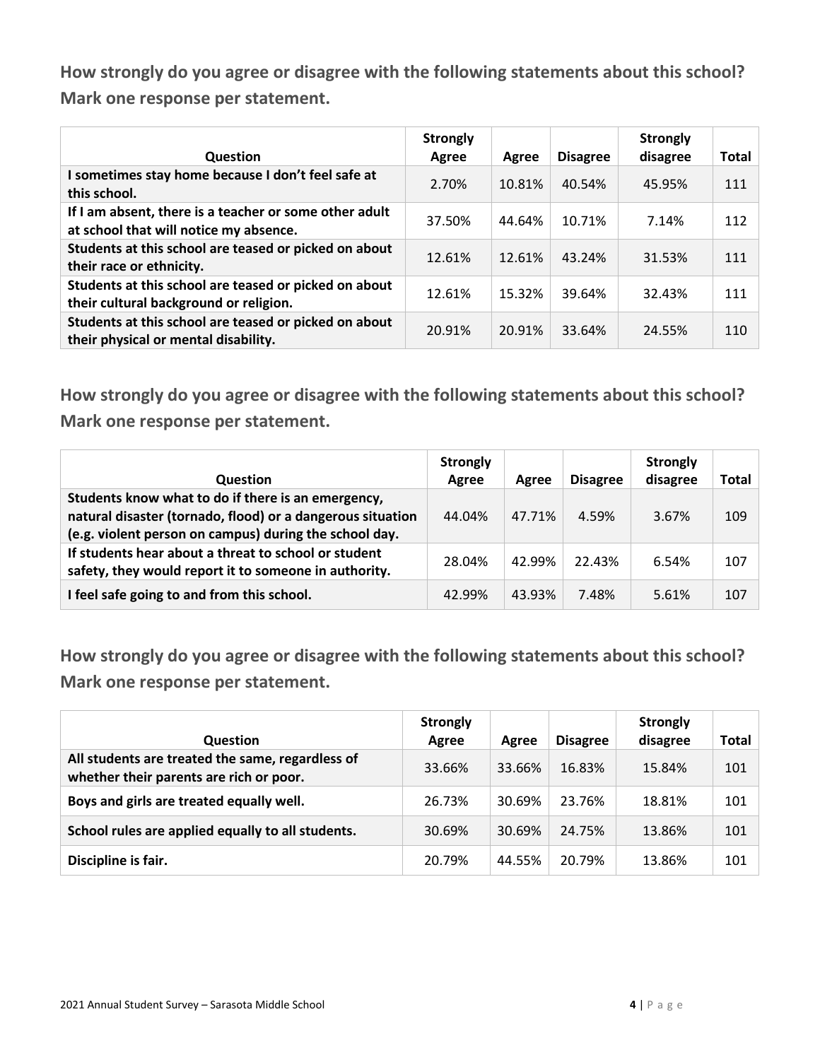**How strongly do you agree or disagree with the following statements about this school? Mark one response per statement.**

| Question | Strongly Agree | Agree | Disagree | Strongly disagree | Total |
|---|---|---|---|---|---|
| I sometimes stay home because I don't feel safe at this school. | 2.70% | 10.81% | 40.54% | 45.95% | 111 |
| If I am absent, there is a teacher or some other adult at school that will notice my absence. | 37.50% | 44.64% | 10.71% | 7.14% | 112 |
| Students at this school are teased or picked on about their race or ethnicity. | 12.61% | 12.61% | 43.24% | 31.53% | 111 |
| Students at this school are teased or picked on about their cultural background or religion. | 12.61% | 15.32% | 39.64% | 32.43% | 111 |
| Students at this school are teased or picked on about their physical or mental disability. | 20.91% | 20.91% | 33.64% | 24.55% | 110 |

**How strongly do you agree or disagree with the following statements about this school? Mark one response per statement.**

| Question | Strongly Agree | Agree | Disagree | Strongly disagree | Total |
|---|---|---|---|---|---|
| Students know what to do if there is an emergency, natural disaster (tornado, flood) or a dangerous situation (e.g. violent person on campus) during the school day. | 44.04% | 47.71% | 4.59% | 3.67% | 109 |
| If students hear about a threat to school or student safety, they would report it to someone in authority. | 28.04% | 42.99% | 22.43% | 6.54% | 107 |
| I feel safe going to and from this school. | 42.99% | 43.93% | 7.48% | 5.61% | 107 |

**How strongly do you agree or disagree with the following statements about this school? Mark one response per statement.**

| Question | Strongly Agree | Agree | Disagree | Strongly disagree | Total |
|---|---|---|---|---|---|
| All students are treated the same, regardless of whether their parents are rich or poor. | 33.66% | 33.66% | 16.83% | 15.84% | 101 |
| Boys and girls are treated equally well. | 26.73% | 30.69% | 23.76% | 18.81% | 101 |
| School rules are applied equally to all students. | 30.69% | 30.69% | 24.75% | 13.86% | 101 |
| Discipline is fair. | 20.79% | 44.55% | 20.79% | 13.86% | 101 |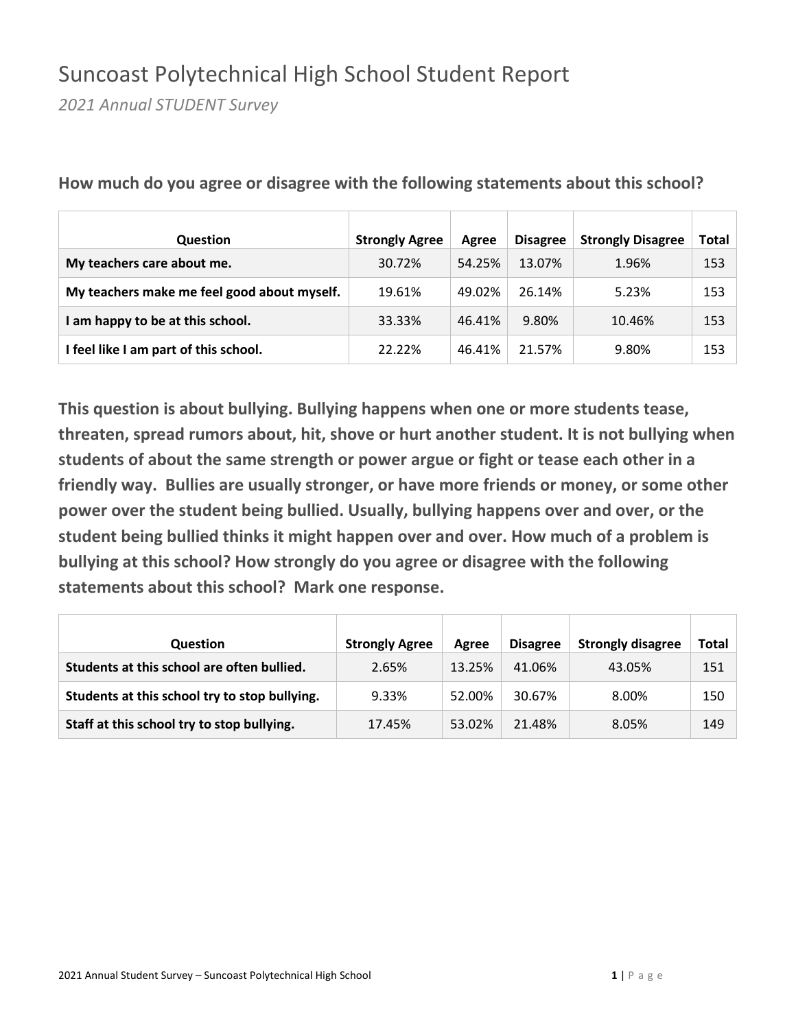# Suncoast Polytechnical High School Student Report

*2021 Annual STUDENT Survey*

**How much do you agree or disagree with the following statements about this school?**

| Question | Strongly Agree | Agree | Disagree | Strongly Disagree | Total |
|---|---|---|---|---|---|
| **My teachers care about me.** | 30.72% | 54.25% | 13.07% | 1.96% | 153 |
| **My teachers make me feel good about myself.** | 19.61% | 49.02% | 26.14% | 5.23% | 153 |
| **I am happy to be at this school.** | 33.33% | 46.41% | 9.80% | 10.46% | 153 |
| **I feel like I am part of this school.** | 22.22% | 46.41% | 21.57% | 9.80% | 153 |

**This question is about bullying. Bullying happens when one or more students tease, threaten, spread rumors about, hit, shove or hurt another student. It is not bullying when students of about the same strength or power argue or fight or tease each other in a friendly way. Bullies are usually stronger, or have more friends or money, or some other power over the student being bullied. Usually, bullying happens over and over, or the student being bullied thinks it might happen over and over. How much of a problem is bullying at this school? How strongly do you agree or disagree with the following statements about this school? Mark one response.**

| Question | Strongly Agree | Agree | Disagree | Strongly disagree | Total |
|---|---|---|---|---|---|
| **Students at this school are often bullied.** | 2.65% | 13.25% | 41.06% | 43.05% | 151 |
| **Students at this school try to stop bullying.** | 9.33% | 52.00% | 30.67% | 8.00% | 150 |
| **Staff at this school try to stop bullying.** | 17.45% | 53.02% | 21.48% | 8.05% | 149 |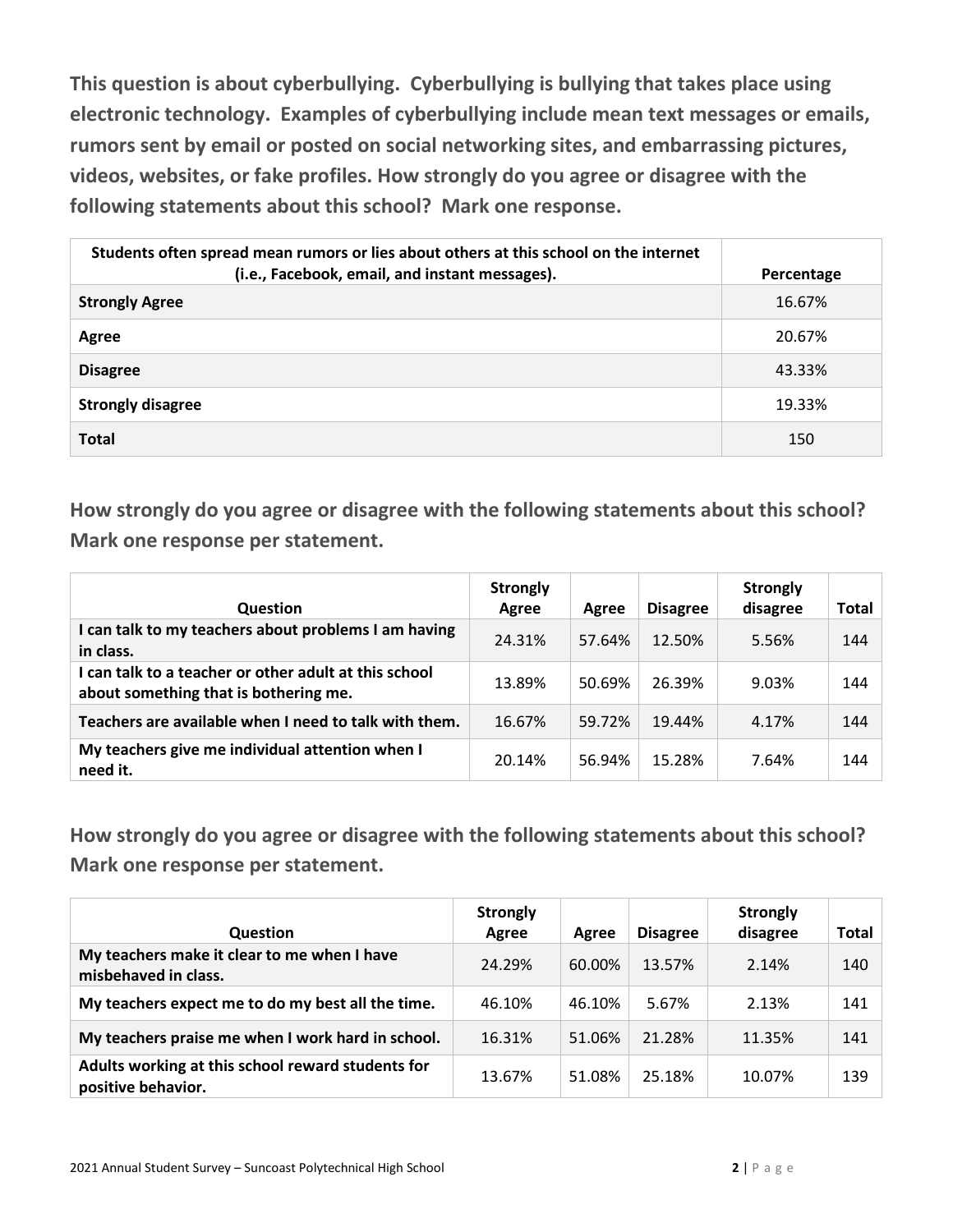**This question is about cyberbullying. Cyberbullying is bullying that takes place using electronic technology. Examples of cyberbullying include mean text messages or emails, rumors sent by email or posted on social networking sites, and embarrassing pictures, videos, websites, or fake profiles. How strongly do you agree or disagree with the following statements about this school? Mark one response.**

| Students often spread mean rumors or lies about others at this school on the internet (i.e., Facebook, email, and instant messages). | Percentage |
|---|---|
| **Strongly Agree** | 16.67% |
| **Agree** | 20.67% |
| **Disagree** | 43.33% |
| **Strongly disagree** | 19.33% |
| **Total** | 150 |

**How strongly do you agree or disagree with the following statements about this school? Mark one response per statement.**

| Question | Strongly Agree | Agree | Disagree | Strongly disagree | Total |
|---|---|---|---|---|---|
| **I can talk to my teachers about problems I am having in class.** | 24.31% | 57.64% | 12.50% | 5.56% | 144 |
| **I can talk to a teacher or other adult at this school about something that is bothering me.** | 13.89% | 50.69% | 26.39% | 9.03% | 144 |
| **Teachers are available when I need to talk with them.** | 16.67% | 59.72% | 19.44% | 4.17% | 144 |
| **My teachers give me individual attention when I need it.** | 20.14% | 56.94% | 15.28% | 7.64% | 144 |

**How strongly do you agree or disagree with the following statements about this school? Mark one response per statement.**

| Question | Strongly Agree | Agree | Disagree | Strongly disagree | Total |
|---|---|---|---|---|---|
| **My teachers make it clear to me when I have misbehaved in class.** | 24.29% | 60.00% | 13.57% | 2.14% | 140 |
| **My teachers expect me to do my best all the time.** | 46.10% | 46.10% | 5.67% | 2.13% | 141 |
| **My teachers praise me when I work hard in school.** | 16.31% | 51.06% | 21.28% | 11.35% | 141 |
| **Adults working at this school reward students for positive behavior.** | 13.67% | 51.08% | 25.18% | 10.07% | 139 |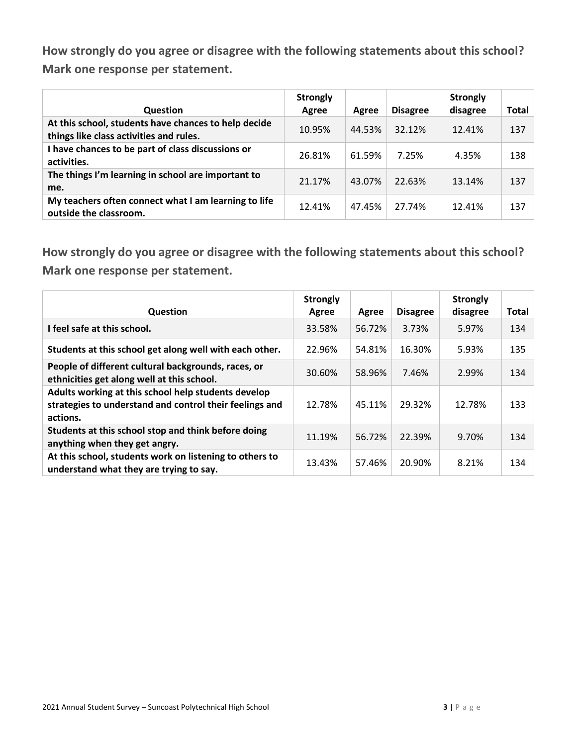**How strongly do you agree or disagree with the following statements about this school? Mark one response per statement.**

| Question | Strongly Agree | Agree | Disagree | Strongly disagree | Total |
|---|---|---|---|---|---|
| At this school, students have chances to help decide things like class activities and rules. | 10.95% | 44.53% | 32.12% | 12.41% | 137 |
| I have chances to be part of class discussions or activities. | 26.81% | 61.59% | 7.25% | 4.35% | 138 |
| The things I'm learning in school are important to me. | 21.17% | 43.07% | 22.63% | 13.14% | 137 |
| My teachers often connect what I am learning to life outside the classroom. | 12.41% | 47.45% | 27.74% | 12.41% | 137 |

**How strongly do you agree or disagree with the following statements about this school? Mark one response per statement.**

| Question | Strongly Agree | Agree | Disagree | Strongly disagree | Total |
|---|---|---|---|---|---|
| I feel safe at this school. | 33.58% | 56.72% | 3.73% | 5.97% | 134 |
| Students at this school get along well with each other. | 22.96% | 54.81% | 16.30% | 5.93% | 135 |
| People of different cultural backgrounds, races, or ethnicities get along well at this school. | 30.60% | 58.96% | 7.46% | 2.99% | 134 |
| Adults working at this school help students develop strategies to understand and control their feelings and actions. | 12.78% | 45.11% | 29.32% | 12.78% | 133 |
| Students at this school stop and think before doing anything when they get angry. | 11.19% | 56.72% | 22.39% | 9.70% | 134 |
| At this school, students work on listening to others to understand what they are trying to say. | 13.43% | 57.46% | 20.90% | 8.21% | 134 |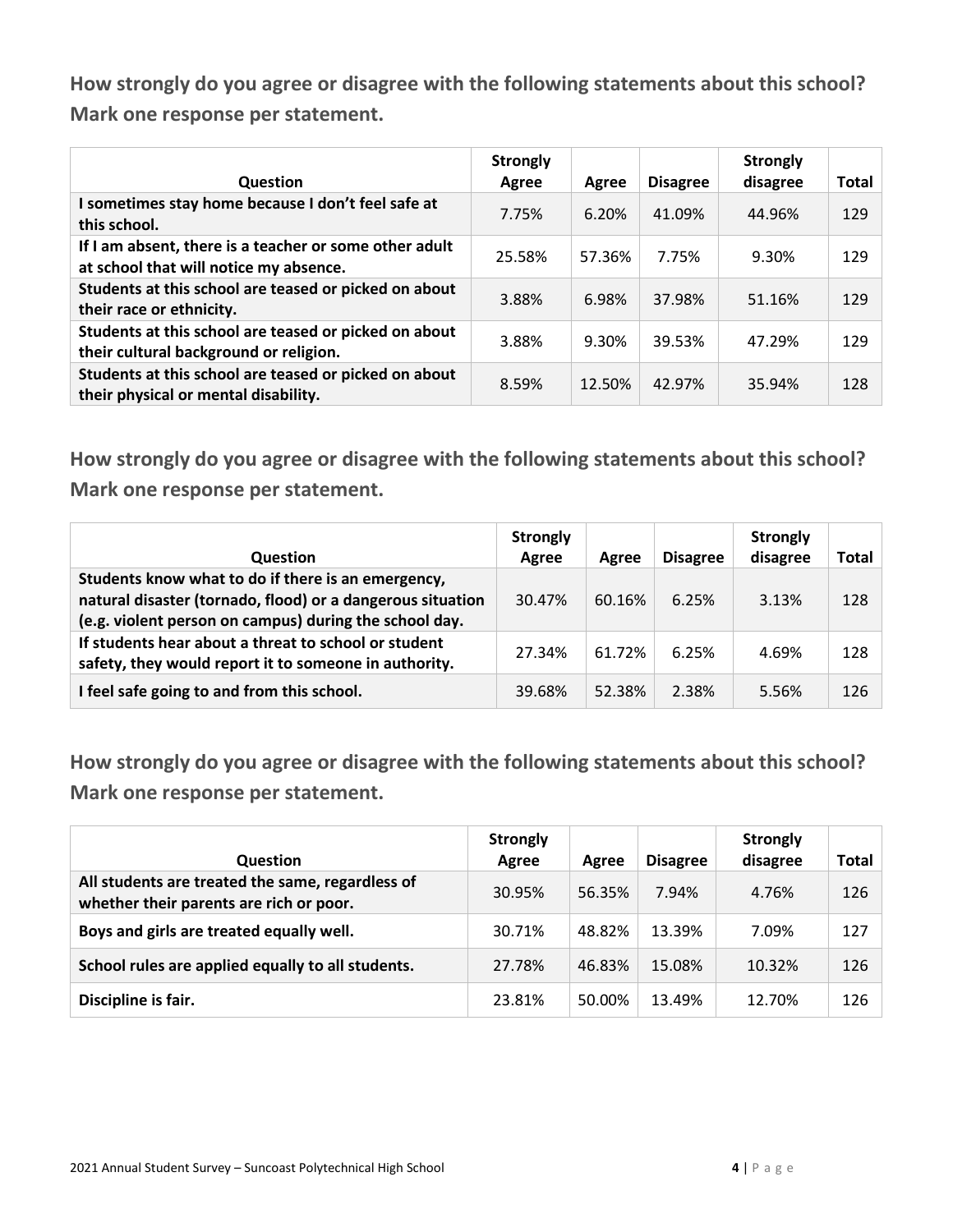**How strongly do you agree or disagree with the following statements about this school? Mark one response per statement.**

| Question | Strongly Agree | Agree | Disagree | Strongly disagree | Total |
|---|---|---|---|---|---|
| I sometimes stay home because I don't feel safe at this school. | 7.75% | 6.20% | 41.09% | 44.96% | 129 |
| If I am absent, there is a teacher or some other adult at school that will notice my absence. | 25.58% | 57.36% | 7.75% | 9.30% | 129 |
| Students at this school are teased or picked on about their race or ethnicity. | 3.88% | 6.98% | 37.98% | 51.16% | 129 |
| Students at this school are teased or picked on about their cultural background or religion. | 3.88% | 9.30% | 39.53% | 47.29% | 129 |
| Students at this school are teased or picked on about their physical or mental disability. | 8.59% | 12.50% | 42.97% | 35.94% | 128 |

**How strongly do you agree or disagree with the following statements about this school? Mark one response per statement.**

| Question | Strongly Agree | Agree | Disagree | Strongly disagree | Total |
|---|---|---|---|---|---|
| Students know what to do if there is an emergency, natural disaster (tornado, flood) or a dangerous situation (e.g. violent person on campus) during the school day. | 30.47% | 60.16% | 6.25% | 3.13% | 128 |
| If students hear about a threat to school or student safety, they would report it to someone in authority. | 27.34% | 61.72% | 6.25% | 4.69% | 128 |
| I feel safe going to and from this school. | 39.68% | 52.38% | 2.38% | 5.56% | 126 |

**How strongly do you agree or disagree with the following statements about this school? Mark one response per statement.**

| Question | Strongly Agree | Agree | Disagree | Strongly disagree | Total |
|---|---|---|---|---|---|
| All students are treated the same, regardless of whether their parents are rich or poor. | 30.95% | 56.35% | 7.94% | 4.76% | 126 |
| Boys and girls are treated equally well. | 30.71% | 48.82% | 13.39% | 7.09% | 127 |
| School rules are applied equally to all students. | 27.78% | 46.83% | 15.08% | 10.32% | 126 |
| Discipline is fair. | 23.81% | 50.00% | 13.49% | 12.70% | 126 |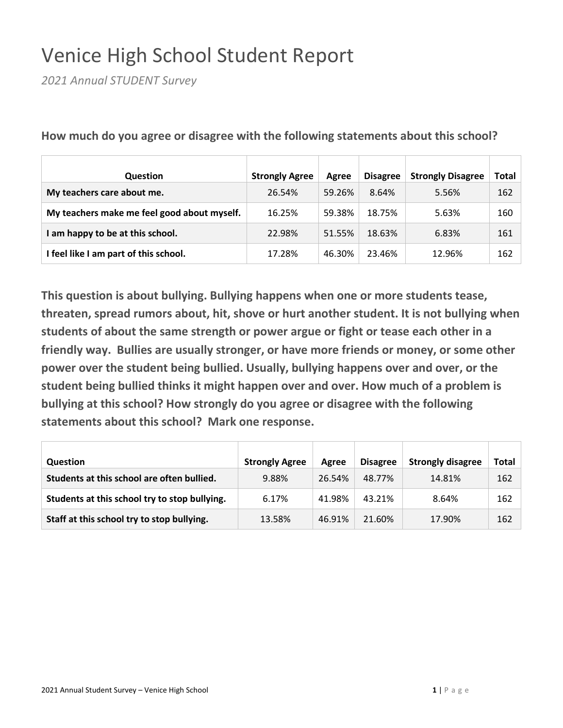# Venice High School Student Report

*2021 Annual STUDENT Survey*

**How much do you agree or disagree with the following statements about this school?**

| Question | Strongly Agree | Agree | Disagree | Strongly Disagree | Total |
|---|---|---|---|---|---|
| **My teachers care about me.** | 26.54% | 59.26% | 8.64% | 5.56% | 162 |
| **My teachers make me feel good about myself.** | 16.25% | 59.38% | 18.75% | 5.63% | 160 |
| **I am happy to be at this school.** | 22.98% | 51.55% | 18.63% | 6.83% | 161 |
| **I feel like I am part of this school.** | 17.28% | 46.30% | 23.46% | 12.96% | 162 |

**This question is about bullying. Bullying happens when one or more students tease, threaten, spread rumors about, hit, shove or hurt another student. It is not bullying when students of about the same strength or power argue or fight or tease each other in a friendly way. Bullies are usually stronger, or have more friends or money, or some other power over the student being bullied. Usually, bullying happens over and over, or the student being bullied thinks it might happen over and over. How much of a problem is bullying at this school? How strongly do you agree or disagree with the following statements about this school? Mark one response.**

| Question | Strongly Agree | Agree | Disagree | Strongly disagree | Total |
|---|---|---|---|---|---|
| **Students at this school are often bullied.** | 9.88% | 26.54% | 48.77% | 14.81% | 162 |
| **Students at this school try to stop bullying.** | 6.17% | 41.98% | 43.21% | 8.64% | 162 |
| **Staff at this school try to stop bullying.** | 13.58% | 46.91% | 21.60% | 17.90% | 162 |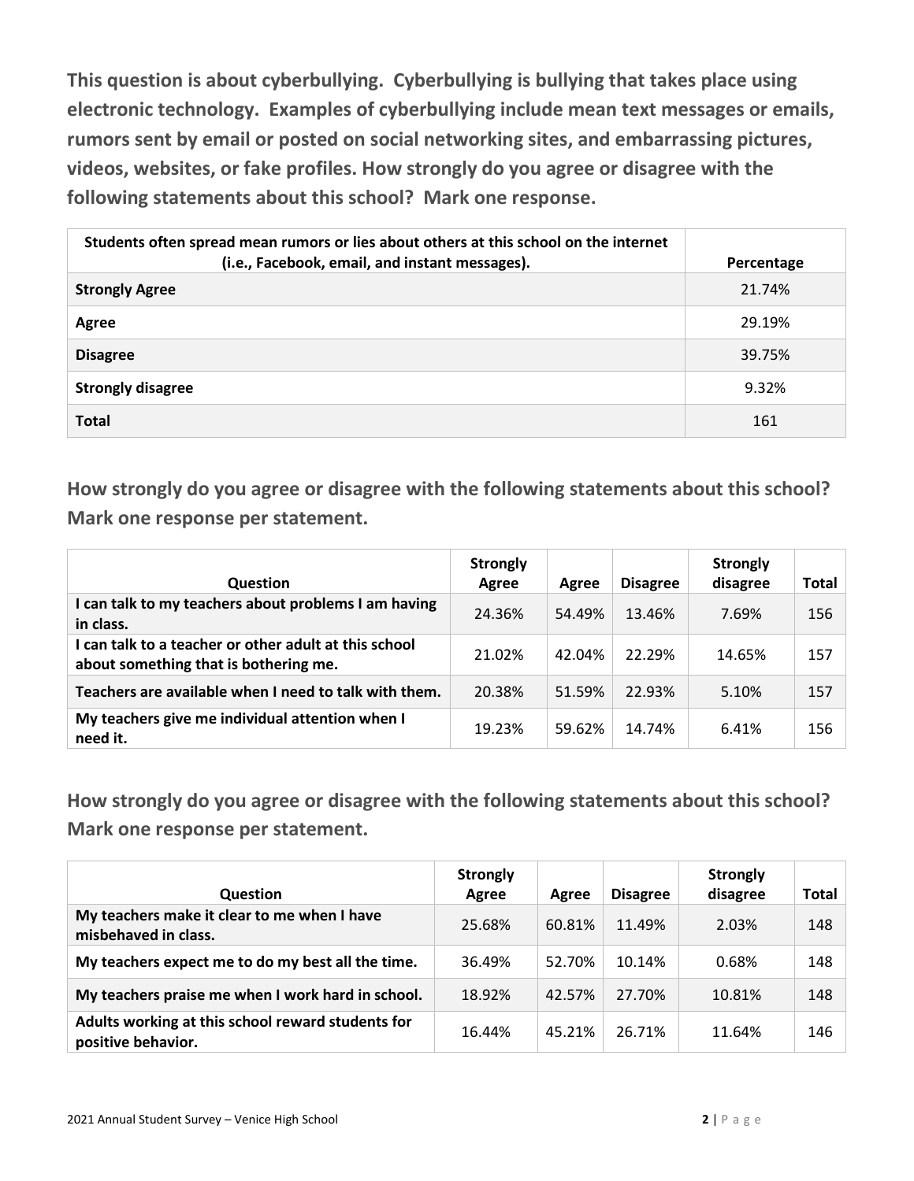**This question is about cyberbullying. Cyberbullying is bullying that takes place using electronic technology. Examples of cyberbullying include mean text messages or emails, rumors sent by email or posted on social networking sites, and embarrassing pictures, videos, websites, or fake profiles. How strongly do you agree or disagree with the following statements about this school? Mark one response.**

| Students often spread mean rumors or lies about others at this school on the internet (i.e., Facebook, email, and instant messages). | Percentage |
|---|---|
| **Strongly Agree** | 21.74% |
| **Agree** | 29.19% |
| **Disagree** | 39.75% |
| **Strongly disagree** | 9.32% |
| **Total** | 161 |

**How strongly do you agree or disagree with the following statements about this school? Mark one response per statement.**

| Question | Strongly Agree | Agree | Disagree | Strongly disagree | Total |
|---|---|---|---|---|---|
| **I can talk to my teachers about problems I am having in class.** | 24.36% | 54.49% | 13.46% | 7.69% | 156 |
| **I can talk to a teacher or other adult at this school about something that is bothering me.** | 21.02% | 42.04% | 22.29% | 14.65% | 157 |
| **Teachers are available when I need to talk with them.** | 20.38% | 51.59% | 22.93% | 5.10% | 157 |
| **My teachers give me individual attention when I need it.** | 19.23% | 59.62% | 14.74% | 6.41% | 156 |

**How strongly do you agree or disagree with the following statements about this school? Mark one response per statement.**

| Question | Strongly Agree | Agree | Disagree | Strongly disagree | Total |
|---|---|---|---|---|---|
| **My teachers make it clear to me when I have misbehaved in class.** | 25.68% | 60.81% | 11.49% | 2.03% | 148 |
| **My teachers expect me to do my best all the time.** | 36.49% | 52.70% | 10.14% | 0.68% | 148 |
| **My teachers praise me when I work hard in school.** | 18.92% | 42.57% | 27.70% | 10.81% | 148 |
| **Adults working at this school reward students for positive behavior.** | 16.44% | 45.21% | 26.71% | 11.64% | 146 |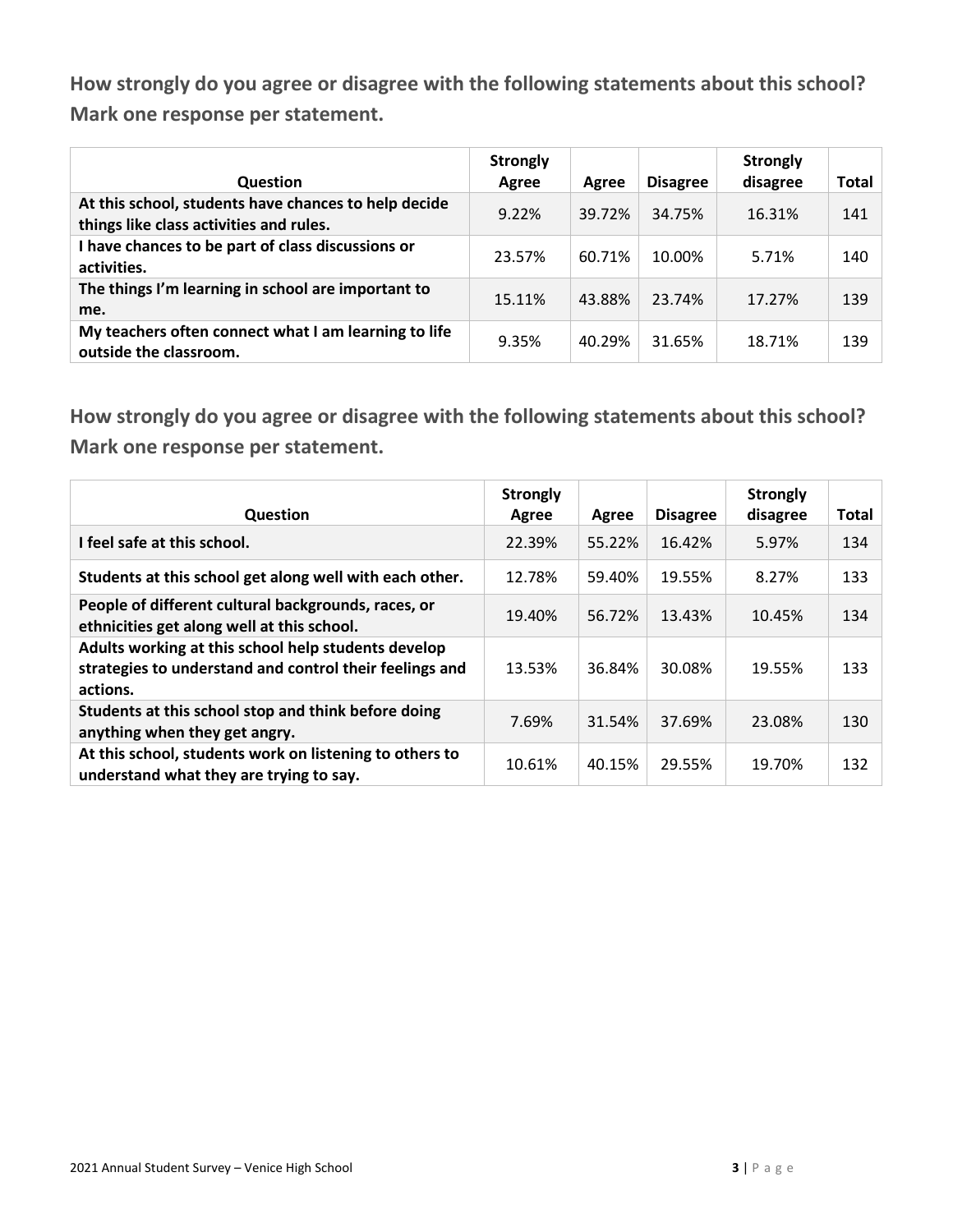**How strongly do you agree or disagree with the following statements about this school? Mark one response per statement.**

| Question | Strongly Agree | Agree | Disagree | Strongly disagree | Total |
|---|---|---|---|---|---|
| At this school, students have chances to help decide things like class activities and rules. | 9.22% | 39.72% | 34.75% | 16.31% | 141 |
| I have chances to be part of class discussions or activities. | 23.57% | 60.71% | 10.00% | 5.71% | 140 |
| The things I'm learning in school are important to me. | 15.11% | 43.88% | 23.74% | 17.27% | 139 |
| My teachers often connect what I am learning to life outside the classroom. | 9.35% | 40.29% | 31.65% | 18.71% | 139 |

**How strongly do you agree or disagree with the following statements about this school? Mark one response per statement.**

| Question | Strongly Agree | Agree | Disagree | Strongly disagree | Total |
|---|---|---|---|---|---|
| I feel safe at this school. | 22.39% | 55.22% | 16.42% | 5.97% | 134 |
| Students at this school get along well with each other. | 12.78% | 59.40% | 19.55% | 8.27% | 133 |
| People of different cultural backgrounds, races, or ethnicities get along well at this school. | 19.40% | 56.72% | 13.43% | 10.45% | 134 |
| Adults working at this school help students develop strategies to understand and control their feelings and actions. | 13.53% | 36.84% | 30.08% | 19.55% | 133 |
| Students at this school stop and think before doing anything when they get angry. | 7.69% | 31.54% | 37.69% | 23.08% | 130 |
| At this school, students work on listening to others to understand what they are trying to say. | 10.61% | 40.15% | 29.55% | 19.70% | 132 |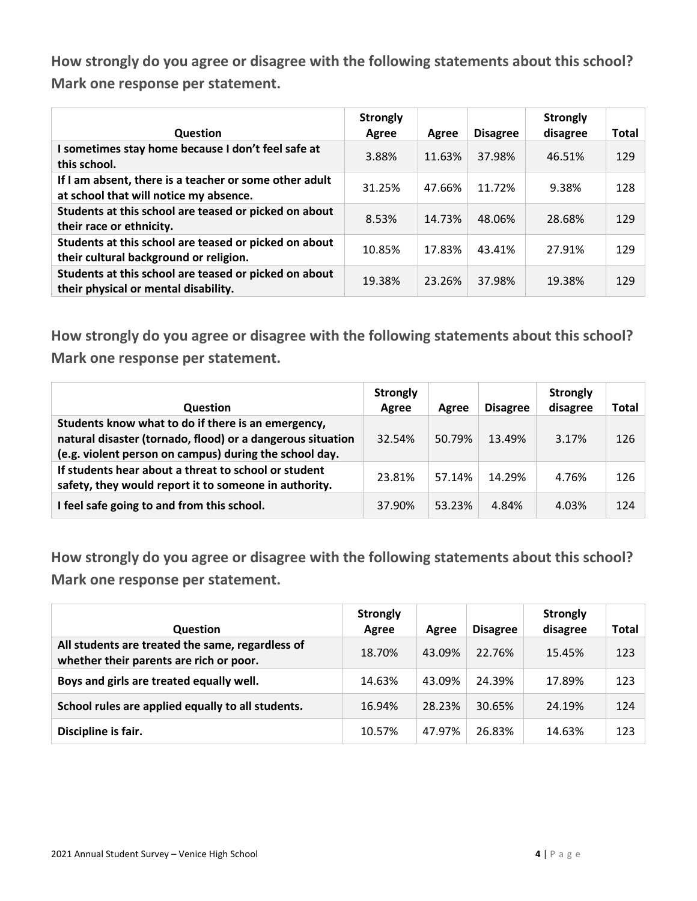**How strongly do you agree or disagree with the following statements about this school? Mark one response per statement.**

| Question | Strongly Agree | Agree | Disagree | Strongly disagree | Total |
|---|---|---|---|---|---|
| I sometimes stay home because I don't feel safe at this school. | 3.88% | 11.63% | 37.98% | 46.51% | 129 |
| If I am absent, there is a teacher or some other adult at school that will notice my absence. | 31.25% | 47.66% | 11.72% | 9.38% | 128 |
| Students at this school are teased or picked on about their race or ethnicity. | 8.53% | 14.73% | 48.06% | 28.68% | 129 |
| Students at this school are teased or picked on about their cultural background or religion. | 10.85% | 17.83% | 43.41% | 27.91% | 129 |
| Students at this school are teased or picked on about their physical or mental disability. | 19.38% | 23.26% | 37.98% | 19.38% | 129 |

**How strongly do you agree or disagree with the following statements about this school? Mark one response per statement.**

| Question | Strongly Agree | Agree | Disagree | Strongly disagree | Total |
|---|---|---|---|---|---|
| Students know what to do if there is an emergency, natural disaster (tornado, flood) or a dangerous situation (e.g. violent person on campus) during the school day. | 32.54% | 50.79% | 13.49% | 3.17% | 126 |
| If students hear about a threat to school or student safety, they would report it to someone in authority. | 23.81% | 57.14% | 14.29% | 4.76% | 126 |
| I feel safe going to and from this school. | 37.90% | 53.23% | 4.84% | 4.03% | 124 |

**How strongly do you agree or disagree with the following statements about this school? Mark one response per statement.**

| Question | Strongly Agree | Agree | Disagree | Strongly disagree | Total |
|---|---|---|---|---|---|
| All students are treated the same, regardless of whether their parents are rich or poor. | 18.70% | 43.09% | 22.76% | 15.45% | 123 |
| Boys and girls are treated equally well. | 14.63% | 43.09% | 24.39% | 17.89% | 123 |
| School rules are applied equally to all students. | 16.94% | 28.23% | 30.65% | 24.19% | 124 |
| Discipline is fair. | 10.57% | 47.97% | 26.83% | 14.63% | 123 |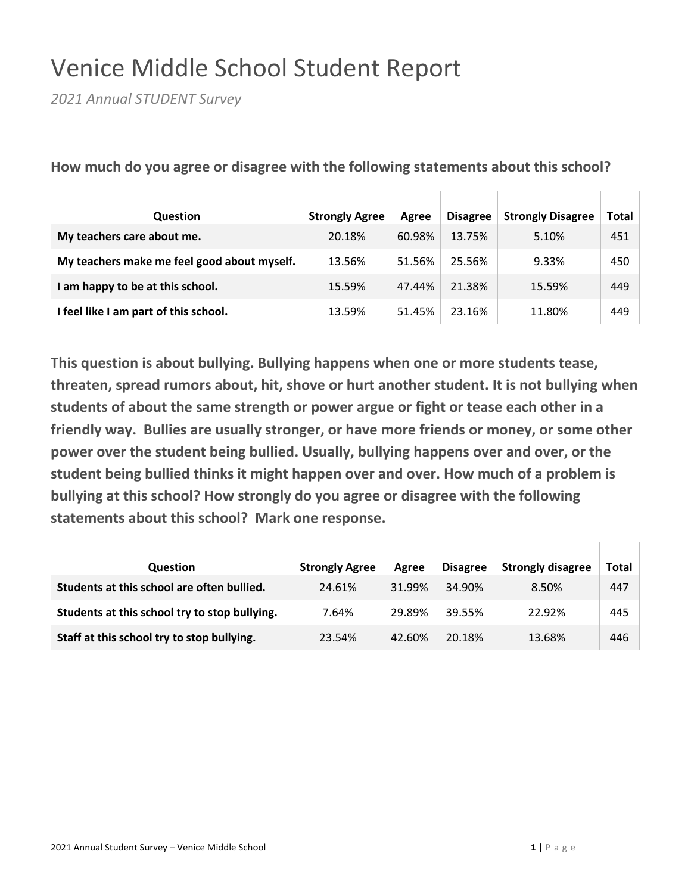# Venice Middle School Student Report

*2021 Annual STUDENT Survey*

**How much do you agree or disagree with the following statements about this school?**

| Question | Strongly Agree | Agree | Disagree | Strongly Disagree | Total |
|---|---|---|---|---|---|
| **My teachers care about me.** | 20.18% | 60.98% | 13.75% | 5.10% | 451 |
| **My teachers make me feel good about myself.** | 13.56% | 51.56% | 25.56% | 9.33% | 450 |
| **I am happy to be at this school.** | 15.59% | 47.44% | 21.38% | 15.59% | 449 |
| **I feel like I am part of this school.** | 13.59% | 51.45% | 23.16% | 11.80% | 449 |

**This question is about bullying. Bullying happens when one or more students tease, threaten, spread rumors about, hit, shove or hurt another student. It is not bullying when students of about the same strength or power argue or fight or tease each other in a friendly way. Bullies are usually stronger, or have more friends or money, or some other power over the student being bullied. Usually, bullying happens over and over, or the student being bullied thinks it might happen over and over. How much of a problem is bullying at this school? How strongly do you agree or disagree with the following statements about this school? Mark one response.**

| Question | Strongly Agree | Agree | Disagree | Strongly disagree | Total |
|---|---|---|---|---|---|
| **Students at this school are often bullied.** | 24.61% | 31.99% | 34.90% | 8.50% | 447 |
| **Students at this school try to stop bullying.** | 7.64% | 29.89% | 39.55% | 22.92% | 445 |
| **Staff at this school try to stop bullying.** | 23.54% | 42.60% | 20.18% | 13.68% | 446 |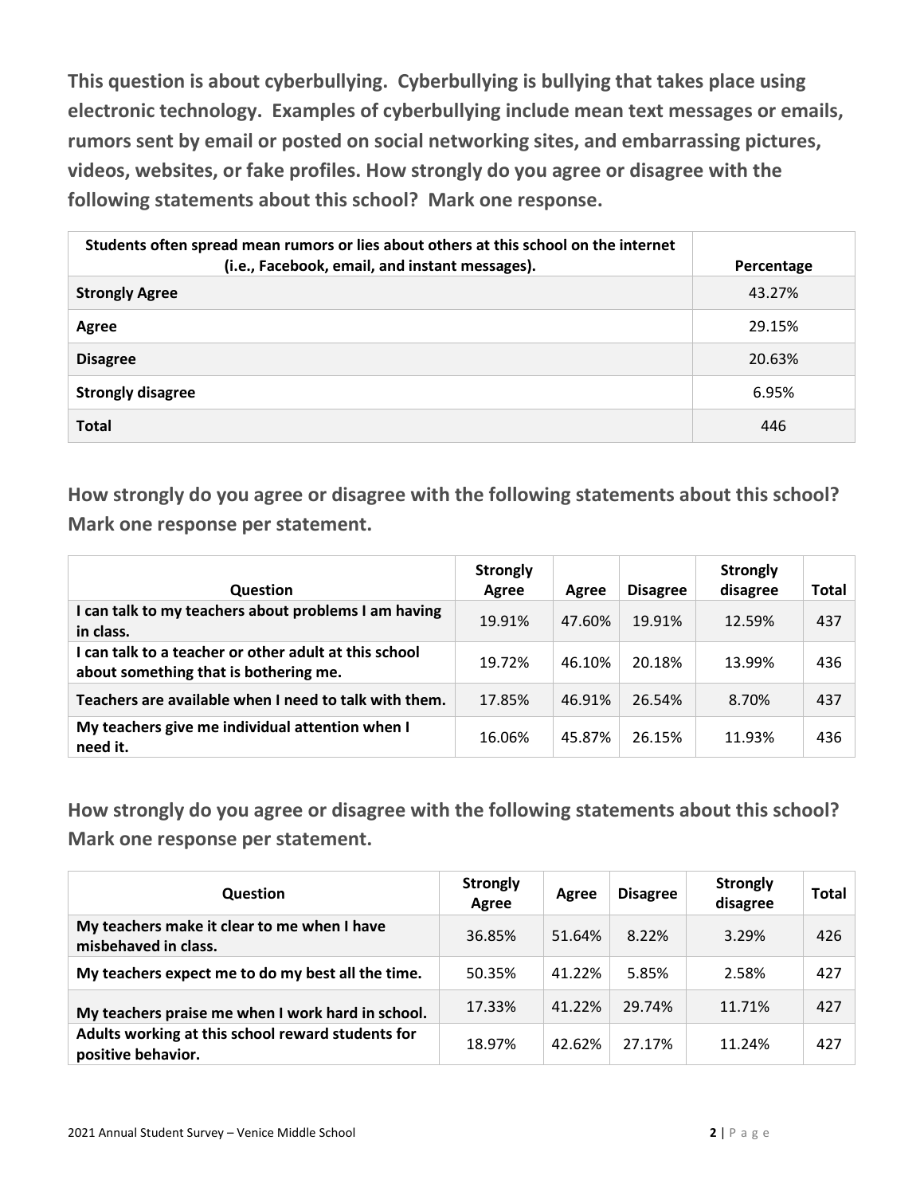**This question is about cyberbullying. Cyberbullying is bullying that takes place using electronic technology. Examples of cyberbullying include mean text messages or emails, rumors sent by email or posted on social networking sites, and embarrassing pictures, videos, websites, or fake profiles. How strongly do you agree or disagree with the following statements about this school? Mark one response.**

| Students often spread mean rumors or lies about others at this school on the internet (i.e., Facebook, email, and instant messages). | Percentage |
|---|---|
| **Strongly Agree** | 43.27% |
| **Agree** | 29.15% |
| **Disagree** | 20.63% |
| **Strongly disagree** | 6.95% |
| **Total** | 446 |

**How strongly do you agree or disagree with the following statements about this school? Mark one response per statement.**

| Question | Strongly Agree | Agree | Disagree | Strongly disagree | Total |
|---|---|---|---|---|---|
| **I can talk to my teachers about problems I am having in class.** | 19.91% | 47.60% | 19.91% | 12.59% | 437 |
| **I can talk to a teacher or other adult at this school about something that is bothering me.** | 19.72% | 46.10% | 20.18% | 13.99% | 436 |
| **Teachers are available when I need to talk with them.** | 17.85% | 46.91% | 26.54% | 8.70% | 437 |
| **My teachers give me individual attention when I need it.** | 16.06% | 45.87% | 26.15% | 11.93% | 436 |

**How strongly do you agree or disagree with the following statements about this school? Mark one response per statement.**

| Question | Strongly Agree | Agree | Disagree | Strongly disagree | Total |
|---|---|---|---|---|---|
| **My teachers make it clear to me when I have misbehaved in class.** | 36.85% | 51.64% | 8.22% | 3.29% | 426 |
| **My teachers expect me to do my best all the time.** | 50.35% | 41.22% | 5.85% | 2.58% | 427 |
| **My teachers praise me when I work hard in school.** | 17.33% | 41.22% | 29.74% | 11.71% | 427 |
| **Adults working at this school reward students for positive behavior.** | 18.97% | 42.62% | 27.17% | 11.24% | 427 |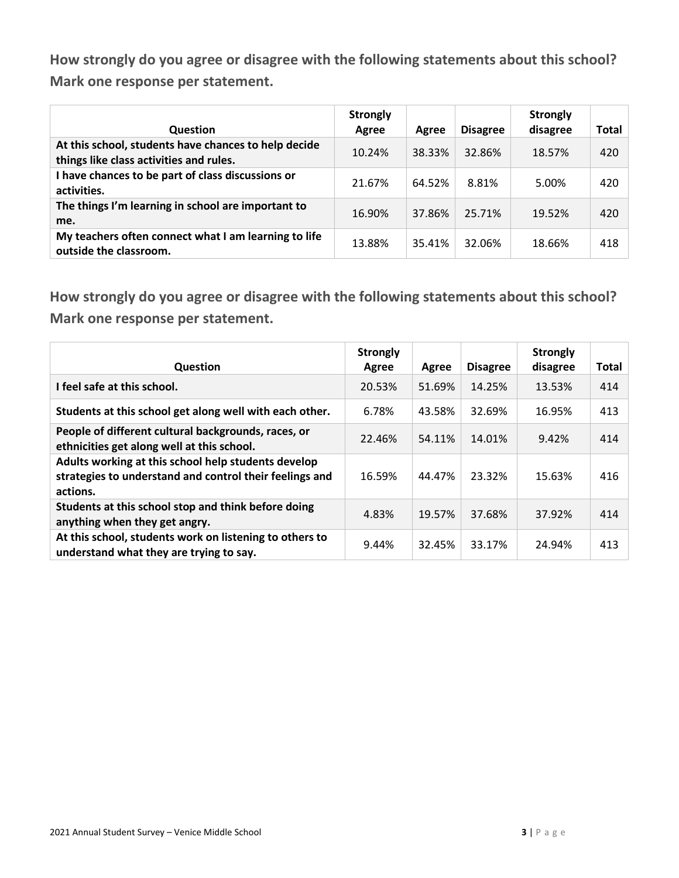**How strongly do you agree or disagree with the following statements about this school? Mark one response per statement.**

| Question | Strongly Agree | Agree | Disagree | Strongly disagree | Total |
|---|---|---|---|---|---|
| At this school, students have chances to help decide things like class activities and rules. | 10.24% | 38.33% | 32.86% | 18.57% | 420 |
| I have chances to be part of class discussions or activities. | 21.67% | 64.52% | 8.81% | 5.00% | 420 |
| The things I'm learning in school are important to me. | 16.90% | 37.86% | 25.71% | 19.52% | 420 |
| My teachers often connect what I am learning to life outside the classroom. | 13.88% | 35.41% | 32.06% | 18.66% | 418 |

**How strongly do you agree or disagree with the following statements about this school? Mark one response per statement.**

| Question | Strongly Agree | Agree | Disagree | Strongly disagree | Total |
|---|---|---|---|---|---|
| I feel safe at this school. | 20.53% | 51.69% | 14.25% | 13.53% | 414 |
| Students at this school get along well with each other. | 6.78% | 43.58% | 32.69% | 16.95% | 413 |
| People of different cultural backgrounds, races, or ethnicities get along well at this school. | 22.46% | 54.11% | 14.01% | 9.42% | 414 |
| Adults working at this school help students develop strategies to understand and control their feelings and actions. | 16.59% | 44.47% | 23.32% | 15.63% | 416 |
| Students at this school stop and think before doing anything when they get angry. | 4.83% | 19.57% | 37.68% | 37.92% | 414 |
| At this school, students work on listening to others to understand what they are trying to say. | 9.44% | 32.45% | 33.17% | 24.94% | 413 |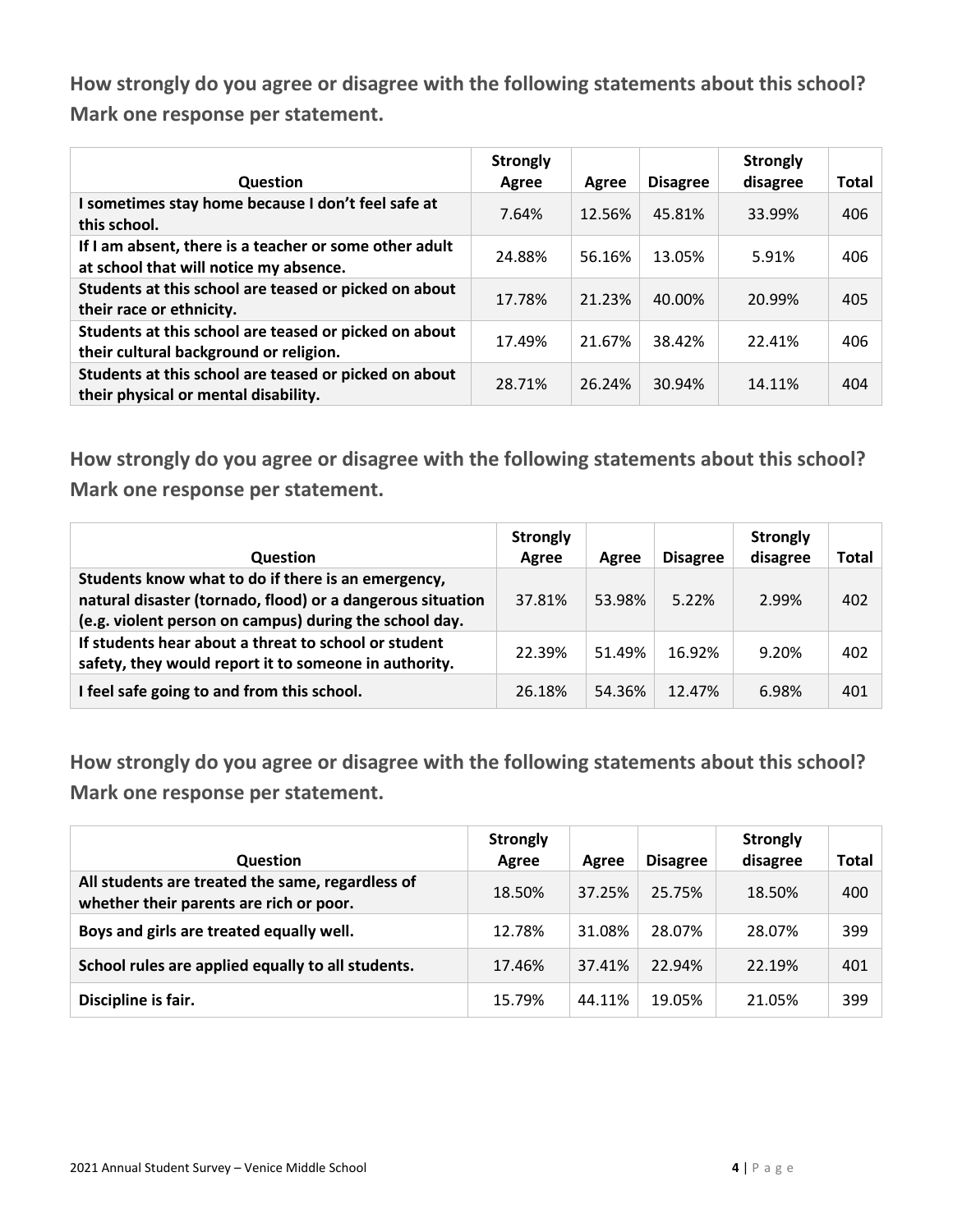**How strongly do you agree or disagree with the following statements about this school? Mark one response per statement.**

| Question | Strongly Agree | Agree | Disagree | Strongly disagree | Total |
|---|---|---|---|---|---|
| I sometimes stay home because I don't feel safe at this school. | 7.64% | 12.56% | 45.81% | 33.99% | 406 |
| If I am absent, there is a teacher or some other adult at school that will notice my absence. | 24.88% | 56.16% | 13.05% | 5.91% | 406 |
| Students at this school are teased or picked on about their race or ethnicity. | 17.78% | 21.23% | 40.00% | 20.99% | 405 |
| Students at this school are teased or picked on about their cultural background or religion. | 17.49% | 21.67% | 38.42% | 22.41% | 406 |
| Students at this school are teased or picked on about their physical or mental disability. | 28.71% | 26.24% | 30.94% | 14.11% | 404 |

**How strongly do you agree or disagree with the following statements about this school? Mark one response per statement.**

| Question | Strongly Agree | Agree | Disagree | Strongly disagree | Total |
|---|---|---|---|---|---|
| Students know what to do if there is an emergency, natural disaster (tornado, flood) or a dangerous situation (e.g. violent person on campus) during the school day. | 37.81% | 53.98% | 5.22% | 2.99% | 402 |
| If students hear about a threat to school or student safety, they would report it to someone in authority. | 22.39% | 51.49% | 16.92% | 9.20% | 402 |
| I feel safe going to and from this school. | 26.18% | 54.36% | 12.47% | 6.98% | 401 |

**How strongly do you agree or disagree with the following statements about this school? Mark one response per statement.**

| Question | Strongly Agree | Agree | Disagree | Strongly disagree | Total |
|---|---|---|---|---|---|
| All students are treated the same, regardless of whether their parents are rich or poor. | 18.50% | 37.25% | 25.75% | 18.50% | 400 |
| Boys and girls are treated equally well. | 12.78% | 31.08% | 28.07% | 28.07% | 399 |
| School rules are applied equally to all students. | 17.46% | 37.41% | 22.94% | 22.19% | 401 |
| Discipline is fair. | 15.79% | 44.11% | 19.05% | 21.05% | 399 |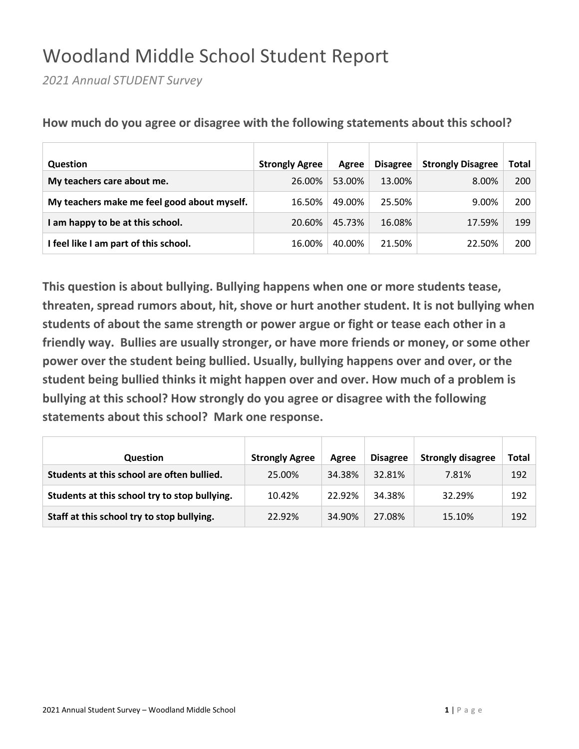# Woodland Middle School Student Report

*2021 Annual STUDENT Survey*

**How much do you agree or disagree with the following statements about this school?**

| Question | Strongly Agree | Agree | Disagree | Strongly Disagree | Total |
|---|---|---|---|---|---|
| **My teachers care about me.** | 26.00% | 53.00% | 13.00% | 8.00% | 200 |
| **My teachers make me feel good about myself.** | 16.50% | 49.00% | 25.50% | 9.00% | 200 |
| **I am happy to be at this school.** | 20.60% | 45.73% | 16.08% | 17.59% | 199 |
| **I feel like I am part of this school.** | 16.00% | 40.00% | 21.50% | 22.50% | 200 |

**This question is about bullying. Bullying happens when one or more students tease, threaten, spread rumors about, hit, shove or hurt another student. It is not bullying when students of about the same strength or power argue or fight or tease each other in a friendly way. Bullies are usually stronger, or have more friends or money, or some other power over the student being bullied. Usually, bullying happens over and over, or the student being bullied thinks it might happen over and over. How much of a problem is bullying at this school? How strongly do you agree or disagree with the following statements about this school? Mark one response.**

| Question | Strongly Agree | Agree | Disagree | Strongly disagree | Total |
|---|---|---|---|---|---|
| **Students at this school are often bullied.** | 25.00% | 34.38% | 32.81% | 7.81% | 192 |
| **Students at this school try to stop bullying.** | 10.42% | 22.92% | 34.38% | 32.29% | 192 |
| **Staff at this school try to stop bullying.** | 22.92% | 34.90% | 27.08% | 15.10% | 192 |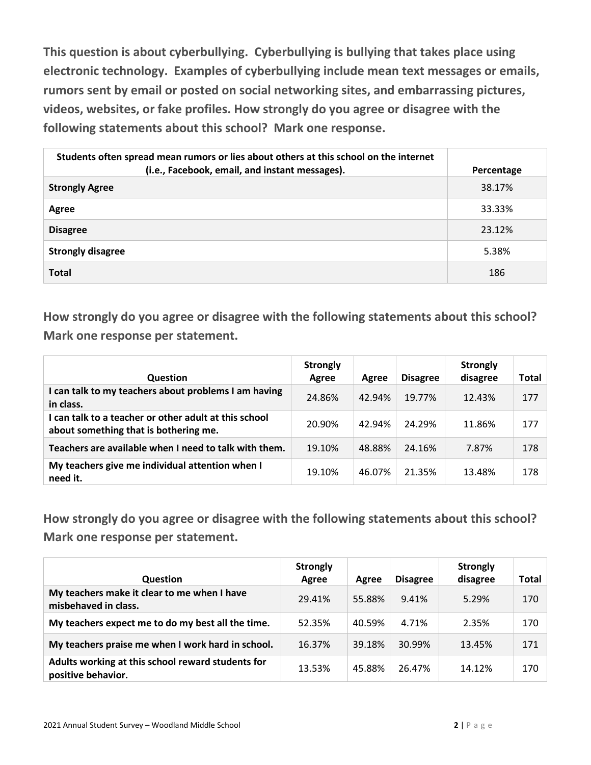**This question is about cyberbullying. Cyberbullying is bullying that takes place using electronic technology. Examples of cyberbullying include mean text messages or emails, rumors sent by email or posted on social networking sites, and embarrassing pictures, videos, websites, or fake profiles. How strongly do you agree or disagree with the following statements about this school? Mark one response.**

| Students often spread mean rumors or lies about others at this school on the internet (i.e., Facebook, email, and instant messages). | Percentage |
|---|---|
| **Strongly Agree** | 38.17% |
| **Agree** | 33.33% |
| **Disagree** | 23.12% |
| **Strongly disagree** | 5.38% |
| **Total** | 186 |

**How strongly do you agree or disagree with the following statements about this school? Mark one response per statement.**

| Question | Strongly Agree | Agree | Disagree | Strongly disagree | Total |
|---|---|---|---|---|---|
| I can talk to my teachers about problems I am having in class. | 24.86% | 42.94% | 19.77% | 12.43% | 177 |
| I can talk to a teacher or other adult at this school about something that is bothering me. | 20.90% | 42.94% | 24.29% | 11.86% | 177 |
| Teachers are available when I need to talk with them. | 19.10% | 48.88% | 24.16% | 7.87% | 178 |
| My teachers give me individual attention when I need it. | 19.10% | 46.07% | 21.35% | 13.48% | 178 |

**How strongly do you agree or disagree with the following statements about this school? Mark one response per statement.**

| Question | Strongly Agree | Agree | Disagree | Strongly disagree | Total |
|---|---|---|---|---|---|
| My teachers make it clear to me when I have misbehaved in class. | 29.41% | 55.88% | 9.41% | 5.29% | 170 |
| My teachers expect me to do my best all the time. | 52.35% | 40.59% | 4.71% | 2.35% | 170 |
| My teachers praise me when I work hard in school. | 16.37% | 39.18% | 30.99% | 13.45% | 171 |
| Adults working at this school reward students for positive behavior. | 13.53% | 45.88% | 26.47% | 14.12% | 170 |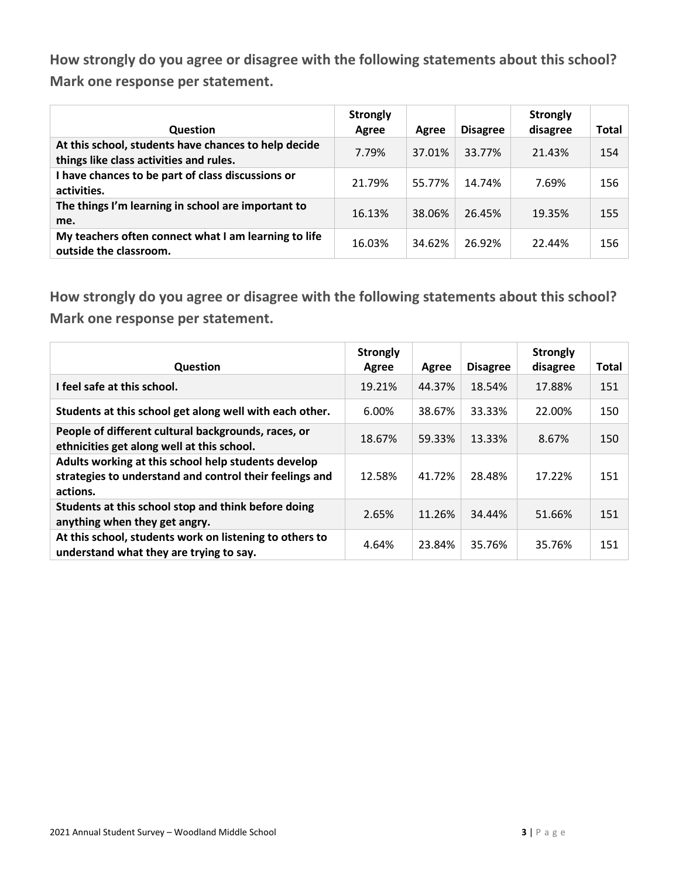**How strongly do you agree or disagree with the following statements about this school? Mark one response per statement.**

| Question | Strongly Agree | Agree | Disagree | Strongly disagree | Total |
|---|---|---|---|---|---|
| **At this school, students have chances to help decide things like class activities and rules.** | 7.79% | 37.01% | 33.77% | 21.43% | 154 |
| **I have chances to be part of class discussions or activities.** | 21.79% | 55.77% | 14.74% | 7.69% | 156 |
| **The things I'm learning in school are important to me.** | 16.13% | 38.06% | 26.45% | 19.35% | 155 |
| **My teachers often connect what I am learning to life outside the classroom.** | 16.03% | 34.62% | 26.92% | 22.44% | 156 |

**How strongly do you agree or disagree with the following statements about this school? Mark one response per statement.**

| Question | Strongly Agree | Agree | Disagree | Strongly disagree | Total |
|---|---|---|---|---|---|
| **I feel safe at this school.** | 19.21% | 44.37% | 18.54% | 17.88% | 151 |
| **Students at this school get along well with each other.** | 6.00% | 38.67% | 33.33% | 22.00% | 150 |
| **People of different cultural backgrounds, races, or ethnicities get along well at this school.** | 18.67% | 59.33% | 13.33% | 8.67% | 150 |
| **Adults working at this school help students develop strategies to understand and control their feelings and actions.** | 12.58% | 41.72% | 28.48% | 17.22% | 151 |
| **Students at this school stop and think before doing anything when they get angry.** | 2.65% | 11.26% | 34.44% | 51.66% | 151 |
| **At this school, students work on listening to others to understand what they are trying to say.** | 4.64% | 23.84% | 35.76% | 35.76% | 151 |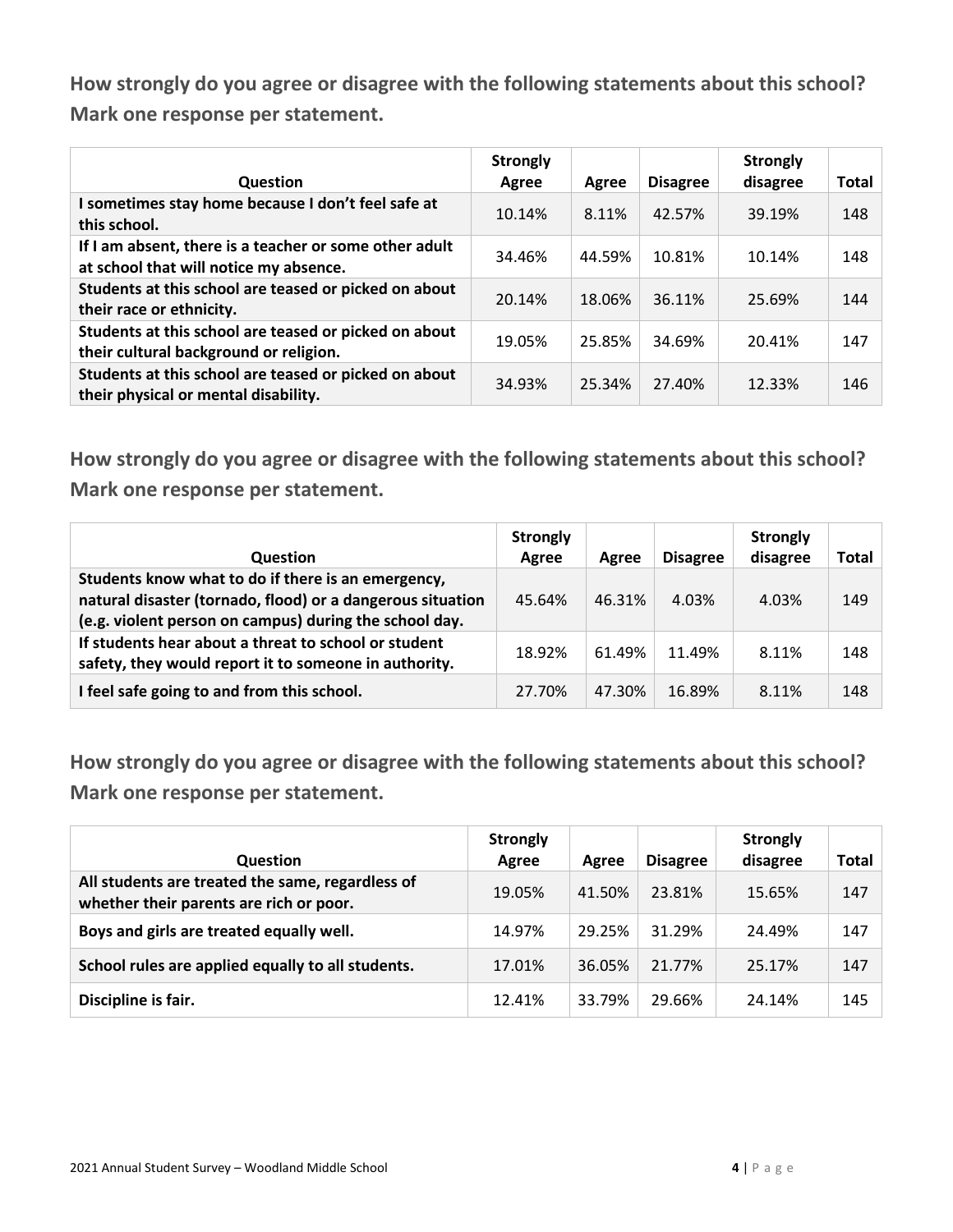**How strongly do you agree or disagree with the following statements about this school? Mark one response per statement.**

| Question | Strongly Agree | Agree | Disagree | Strongly disagree | Total |
|---|---|---|---|---|---|
| I sometimes stay home because I don't feel safe at this school. | 10.14% | 8.11% | 42.57% | 39.19% | 148 |
| If I am absent, there is a teacher or some other adult at school that will notice my absence. | 34.46% | 44.59% | 10.81% | 10.14% | 148 |
| Students at this school are teased or picked on about their race or ethnicity. | 20.14% | 18.06% | 36.11% | 25.69% | 144 |
| Students at this school are teased or picked on about their cultural background or religion. | 19.05% | 25.85% | 34.69% | 20.41% | 147 |
| Students at this school are teased or picked on about their physical or mental disability. | 34.93% | 25.34% | 27.40% | 12.33% | 146 |

**How strongly do you agree or disagree with the following statements about this school? Mark one response per statement.**

| Question | Strongly Agree | Agree | Disagree | Strongly disagree | Total |
|---|---|---|---|---|---|
| Students know what to do if there is an emergency, natural disaster (tornado, flood) or a dangerous situation (e.g. violent person on campus) during the school day. | 45.64% | 46.31% | 4.03% | 4.03% | 149 |
| If students hear about a threat to school or student safety, they would report it to someone in authority. | 18.92% | 61.49% | 11.49% | 8.11% | 148 |
| I feel safe going to and from this school. | 27.70% | 47.30% | 16.89% | 8.11% | 148 |

**How strongly do you agree or disagree with the following statements about this school? Mark one response per statement.**

| Question | Strongly Agree | Agree | Disagree | Strongly disagree | Total |
|---|---|---|---|---|---|
| All students are treated the same, regardless of whether their parents are rich or poor. | 19.05% | 41.50% | 23.81% | 15.65% | 147 |
| Boys and girls are treated equally well. | 14.97% | 29.25% | 31.29% | 24.49% | 147 |
| School rules are applied equally to all students. | 17.01% | 36.05% | 21.77% | 25.17% | 147 |
| Discipline is fair. | 12.41% | 33.79% | 29.66% | 24.14% | 145 |